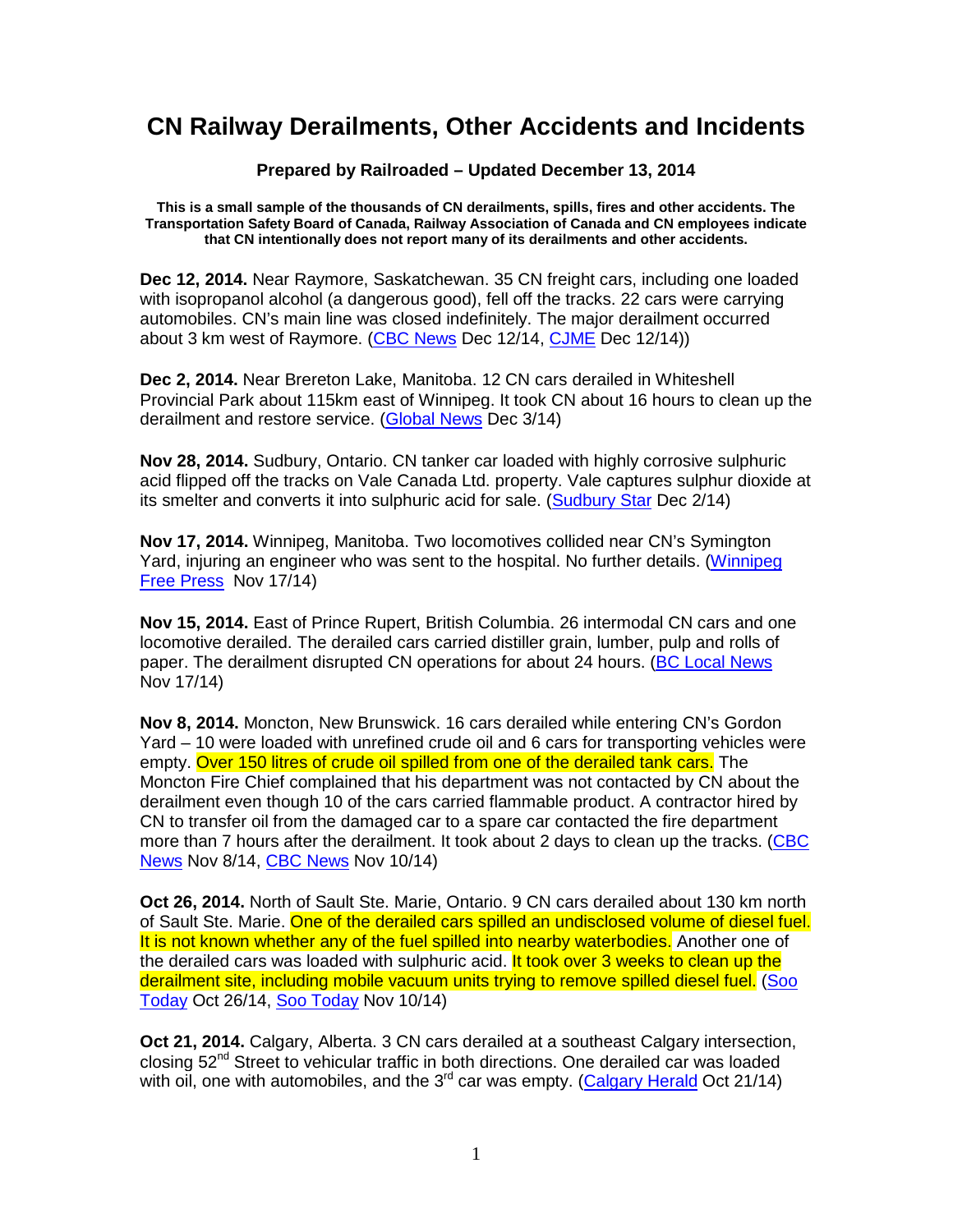# CN Railway Derailments, Other Accidents and Incidents

**Prepared by Railroaded – Updated December 13, 2014**

**This is a small sample of the thousands of CN derailments, spills, fires and other accidents. The Transportation Safety Board of Canada, Railway Association of Canada and CN employees indicate that CN intentionally does not report many of its derailments and other accidents.**

**Dec 12, 2014.** Near Raymore, Saskatchewan. 35 CN freight cars, including one loaded with isopropanol alcohol (a dangerous good), fell off the tracks. 22 cars were carrying automobiles. CN's main line was closed indefinitely. The major derailment occurred about 3 km west of Raymore. (CBC News Dec 12/14, CJME Dec 12/14))

**Dec 2, 2014.** Near Brereton Lake, Manitoba. 12 CN cars derailed in Whiteshell Provincial Park about 115km east of Winnipeg. It took CN about 16 hours to clean up the derailment and restore service. (Global News Dec 3/14)

**Nov 28, 2014.** Sudbury, Ontario. CN tanker car loaded with highly corrosive sulphuric acid flipped off the tracks on Vale Canada Ltd. property. Vale captures sulphur dioxide at its smelter and converts it into sulphuric acid for sale. (Sudbury Star Dec 2/14)

**Nov 17, 2014.** Winnipeg, Manitoba. Two locomotives collided near CN's Symington Yard, injuring an engineer who was sent to the hospital. No further details. (Winnipeg Free Press Nov 17/14)

**Nov 15, 2014.** East of Prince Rupert, British Columbia. 26 intermodal CN cars and one locomotive derailed. The derailed cars carried distiller grain, lumber, pulp and rolls of paper. The derailment disrupted CN operations for about 24 hours. (BC Local News Nov 17/14)

**Nov 8, 2014.** Moncton, New Brunswick. 16 cars derailed while entering CN's Gordon Yard – 10 were loaded with unrefined crude oil and 6 cars for transporting vehicles were empty. Over 150 litres of crude oil spilled from one of the derailed tank cars. The Moncton Fire Chief complained that his department was not contacted by CN about the derailment even though 10 of the cars carried flammable product. A contractor hired by CN to transfer oil from the damaged car to a spare car contacted the fire department more than 7 hours after the derailment. It took about 2 days to clean up the tracks. (CBC News Nov 8/14, CBC News Nov 10/14)

**Oct 26, 2014.** North of Sault Ste. Marie, Ontario. 9 CN cars derailed about 130 km north of Sault Ste. Marie. One of the derailed cars spilled an undisclosed volume of diesel fuel. It is not known whether any of the fuel spilled into nearby waterbodies. Another one of the derailed cars was loaded with sulphuric acid. It took over 3 weeks to clean up the derailment site, including mobile vacuum units trying to remove spilled diesel fuel. (Soo Today Oct 26/14, Soo Today Nov 10/14)

**Oct 21, 2014.** Calgary, Alberta. 3 CN cars derailed at a southeast Calgary intersection, closing 52nd Street to vehicular traffic in both directions. One derailed car was loaded with oil, one with automobiles, and the 3rd car was empty. (Calgary Herald Oct 21/14)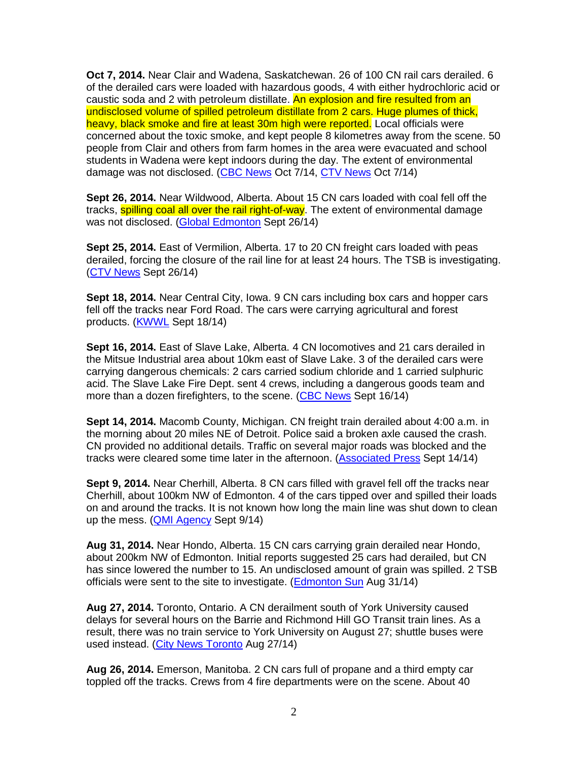**Oct 7, 2014.** Near Clair and Wadena, Saskatchewan. 26 of 100 CN rail cars derailed. 6 of the derailed cars were loaded with hazardous goods, 4 with either hydrochloric acid or caustic soda and 2 with petroleum distillate. An explosion and fire resulted from an undisclosed volume of spilled petroleum distillate from 2 cars. Huge plumes of thick, heavy, black smoke and fire at least 30m high were reported. Local officials were concerned about the toxic smoke, and kept people 8 kilometres away from the scene. 50 people from Clair and others from farm homes in the area were evacuated and school students in Wadena were kept indoors during the day. The extent of environmental damage was not disclosed. (CBC News Oct 7/14, CTV News Oct 7/14)

**Sept 26, 2014.** Near Wildwood, Alberta. About 15 CN cars loaded with coal fell off the tracks, spilling coal all over the rail right-of-way. The extent of environmental damage was not disclosed. (Global Edmonton Sept 26/14)

**Sept 25, 2014.** East of Vermilion, Alberta. 17 to 20 CN freight cars loaded with peas derailed, forcing the closure of the rail line for at least 24 hours. The TSB is investigating. (CTV News Sept 26/14)

**Sept 18, 2014.** Near Central City, Iowa. 9 CN cars including box cars and hopper cars fell off the tracks near Ford Road. The cars were carrying agricultural and forest products. (KWWL Sept 18/14)

**Sept 16, 2014.** East of Slave Lake, Alberta. 4 CN locomotives and 21 cars derailed in the Mitsue Industrial area about 10km east of Slave Lake. 3 of the derailed cars were carrying dangerous chemicals: 2 cars carried sodium chloride and 1 carried sulphuric acid. The Slave Lake Fire Dept. sent 4 crews, including a dangerous goods team and more than a dozen firefighters, to the scene. (CBC News Sept 16/14)

**Sept 14, 2014.** Macomb County, Michigan. CN freight train derailed about 4:00 a.m. in the morning about 20 miles NE of Detroit. Police said a broken axle caused the crash. CN provided no additional details. Traffic on several major roads was blocked and the tracks were cleared some time later in the afternoon. (Associated Press Sept 14/14)

**Sept 9, 2014.** Near Cherhill, Alberta. 8 CN cars filled with gravel fell off the tracks near Cherhill, about 100km NW of Edmonton. 4 of the cars tipped over and spilled their loads on and around the tracks. It is not known how long the main line was shut down to clean up the mess. (QMI Agency Sept 9/14)

**Aug 31, 2014.** Near Hondo, Alberta. 15 CN cars carrying grain derailed near Hondo, about 200km NW of Edmonton. Initial reports suggested 25 cars had derailed, but CN has since lowered the number to 15. An undisclosed amount of grain was spilled. 2 TSB officials were sent to the site to investigate. (Edmonton Sun Aug 31/14)

**Aug 27, 2014.** Toronto, Ontario. A CN derailment south of York University caused delays for several hours on the Barrie and Richmond Hill GO Transit train lines. As a result, there was no train service to York University on August 27; shuttle buses were used instead. (City News Toronto Aug 27/14)

**Aug 26, 2014.** Emerson, Manitoba. 2 CN cars full of propane and a third empty car toppled off the tracks. Crews from 4 fire departments were on the scene. About 40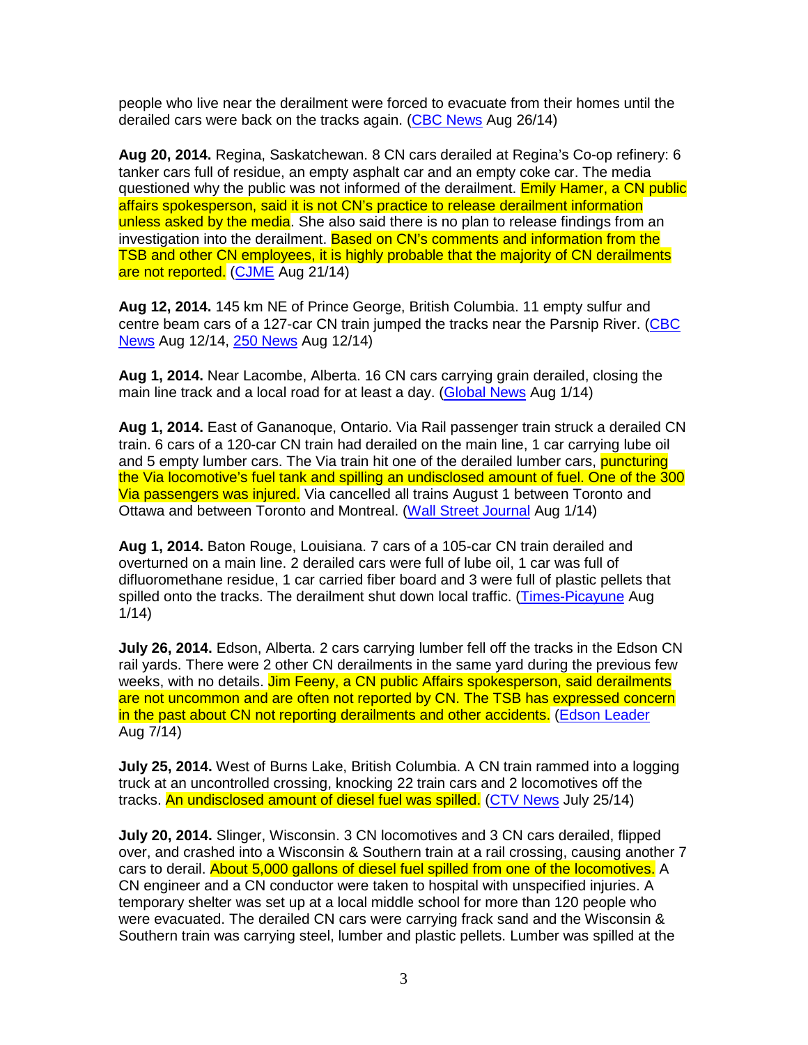people who live near the derailment were forced to evacuate from their homes until the derailed cars were back on the tracks again. (CBC News Aug 26/14)

**Aug 20, 2014.** Regina, Saskatchewan. 8 CN cars derailed at Regina's Co-op refinery: 6 tanker cars full of residue, an empty asphalt car and an empty coke car. The media questioned why the public was not informed of the derailment. Emily Hamer, a CN public affairs spokesperson, said it is not CN's practice to release derailment information unless asked by the media. She also said there is no plan to release findings from an investigation into the derailment. Based on CN's comments and information from the TSB and other CN employees, it is highly probable that the majority of CN derailments are not reported. (CJME Aug 21/14)

**Aug 12, 2014.** 145 km NE of Prince George, British Columbia. 11 empty sulfur and centre beam cars of a 127-car CN train jumped the tracks near the Parsnip River. (CBC News Aug 12/14, 250 News Aug 12/14)

**Aug 1, 2014.** Near Lacombe, Alberta. 16 CN cars carrying grain derailed, closing the main line track and a local road for at least a day. (Global News Aug 1/14)

**Aug 1, 2014.** East of Gananoque, Ontario. Via Rail passenger train struck a derailed CN train. 6 cars of a 120-car CN train had derailed on the main line, 1 car carrying lube oil and 5 empty lumber cars. The Via train hit one of the derailed lumber cars, puncturing the Via locomotive's fuel tank and spilling an undisclosed amount of fuel. One of the 300 Via passengers was injured. Via cancelled all trains August 1 between Toronto and Ottawa and between Toronto and Montreal. (Wall Street Journal Aug 1/14)

**Aug 1, 2014.** Baton Rouge, Louisiana. 7 cars of a 105-car CN train derailed and overturned on a main line. 2 derailed cars were full of lube oil, 1 car was full of difluoromethane residue, 1 car carried fiber board and 3 were full of plastic pellets that spilled onto the tracks. The derailment shut down local traffic. (Times-Picayune Aug 1/14)

**July 26, 2014.** Edson, Alberta. 2 cars carrying lumber fell off the tracks in the Edson CN rail yards. There were 2 other CN derailments in the same yard during the previous few weeks, with no details. Jim Feeny, a CN public Affairs spokesperson, said derailments are not uncommon and are often not reported by CN. The TSB has expressed concern in the past about CN not reporting derailments and other accidents. (Edson Leader Aug 7/14)

**July 25, 2014.** West of Burns Lake, British Columbia. A CN train rammed into a logging truck at an uncontrolled crossing, knocking 22 train cars and 2 locomotives off the tracks. An undisclosed amount of diesel fuel was spilled. (CTV News July 25/14)

**July 20, 2014.** Slinger, Wisconsin. 3 CN locomotives and 3 CN cars derailed, flipped over, and crashed into a Wisconsin & Southern train at a rail crossing, causing another 7 cars to derail. About 5,000 gallons of diesel fuel spilled from one of the locomotives. A CN engineer and a CN conductor were taken to hospital with unspecified injuries. A temporary shelter was set up at a local middle school for more than 120 people who were evacuated. The derailed CN cars were carrying frack sand and the Wisconsin & Southern train was carrying steel, lumber and plastic pellets. Lumber was spilled at the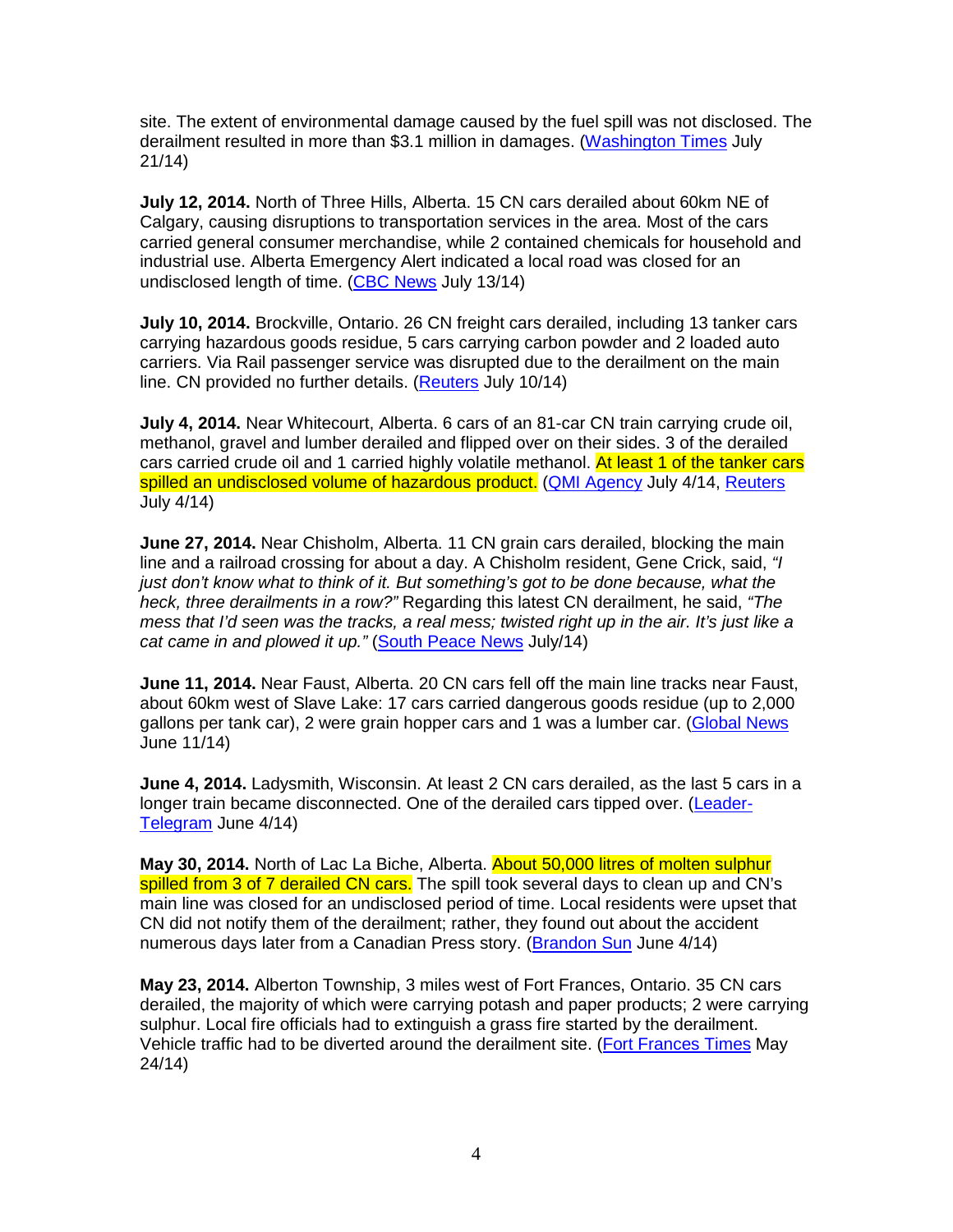site. The extent of environmental damage caused by the fuel spill was not disclosed. The derailment resulted in more than $3.1 million in damages. (Washington Times July 21/14)

**July 12, 2014.** North of Three Hills, Alberta. 15 CN cars derailed about 60km NE of Calgary, causing disruptions to transportation services in the area. Most of the cars carried general consumer merchandise, while 2 contained chemicals for household and industrial use. Alberta Emergency Alert indicated a local road was closed for an undisclosed length of time. (CBC News July 13/14)

**July 10, 2014.** Brockville, Ontario. 26 CN freight cars derailed, including 13 tanker cars carrying hazardous goods residue, 5 cars carrying carbon powder and 2 loaded auto carriers. Via Rail passenger service was disrupted due to the derailment on the main line. CN provided no further details. (Reuters July 10/14)

**July 4, 2014.** Near Whitecourt, Alberta. 6 cars of an 81-car CN train carrying crude oil, methanol, gravel and lumber derailed and flipped over on their sides. 3 of the derailed cars carried crude oil and 1 carried highly volatile methanol. At least 1 of the tanker cars spilled an undisclosed volume of hazardous product. (QMI Agency July 4/14, Reuters July 4/14)

**June 27, 2014.** Near Chisholm, Alberta. 11 CN grain cars derailed, blocking the main line and a railroad crossing for about a day. A Chisholm resident, Gene Crick, said, *"I just don't know what to think of it. But something's got to be done because, what the heck, three derailments in a row?"* Regarding this latest CN derailment, he said, *"The mess that I'd seen was the tracks, a real mess; twisted right up in the air. It's just like a cat came in and plowed it up."* (South Peace News July/14)

**June 11, 2014.** Near Faust, Alberta. 20 CN cars fell off the main line tracks near Faust, about 60km west of Slave Lake: 17 cars carried dangerous goods residue (up to 2,000 gallons per tank car), 2 were grain hopper cars and 1 was a lumber car. (Global News June 11/14)

**June 4, 2014.** Ladysmith, Wisconsin. At least 2 CN cars derailed, as the last 5 cars in a longer train became disconnected. One of the derailed cars tipped over. (Leader-Telegram June 4/14)

**May 30, 2014.** North of Lac La Biche, Alberta. About 50,000 litres of molten sulphur spilled from 3 of 7 derailed CN cars. The spill took several days to clean up and CN's main line was closed for an undisclosed period of time. Local residents were upset that CN did not notify them of the derailment; rather, they found out about the accident numerous days later from a Canadian Press story. (Brandon Sun June 4/14)

**May 23, 2014.** Alberton Township, 3 miles west of Fort Frances, Ontario. 35 CN cars derailed, the majority of which were carrying potash and paper products; 2 were carrying sulphur. Local fire officials had to extinguish a grass fire started by the derailment. Vehicle traffic had to be diverted around the derailment site. (Fort Frances Times May 24/14)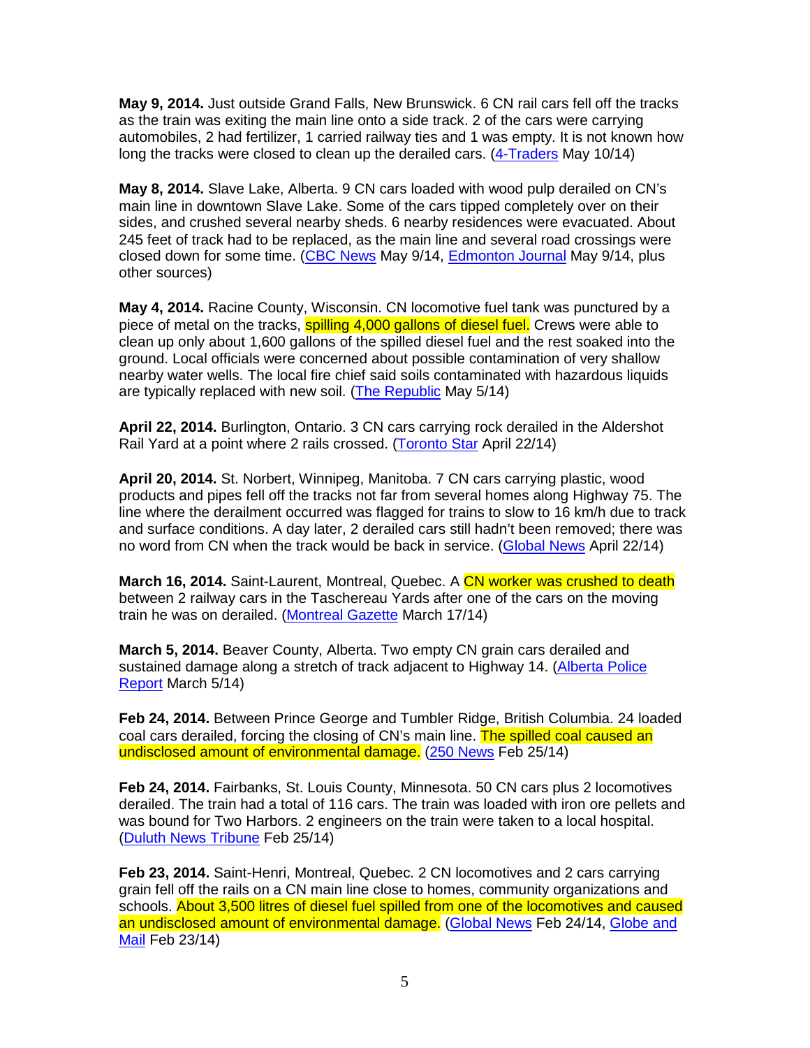**May 9, 2014.** Just outside Grand Falls, New Brunswick. 6 CN rail cars fell off the tracks as the train was exiting the main line onto a side track. 2 of the cars were carrying automobiles, 2 had fertilizer, 1 carried railway ties and 1 was empty. It is not known how long the tracks were closed to clean up the derailed cars. (4-Traders May 10/14)

**May 8, 2014.** Slave Lake, Alberta. 9 CN cars loaded with wood pulp derailed on CN's main line in downtown Slave Lake. Some of the cars tipped completely over on their sides, and crushed several nearby sheds. 6 nearby residences were evacuated. About 245 feet of track had to be replaced, as the main line and several road crossings were closed down for some time. (CBC News May 9/14, Edmonton Journal May 9/14, plus other sources)

**May 4, 2014.** Racine County, Wisconsin. CN locomotive fuel tank was punctured by a piece of metal on the tracks, spilling 4,000 gallons of diesel fuel. Crews were able to clean up only about 1,600 gallons of the spilled diesel fuel and the rest soaked into the ground. Local officials were concerned about possible contamination of very shallow nearby water wells. The local fire chief said soils contaminated with hazardous liquids are typically replaced with new soil. (The Republic May 5/14)

**April 22, 2014.** Burlington, Ontario. 3 CN cars carrying rock derailed in the Aldershot Rail Yard at a point where 2 rails crossed. (Toronto Star April 22/14)

**April 20, 2014.** St. Norbert, Winnipeg, Manitoba. 7 CN cars carrying plastic, wood products and pipes fell off the tracks not far from several homes along Highway 75. The line where the derailment occurred was flagged for trains to slow to 16 km/h due to track and surface conditions. A day later, 2 derailed cars still hadn't been removed; there was no word from CN when the track would be back in service. (Global News April 22/14)

**March 16, 2014.** Saint-Laurent, Montreal, Quebec. A CN worker was crushed to death between 2 railway cars in the Taschereau Yards after one of the cars on the moving train he was on derailed. (Montreal Gazette March 17/14)

**March 5, 2014.** Beaver County, Alberta. Two empty CN grain cars derailed and sustained damage along a stretch of track adjacent to Highway 14. (Alberta Police Report March 5/14)

**Feb 24, 2014.** Between Prince George and Tumbler Ridge, British Columbia. 24 loaded coal cars derailed, forcing the closing of CN's main line. The spilled coal caused an undisclosed amount of environmental damage. (250 News Feb 25/14)

**Feb 24, 2014.** Fairbanks, St. Louis County, Minnesota. 50 CN cars plus 2 locomotives derailed. The train had a total of 116 cars. The train was loaded with iron ore pellets and was bound for Two Harbors. 2 engineers on the train were taken to a local hospital. (Duluth News Tribune Feb 25/14)

**Feb 23, 2014.** Saint-Henri, Montreal, Quebec. 2 CN locomotives and 2 cars carrying grain fell off the rails on a CN main line close to homes, community organizations and schools. About 3,500 litres of diesel fuel spilled from one of the locomotives and caused an undisclosed amount of environmental damage. (Global News Feb 24/14, Globe and Mail Feb 23/14)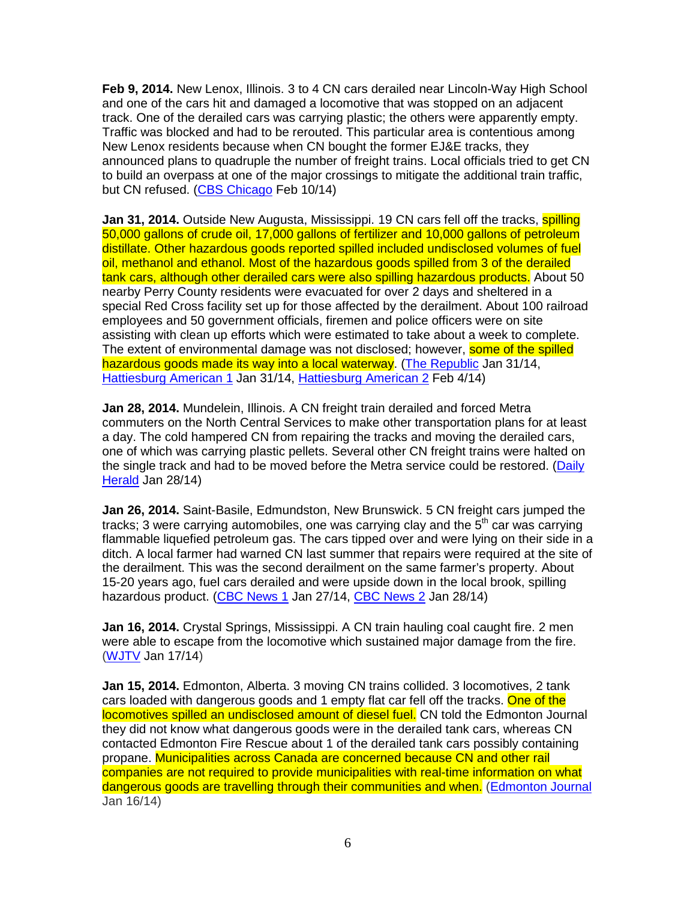**Feb 9, 2014.** New Lenox, Illinois. 3 to 4 CN cars derailed near Lincoln-Way High School and one of the cars hit and damaged a locomotive that was stopped on an adjacent track. One of the derailed cars was carrying plastic; the others were apparently empty. Traffic was blocked and had to be rerouted. This particular area is contentious among New Lenox residents because when CN bought the former EJ&E tracks, they announced plans to quadruple the number of freight trains. Local officials tried to get CN to build an overpass at one of the major crossings to mitigate the additional train traffic, but CN refused. (CBS Chicago Feb 10/14)

**Jan 31, 2014.** Outside New Augusta, Mississippi. 19 CN cars fell off the tracks, spilling 50,000 gallons of crude oil, 17,000 gallons of fertilizer and 10,000 gallons of petroleum distillate. Other hazardous goods reported spilled included undisclosed volumes of fuel oil, methanol and ethanol. Most of the hazardous goods spilled from 3 of the derailed tank cars, although other derailed cars were also spilling hazardous products. About 50 nearby Perry County residents were evacuated for over 2 days and sheltered in a special Red Cross facility set up for those affected by the derailment. About 100 railroad employees and 50 government officials, firemen and police officers were on site assisting with clean up efforts which were estimated to take about a week to complete. The extent of environmental damage was not disclosed; however, some of the spilled hazardous goods made its way into a local waterway. (The Republic Jan 31/14, Hattiesburg American 1 Jan 31/14, Hattiesburg American 2 Feb 4/14)

**Jan 28, 2014.** Mundelein, Illinois. A CN freight train derailed and forced Metra commuters on the North Central Services to make other transportation plans for at least a day. The cold hampered CN from repairing the tracks and moving the derailed cars, one of which was carrying plastic pellets. Several other CN freight trains were halted on the single track and had to be moved before the Metra service could be restored. (Daily Herald Jan 28/14)

**Jan 26, 2014.** Saint-Basile, Edmundston, New Brunswick. 5 CN freight cars jumped the tracks; 3 were carrying automobiles, one was carrying clay and the 5th car was carrying flammable liquefied petroleum gas. The cars tipped over and were lying on their side in a ditch. A local farmer had warned CN last summer that repairs were required at the site of the derailment. This was the second derailment on the same farmer's property. About 15-20 years ago, fuel cars derailed and were upside down in the local brook, spilling hazardous product. (CBC News 1 Jan 27/14, CBC News 2 Jan 28/14)

**Jan 16, 2014.** Crystal Springs, Mississippi. A CN train hauling coal caught fire. 2 men were able to escape from the locomotive which sustained major damage from the fire. (WJTV Jan 17/14)

**Jan 15, 2014.** Edmonton, Alberta. 3 moving CN trains collided. 3 locomotives, 2 tank cars loaded with dangerous goods and 1 empty flat car fell off the tracks. One of the locomotives spilled an undisclosed amount of diesel fuel. CN told the Edmonton Journal they did not know what dangerous goods were in the derailed tank cars, whereas CN contacted Edmonton Fire Rescue about 1 of the derailed tank cars possibly containing propane. Municipalities across Canada are concerned because CN and other rail companies are not required to provide municipalities with real-time information on what dangerous goods are travelling through their communities and when. (Edmonton Journal Jan 16/14)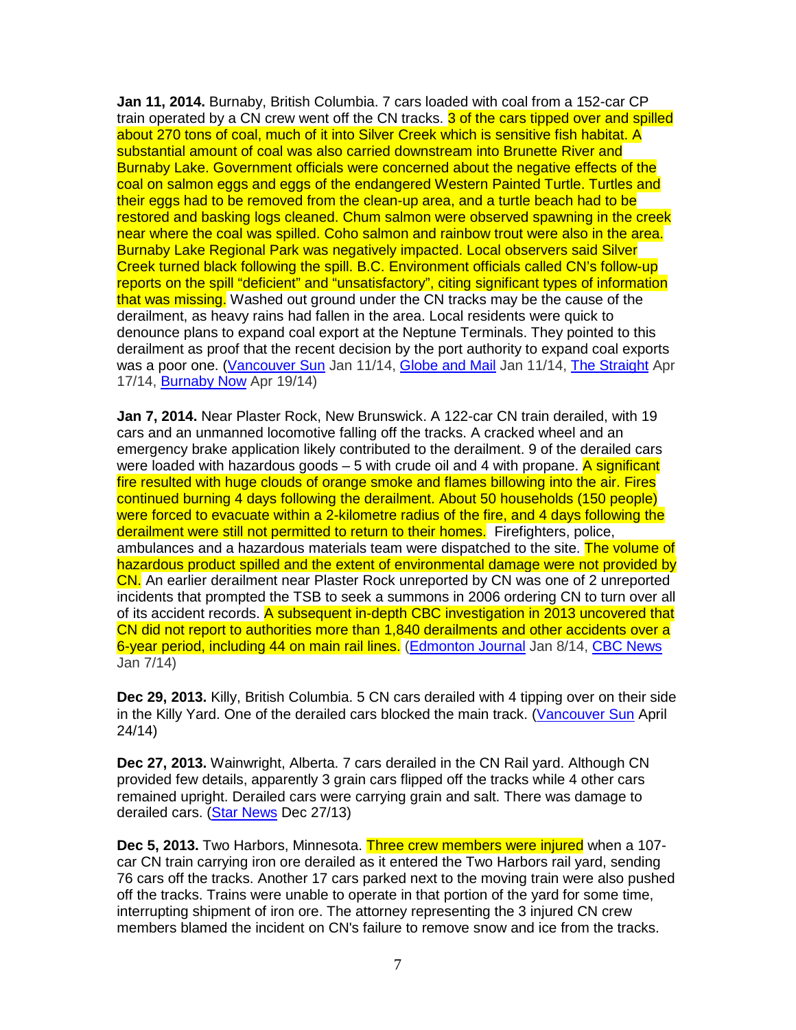**Jan 11, 2014.** Burnaby, British Columbia. 7 cars loaded with coal from a 152-car CP train operated by a CN crew went off the CN tracks. 3 of the cars tipped over and spilled about 270 tons of coal, much of it into Silver Creek which is sensitive fish habitat. A substantial amount of coal was also carried downstream into Brunette River and Burnaby Lake. Government officials were concerned about the negative effects of the coal on salmon eggs and eggs of the endangered Western Painted Turtle. Turtles and their eggs had to be removed from the clean-up area, and a turtle beach had to be restored and basking logs cleaned. Chum salmon were observed spawning in the creek near where the coal was spilled. Coho salmon and rainbow trout were also in the area. Burnaby Lake Regional Park was negatively impacted. Local observers said Silver Creek turned black following the spill. B.C. Environment officials called CN's follow-up reports on the spill "deficient" and "unsatisfactory", citing significant types of information that was missing. Washed out ground under the CN tracks may be the cause of the derailment, as heavy rains had fallen in the area. Local residents were quick to denounce plans to expand coal export at the Neptune Terminals. They pointed to this derailment as proof that the recent decision by the port authority to expand coal exports was a poor one. (Vancouver Sun Jan 11/14, Globe and Mail Jan 11/14, The Straight Apr 17/14, Burnaby Now Apr 19/14)

**Jan 7, 2014.** Near Plaster Rock, New Brunswick. A 122-car CN train derailed, with 19 cars and an unmanned locomotive falling off the tracks. A cracked wheel and an emergency brake application likely contributed to the derailment. 9 of the derailed cars were loaded with hazardous goods – 5 with crude oil and 4 with propane. A significant fire resulted with huge clouds of orange smoke and flames billowing into the air. Fires continued burning 4 days following the derailment. About 50 households (150 people) were forced to evacuate within a 2-kilometre radius of the fire, and 4 days following the derailment were still not permitted to return to their homes. Firefighters, police, ambulances and a hazardous materials team were dispatched to the site. The volume of hazardous product spilled and the extent of environmental damage were not provided by CN. An earlier derailment near Plaster Rock unreported by CN was one of 2 unreported incidents that prompted the TSB to seek a summons in 2006 ordering CN to turn over all of its accident records. A subsequent in-depth CBC investigation in 2013 uncovered that CN did not report to authorities more than 1,840 derailments and other accidents over a 6-year period, including 44 on main rail lines. (Edmonton Journal Jan 8/14, CBC News Jan 7/14)

**Dec 29, 2013.** Killy, British Columbia. 5 CN cars derailed with 4 tipping over on their side in the Killy Yard. One of the derailed cars blocked the main track. (Vancouver Sun April 24/14)

**Dec 27, 2013.** Wainwright, Alberta. 7 cars derailed in the CN Rail yard. Although CN provided few details, apparently 3 grain cars flipped off the tracks while 4 other cars remained upright. Derailed cars were carrying grain and salt. There was damage to derailed cars. (Star News Dec 27/13)

**Dec 5, 2013.** Two Harbors, Minnesota. Three crew members were injured when a 107-car CN train carrying iron ore derailed as it entered the Two Harbors rail yard, sending 76 cars off the tracks. Another 17 cars parked next to the moving train were also pushed off the tracks. Trains were unable to operate in that portion of the yard for some time, interrupting shipment of iron ore. The attorney representing the 3 injured CN crew members blamed the incident on CN's failure to remove snow and ice from the tracks.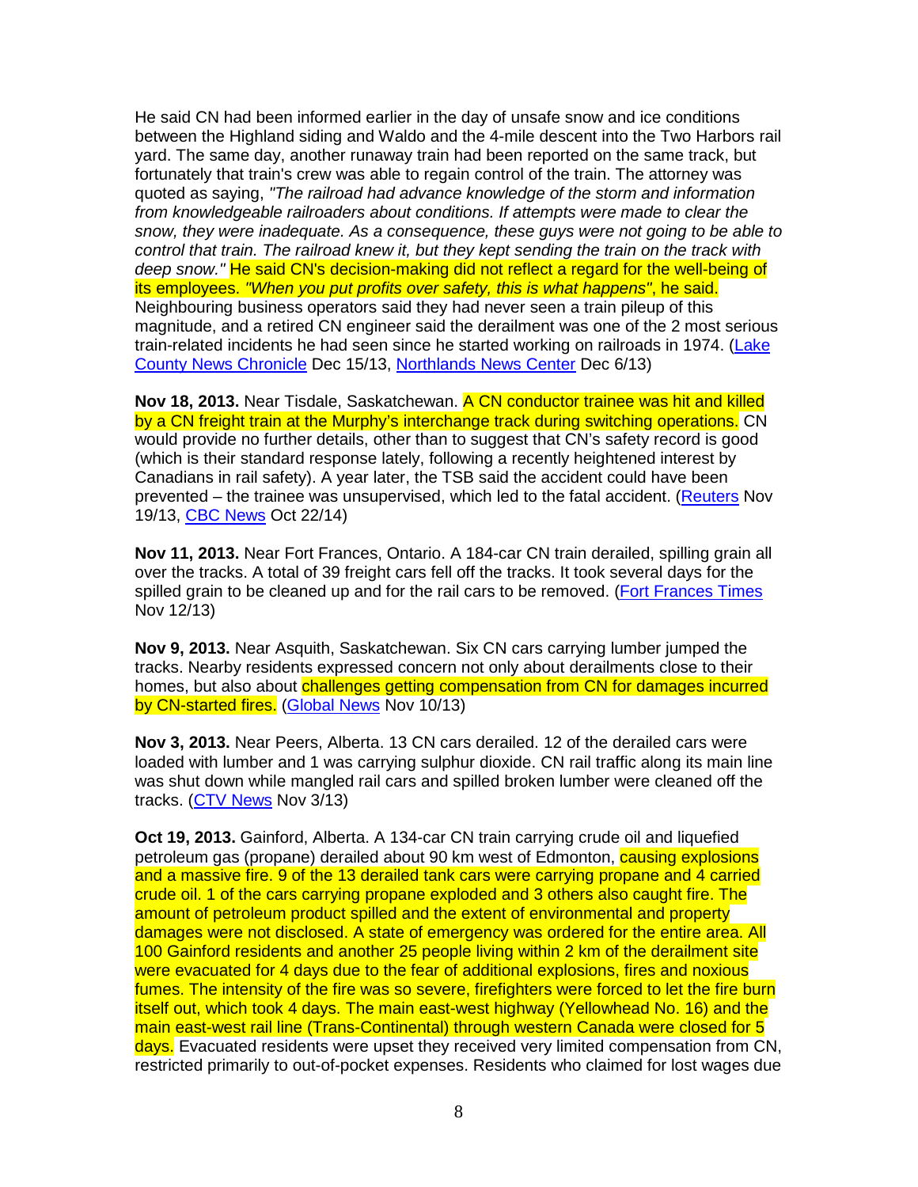He said CN had been informed earlier in the day of unsafe snow and ice conditions between the Highland siding and Waldo and the 4-mile descent into the Two Harbors rail yard. The same day, another runaway train had been reported on the same track, but fortunately that train's crew was able to regain control of the train. The attorney was quoted as saying, *"The railroad had advance knowledge of the storm and information from knowledgeable railroaders about conditions. If attempts were made to clear the snow, they were inadequate. As a consequence, these guys were not going to be able to control that train. The railroad knew it, but they kept sending the train on the track with deep snow."* He said CN's decision-making did not reflect a regard for the well-being of its employees. *"When you put profits over safety, this is what happens"*, he said. Neighbouring business operators said they had never seen a train pileup of this magnitude, and a retired CN engineer said the derailment was one of the 2 most serious train-related incidents he had seen since he started working on railroads in 1974. (Lake County News Chronicle Dec 15/13, Northlands News Center Dec 6/13)

**Nov 18, 2013.** Near Tisdale, Saskatchewan. A CN conductor trainee was hit and killed by a CN freight train at the Murphy's interchange track during switching operations. CN would provide no further details, other than to suggest that CN's safety record is good (which is their standard response lately, following a recently heightened interest by Canadians in rail safety). A year later, the TSB said the accident could have been prevented – the trainee was unsupervised, which led to the fatal accident. (Reuters Nov 19/13, CBC News Oct 22/14)

**Nov 11, 2013.** Near Fort Frances, Ontario. A 184-car CN train derailed, spilling grain all over the tracks. A total of 39 freight cars fell off the tracks. It took several days for the spilled grain to be cleaned up and for the rail cars to be removed. (Fort Frances Times Nov 12/13)

**Nov 9, 2013.** Near Asquith, Saskatchewan. Six CN cars carrying lumber jumped the tracks. Nearby residents expressed concern not only about derailments close to their homes, but also about challenges getting compensation from CN for damages incurred by CN-started fires. (Global News Nov 10/13)

**Nov 3, 2013.** Near Peers, Alberta. 13 CN cars derailed. 12 of the derailed cars were loaded with lumber and 1 was carrying sulphur dioxide. CN rail traffic along its main line was shut down while mangled rail cars and spilled broken lumber were cleaned off the tracks. (CTV News Nov 3/13)

**Oct 19, 2013.** Gainford, Alberta. A 134-car CN train carrying crude oil and liquefied petroleum gas (propane) derailed about 90 km west of Edmonton, causing explosions and a massive fire. 9 of the 13 derailed tank cars were carrying propane and 4 carried crude oil. 1 of the cars carrying propane exploded and 3 others also caught fire. The amount of petroleum product spilled and the extent of environmental and property damages were not disclosed. A state of emergency was ordered for the entire area. All 100 Gainford residents and another 25 people living within 2 km of the derailment site were evacuated for 4 days due to the fear of additional explosions, fires and noxious fumes. The intensity of the fire was so severe, firefighters were forced to let the fire burn itself out, which took 4 days. The main east-west highway (Yellowhead No. 16) and the main east-west rail line (Trans-Continental) through western Canada were closed for 5 days. Evacuated residents were upset they received very limited compensation from CN, restricted primarily to out-of-pocket expenses. Residents who claimed for lost wages due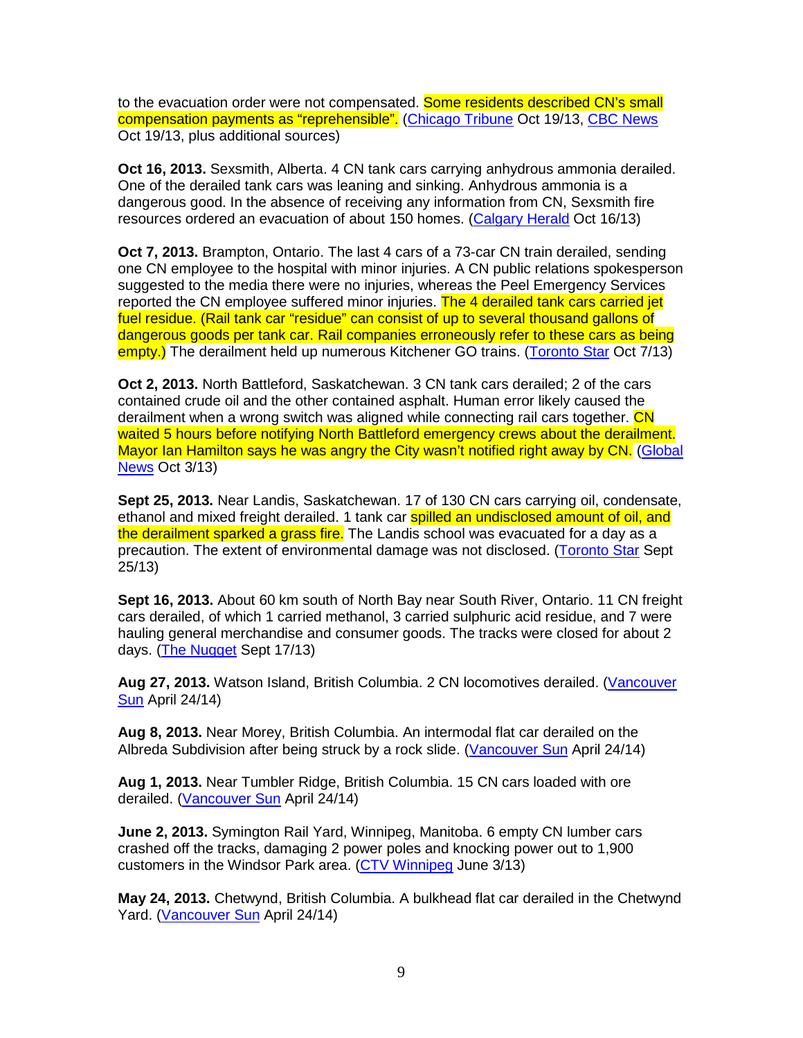to the evacuation order were not compensated. Some residents described CN's small compensation payments as "reprehensible". (Chicago Tribune Oct 19/13, CBC News Oct 19/13, plus additional sources)

**Oct 16, 2013.** Sexsmith, Alberta. 4 CN tank cars carrying anhydrous ammonia derailed. One of the derailed tank cars was leaning and sinking. Anhydrous ammonia is a dangerous good. In the absence of receiving any information from CN, Sexsmith fire resources ordered an evacuation of about 150 homes. (Calgary Herald Oct 16/13)

**Oct 7, 2013.** Brampton, Ontario. The last 4 cars of a 73-car CN train derailed, sending one CN employee to the hospital with minor injuries. A CN public relations spokesperson suggested to the media there were no injuries, whereas the Peel Emergency Services reported the CN employee suffered minor injuries. The 4 derailed tank cars carried jet fuel residue. (Rail tank car "residue" can consist of up to several thousand gallons of dangerous goods per tank car. Rail companies erroneously refer to these cars as being empty.) The derailment held up numerous Kitchener GO trains. (Toronto Star Oct 7/13)

**Oct 2, 2013.** North Battleford, Saskatchewan. 3 CN tank cars derailed; 2 of the cars contained crude oil and the other contained asphalt. Human error likely caused the derailment when a wrong switch was aligned while connecting rail cars together. CN waited 5 hours before notifying North Battleford emergency crews about the derailment. Mayor Ian Hamilton says he was angry the City wasn't notified right away by CN. (Global News Oct 3/13)

**Sept 25, 2013.** Near Landis, Saskatchewan. 17 of 130 CN cars carrying oil, condensate, ethanol and mixed freight derailed. 1 tank car spilled an undisclosed amount of oil, and the derailment sparked a grass fire. The Landis school was evacuated for a day as a precaution. The extent of environmental damage was not disclosed. (Toronto Star Sept 25/13)

**Sept 16, 2013.** About 60 km south of North Bay near South River, Ontario. 11 CN freight cars derailed, of which 1 carried methanol, 3 carried sulphuric acid residue, and 7 were hauling general merchandise and consumer goods. The tracks were closed for about 2 days. (The Nugget Sept 17/13)

**Aug 27, 2013.** Watson Island, British Columbia. 2 CN locomotives derailed. (Vancouver Sun April 24/14)

**Aug 8, 2013.** Near Morey, British Columbia. An intermodal flat car derailed on the Albreda Subdivision after being struck by a rock slide. (Vancouver Sun April 24/14)

**Aug 1, 2013.** Near Tumbler Ridge, British Columbia. 15 CN cars loaded with ore derailed. (Vancouver Sun April 24/14)

**June 2, 2013.** Symington Rail Yard, Winnipeg, Manitoba. 6 empty CN lumber cars crashed off the tracks, damaging 2 power poles and knocking power out to 1,900 customers in the Windsor Park area. (CTV Winnipeg June 3/13)

**May 24, 2013.** Chetwynd, British Columbia. A bulkhead flat car derailed in the Chetwynd Yard. (Vancouver Sun April 24/14)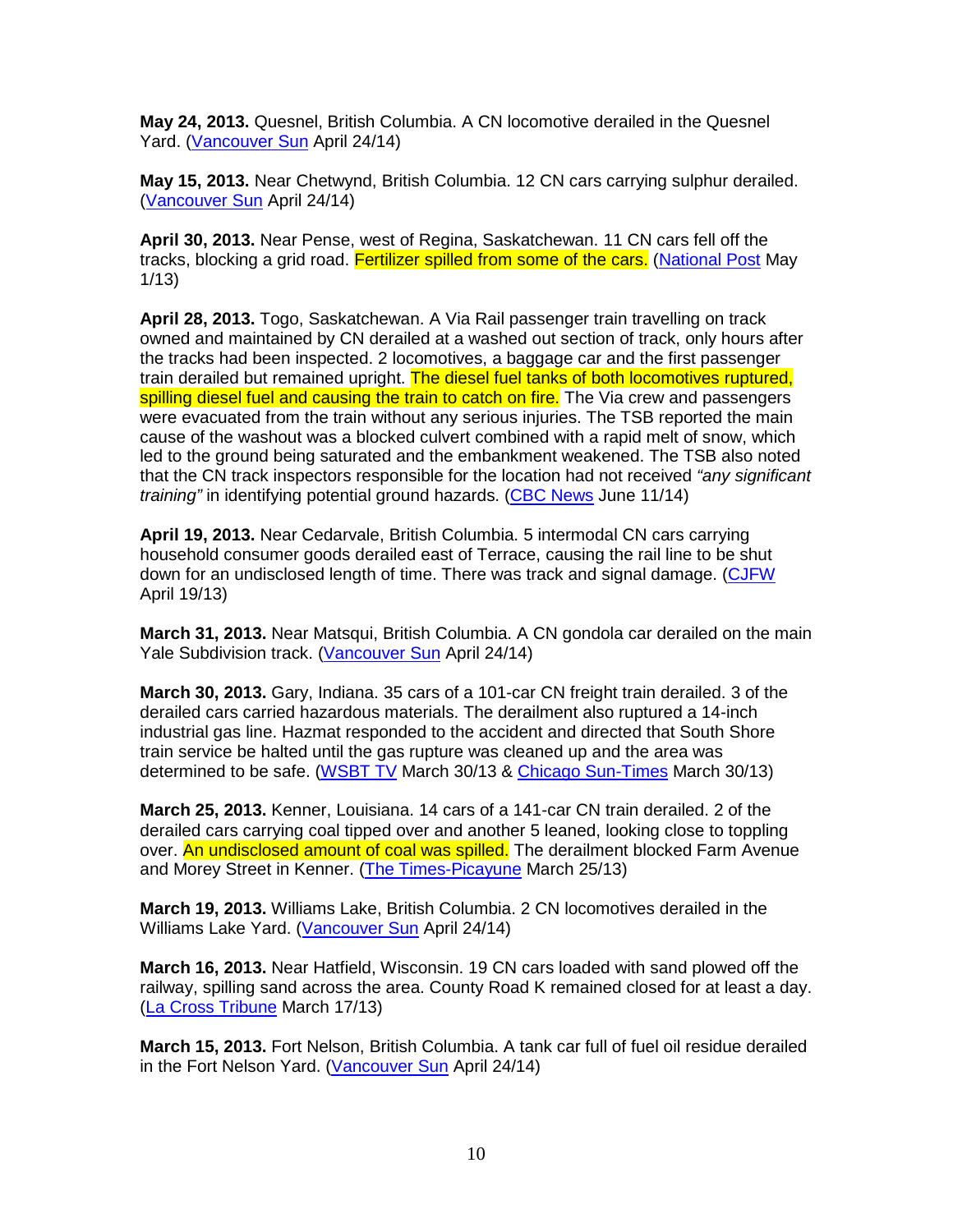**May 24, 2013.** Quesnel, British Columbia. A CN locomotive derailed in the Quesnel Yard. (Vancouver Sun April 24/14)

**May 15, 2013.** Near Chetwynd, British Columbia. 12 CN cars carrying sulphur derailed. (Vancouver Sun April 24/14)

**April 30, 2013.** Near Pense, west of Regina, Saskatchewan. 11 CN cars fell off the tracks, blocking a grid road. Fertilizer spilled from some of the cars. (National Post May 1/13)

**April 28, 2013.** Togo, Saskatchewan. A Via Rail passenger train travelling on track owned and maintained by CN derailed at a washed out section of track, only hours after the tracks had been inspected. 2 locomotives, a baggage car and the first passenger train derailed but remained upright. The diesel fuel tanks of both locomotives ruptured, spilling diesel fuel and causing the train to catch on fire. The Via crew and passengers were evacuated from the train without any serious injuries. The TSB reported the main cause of the washout was a blocked culvert combined with a rapid melt of snow, which led to the ground being saturated and the embankment weakened. The TSB also noted that the CN track inspectors responsible for the location had not received *"any significant training"* in identifying potential ground hazards. (CBC News June 11/14)

**April 19, 2013.** Near Cedarvale, British Columbia. 5 intermodal CN cars carrying household consumer goods derailed east of Terrace, causing the rail line to be shut down for an undisclosed length of time. There was track and signal damage. (CJFW April 19/13)

**March 31, 2013.** Near Matsqui, British Columbia. A CN gondola car derailed on the main Yale Subdivision track. (Vancouver Sun April 24/14)

**March 30, 2013.** Gary, Indiana. 35 cars of a 101-car CN freight train derailed. 3 of the derailed cars carried hazardous materials. The derailment also ruptured a 14-inch industrial gas line. Hazmat responded to the accident and directed that South Shore train service be halted until the gas rupture was cleaned up and the area was determined to be safe. (WSBT TV March 30/13 & Chicago Sun-Times March 30/13)

**March 25, 2013.** Kenner, Louisiana. 14 cars of a 141-car CN train derailed. 2 of the derailed cars carrying coal tipped over and another 5 leaned, looking close to toppling over. An undisclosed amount of coal was spilled. The derailment blocked Farm Avenue and Morey Street in Kenner. (The Times-Picayune March 25/13)

**March 19, 2013.** Williams Lake, British Columbia. 2 CN locomotives derailed in the Williams Lake Yard. (Vancouver Sun April 24/14)

**March 16, 2013.** Near Hatfield, Wisconsin. 19 CN cars loaded with sand plowed off the railway, spilling sand across the area. County Road K remained closed for at least a day. (La Cross Tribune March 17/13)

**March 15, 2013.** Fort Nelson, British Columbia. A tank car full of fuel oil residue derailed in the Fort Nelson Yard. (Vancouver Sun April 24/14)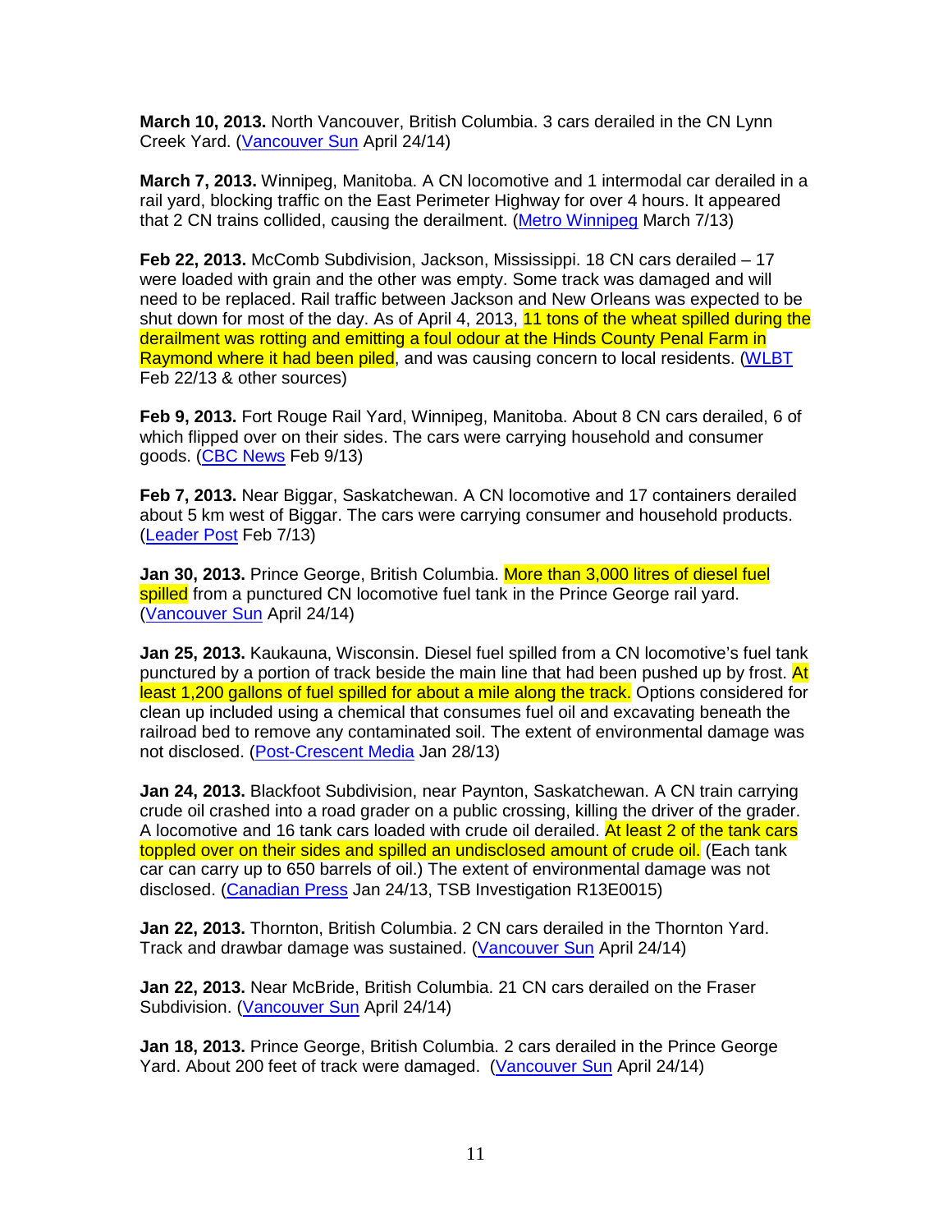**March 10, 2013.** North Vancouver, British Columbia. 3 cars derailed in the CN Lynn Creek Yard. (Vancouver Sun April 24/14)

**March 7, 2013.** Winnipeg, Manitoba. A CN locomotive and 1 intermodal car derailed in a rail yard, blocking traffic on the East Perimeter Highway for over 4 hours. It appeared that 2 CN trains collided, causing the derailment. (Metro Winnipeg March 7/13)

**Feb 22, 2013.** McComb Subdivision, Jackson, Mississippi. 18 CN cars derailed – 17 were loaded with grain and the other was empty. Some track was damaged and will need to be replaced. Rail traffic between Jackson and New Orleans was expected to be shut down for most of the day. As of April 4, 2013, 11 tons of the wheat spilled during the derailment was rotting and emitting a foul odour at the Hinds County Penal Farm in Raymond where it had been piled, and was causing concern to local residents. (WLBT Feb 22/13 & other sources)

**Feb 9, 2013.** Fort Rouge Rail Yard, Winnipeg, Manitoba. About 8 CN cars derailed, 6 of which flipped over on their sides. The cars were carrying household and consumer goods. (CBC News Feb 9/13)

**Feb 7, 2013.** Near Biggar, Saskatchewan. A CN locomotive and 17 containers derailed about 5 km west of Biggar. The cars were carrying consumer and household products. (Leader Post Feb 7/13)

**Jan 30, 2013.** Prince George, British Columbia. More than 3,000 litres of diesel fuel spilled from a punctured CN locomotive fuel tank in the Prince George rail yard. (Vancouver Sun April 24/14)

**Jan 25, 2013.** Kaukauna, Wisconsin. Diesel fuel spilled from a CN locomotive's fuel tank punctured by a portion of track beside the main line that had been pushed up by frost. At least 1,200 gallons of fuel spilled for about a mile along the track. Options considered for clean up included using a chemical that consumes fuel oil and excavating beneath the railroad bed to remove any contaminated soil. The extent of environmental damage was not disclosed. (Post-Crescent Media Jan 28/13)

**Jan 24, 2013.** Blackfoot Subdivision, near Paynton, Saskatchewan. A CN train carrying crude oil crashed into a road grader on a public crossing, killing the driver of the grader. A locomotive and 16 tank cars loaded with crude oil derailed. At least 2 of the tank cars toppled over on their sides and spilled an undisclosed amount of crude oil. (Each tank car can carry up to 650 barrels of oil.) The extent of environmental damage was not disclosed. (Canadian Press Jan 24/13, TSB Investigation R13E0015)

**Jan 22, 2013.** Thornton, British Columbia. 2 CN cars derailed in the Thornton Yard. Track and drawbar damage was sustained. (Vancouver Sun April 24/14)

**Jan 22, 2013.** Near McBride, British Columbia. 21 CN cars derailed on the Fraser Subdivision. (Vancouver Sun April 24/14)

**Jan 18, 2013.** Prince George, British Columbia. 2 cars derailed in the Prince George Yard. About 200 feet of track were damaged. (Vancouver Sun April 24/14)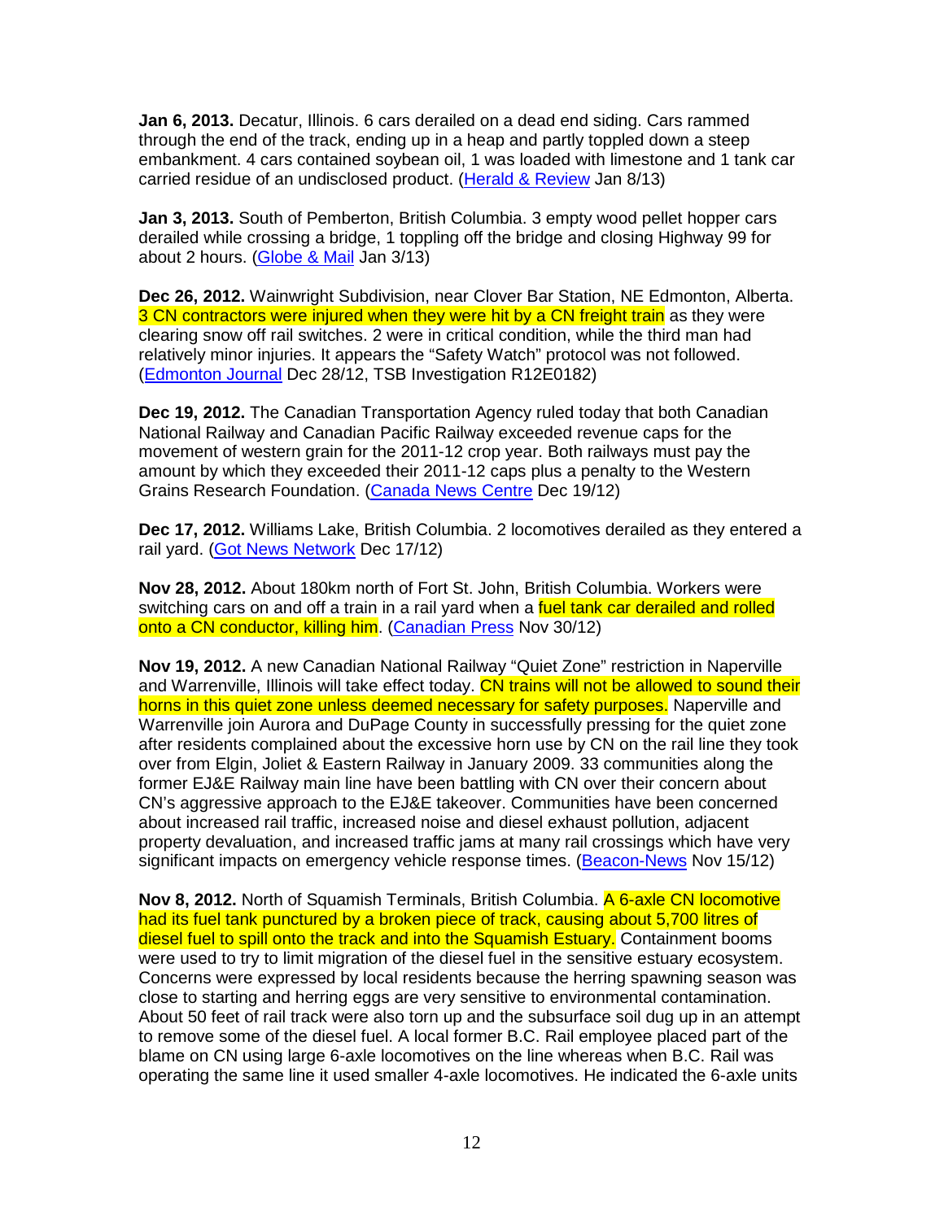**Jan 6, 2013.** Decatur, Illinois. 6 cars derailed on a dead end siding. Cars rammed through the end of the track, ending up in a heap and partly toppled down a steep embankment. 4 cars contained soybean oil, 1 was loaded with limestone and 1 tank car carried residue of an undisclosed product. (Herald & Review Jan 8/13)

**Jan 3, 2013.** South of Pemberton, British Columbia. 3 empty wood pellet hopper cars derailed while crossing a bridge, 1 toppling off the bridge and closing Highway 99 for about 2 hours. (Globe & Mail Jan 3/13)

**Dec 26, 2012.** Wainwright Subdivision, near Clover Bar Station, NE Edmonton, Alberta. 3 CN contractors were injured when they were hit by a CN freight train as they were clearing snow off rail switches. 2 were in critical condition, while the third man had relatively minor injuries. It appears the "Safety Watch" protocol was not followed. (Edmonton Journal Dec 28/12, TSB Investigation R12E0182)

**Dec 19, 2012.** The Canadian Transportation Agency ruled today that both Canadian National Railway and Canadian Pacific Railway exceeded revenue caps for the movement of western grain for the 2011-12 crop year. Both railways must pay the amount by which they exceeded their 2011-12 caps plus a penalty to the Western Grains Research Foundation. (Canada News Centre Dec 19/12)

**Dec 17, 2012.** Williams Lake, British Columbia. 2 locomotives derailed as they entered a rail yard. (Got News Network Dec 17/12)

**Nov 28, 2012.** About 180km north of Fort St. John, British Columbia. Workers were switching cars on and off a train in a rail yard when a fuel tank car derailed and rolled onto a CN conductor, killing him. (Canadian Press Nov 30/12)

**Nov 19, 2012.** A new Canadian National Railway "Quiet Zone" restriction in Naperville and Warrenville, Illinois will take effect today. CN trains will not be allowed to sound their horns in this quiet zone unless deemed necessary for safety purposes. Naperville and Warrenville join Aurora and DuPage County in successfully pressing for the quiet zone after residents complained about the excessive horn use by CN on the rail line they took over from Elgin, Joliet & Eastern Railway in January 2009. 33 communities along the former EJ&E Railway main line have been battling with CN over their concern about CN's aggressive approach to the EJ&E takeover. Communities have been concerned about increased rail traffic, increased noise and diesel exhaust pollution, adjacent property devaluation, and increased traffic jams at many rail crossings which have very significant impacts on emergency vehicle response times. (Beacon-News Nov 15/12)

**Nov 8, 2012.** North of Squamish Terminals, British Columbia. A 6-axle CN locomotive had its fuel tank punctured by a broken piece of track, causing about 5,700 litres of diesel fuel to spill onto the track and into the Squamish Estuary. Containment booms were used to try to limit migration of the diesel fuel in the sensitive estuary ecosystem. Concerns were expressed by local residents because the herring spawning season was close to starting and herring eggs are very sensitive to environmental contamination. About 50 feet of rail track were also torn up and the subsurface soil dug up in an attempt to remove some of the diesel fuel. A local former B.C. Rail employee placed part of the blame on CN using large 6-axle locomotives on the line whereas when B.C. Rail was operating the same line it used smaller 4-axle locomotives. He indicated the 6-axle units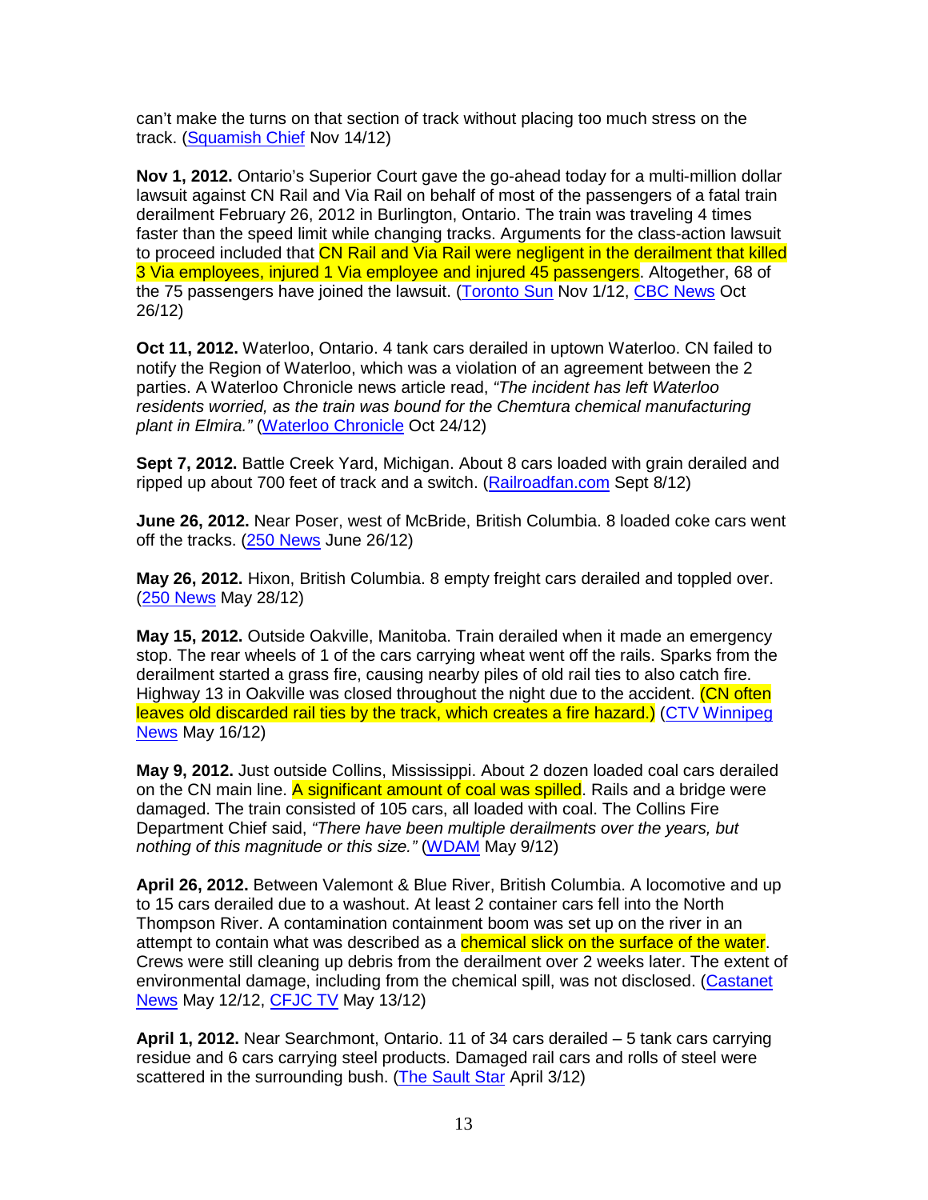can't make the turns on that section of track without placing too much stress on the track. (Squamish Chief Nov 14/12)

**Nov 1, 2012.** Ontario's Superior Court gave the go-ahead today for a multi-million dollar lawsuit against CN Rail and Via Rail on behalf of most of the passengers of a fatal train derailment February 26, 2012 in Burlington, Ontario. The train was traveling 4 times faster than the speed limit while changing tracks. Arguments for the class-action lawsuit to proceed included that CN Rail and Via Rail were negligent in the derailment that killed 3 Via employees, injured 1 Via employee and injured 45 passengers. Altogether, 68 of the 75 passengers have joined the lawsuit. (Toronto Sun Nov 1/12, CBC News Oct 26/12)

**Oct 11, 2012.** Waterloo, Ontario. 4 tank cars derailed in uptown Waterloo. CN failed to notify the Region of Waterloo, which was a violation of an agreement between the 2 parties. A Waterloo Chronicle news article read, *"The incident has left Waterloo residents worried, as the train was bound for the Chemtura chemical manufacturing plant in Elmira."* (Waterloo Chronicle Oct 24/12)

**Sept 7, 2012.** Battle Creek Yard, Michigan. About 8 cars loaded with grain derailed and ripped up about 700 feet of track and a switch. (Railroadfan.com Sept 8/12)

**June 26, 2012.** Near Poser, west of McBride, British Columbia. 8 loaded coke cars went off the tracks. (250 News June 26/12)

**May 26, 2012.** Hixon, British Columbia. 8 empty freight cars derailed and toppled over. (250 News May 28/12)

**May 15, 2012.** Outside Oakville, Manitoba. Train derailed when it made an emergency stop. The rear wheels of 1 of the cars carrying wheat went off the rails. Sparks from the derailment started a grass fire, causing nearby piles of old rail ties to also catch fire. Highway 13 in Oakville was closed throughout the night due to the accident. (CN often leaves old discarded rail ties by the track, which creates a fire hazard.) (CTV Winnipeg News May 16/12)

**May 9, 2012.** Just outside Collins, Mississippi. About 2 dozen loaded coal cars derailed on the CN main line. A significant amount of coal was spilled. Rails and a bridge were damaged. The train consisted of 105 cars, all loaded with coal. The Collins Fire Department Chief said, *"There have been multiple derailments over the years, but nothing of this magnitude or this size."* (WDAM May 9/12)

**April 26, 2012.** Between Valemont & Blue River, British Columbia. A locomotive and up to 15 cars derailed due to a washout. At least 2 container cars fell into the North Thompson River. A contamination containment boom was set up on the river in an attempt to contain what was described as a chemical slick on the surface of the water. Crews were still cleaning up debris from the derailment over 2 weeks later. The extent of environmental damage, including from the chemical spill, was not disclosed. (Castanet News May 12/12, CFJC TV May 13/12)

**April 1, 2012.** Near Searchmont, Ontario. 11 of 34 cars derailed – 5 tank cars carrying residue and 6 cars carrying steel products. Damaged rail cars and rolls of steel were scattered in the surrounding bush. (The Sault Star April 3/12)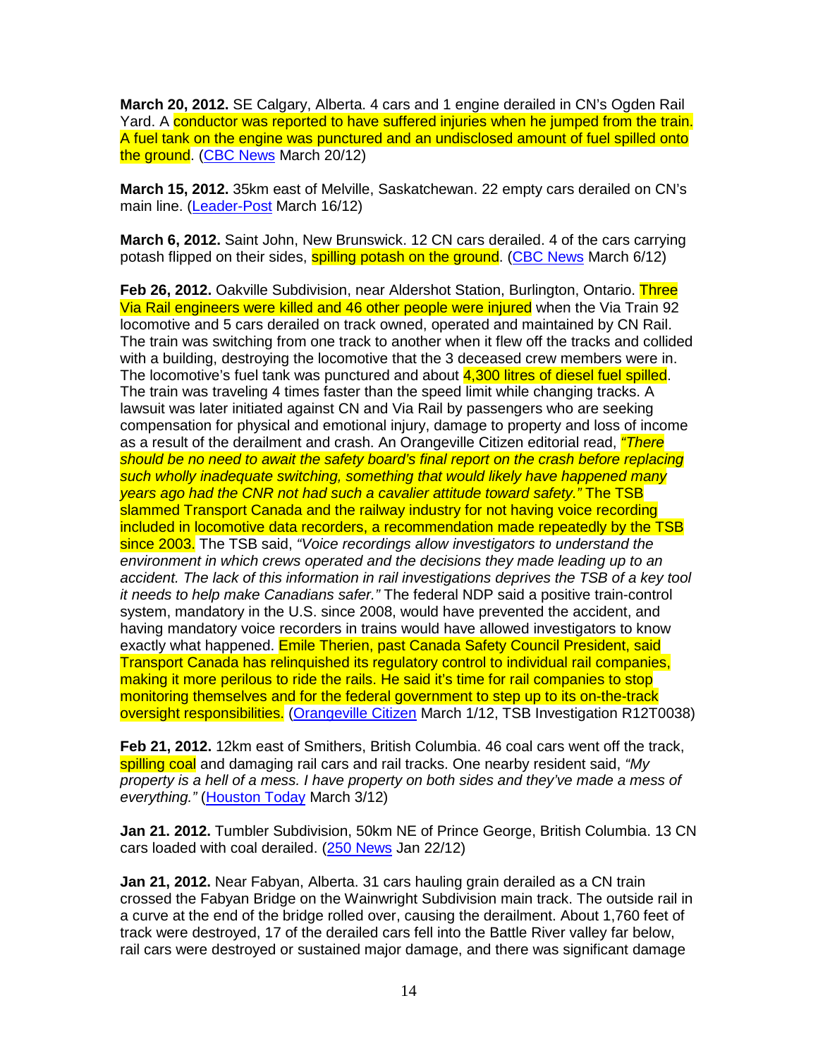**March 20, 2012.** SE Calgary, Alberta. 4 cars and 1 engine derailed in CN's Ogden Rail Yard. A conductor was reported to have suffered injuries when he jumped from the train. A fuel tank on the engine was punctured and an undisclosed amount of fuel spilled onto the ground. (CBC News March 20/12)

**March 15, 2012.** 35km east of Melville, Saskatchewan. 22 empty cars derailed on CN's main line. (Leader-Post March 16/12)

**March 6, 2012.** Saint John, New Brunswick. 12 CN cars derailed. 4 of the cars carrying potash flipped on their sides, spilling potash on the ground. (CBC News March 6/12)

**Feb 26, 2012.** Oakville Subdivision, near Aldershot Station, Burlington, Ontario. Three Via Rail engineers were killed and 46 other people were injured when the Via Train 92 locomotive and 5 cars derailed on track owned, operated and maintained by CN Rail. The train was switching from one track to another when it flew off the tracks and collided with a building, destroying the locomotive that the 3 deceased crew members were in. The locomotive's fuel tank was punctured and about 4,300 litres of diesel fuel spilled. The train was traveling 4 times faster than the speed limit while changing tracks. A lawsuit was later initiated against CN and Via Rail by passengers who are seeking compensation for physical and emotional injury, damage to property and loss of income as a result of the derailment and crash. An Orangeville Citizen editorial read, *"There should be no need to await the safety board's final report on the crash before replacing such wholly inadequate switching, something that would likely have happened many years ago had the CNR not had such a cavalier attitude toward safety."* The TSB slammed Transport Canada and the railway industry for not having voice recording included in locomotive data recorders, a recommendation made repeatedly by the TSB since 2003. The TSB said, *"Voice recordings allow investigators to understand the environment in which crews operated and the decisions they made leading up to an accident. The lack of this information in rail investigations deprives the TSB of a key tool it needs to help make Canadians safer."* The federal NDP said a positive train-control system, mandatory in the U.S. since 2008, would have prevented the accident, and having mandatory voice recorders in trains would have allowed investigators to know exactly what happened. Emile Therien, past Canada Safety Council President, said Transport Canada has relinquished its regulatory control to individual rail companies, making it more perilous to ride the rails. He said it's time for rail companies to stop monitoring themselves and for the federal government to step up to its on-the-track oversight responsibilities. (Orangeville Citizen March 1/12, TSB Investigation R12T0038)

**Feb 21, 2012.** 12km east of Smithers, British Columbia. 46 coal cars went off the track, spilling coal and damaging rail cars and rail tracks. One nearby resident said, *"My property is a hell of a mess. I have property on both sides and they've made a mess of everything."* (Houston Today March 3/12)

**Jan 21. 2012.** Tumbler Subdivision, 50km NE of Prince George, British Columbia. 13 CN cars loaded with coal derailed. (250 News Jan 22/12)

**Jan 21, 2012.** Near Fabyan, Alberta. 31 cars hauling grain derailed as a CN train crossed the Fabyan Bridge on the Wainwright Subdivision main track. The outside rail in a curve at the end of the bridge rolled over, causing the derailment. About 1,760 feet of track were destroyed, 17 of the derailed cars fell into the Battle River valley far below, rail cars were destroyed or sustained major damage, and there was significant damage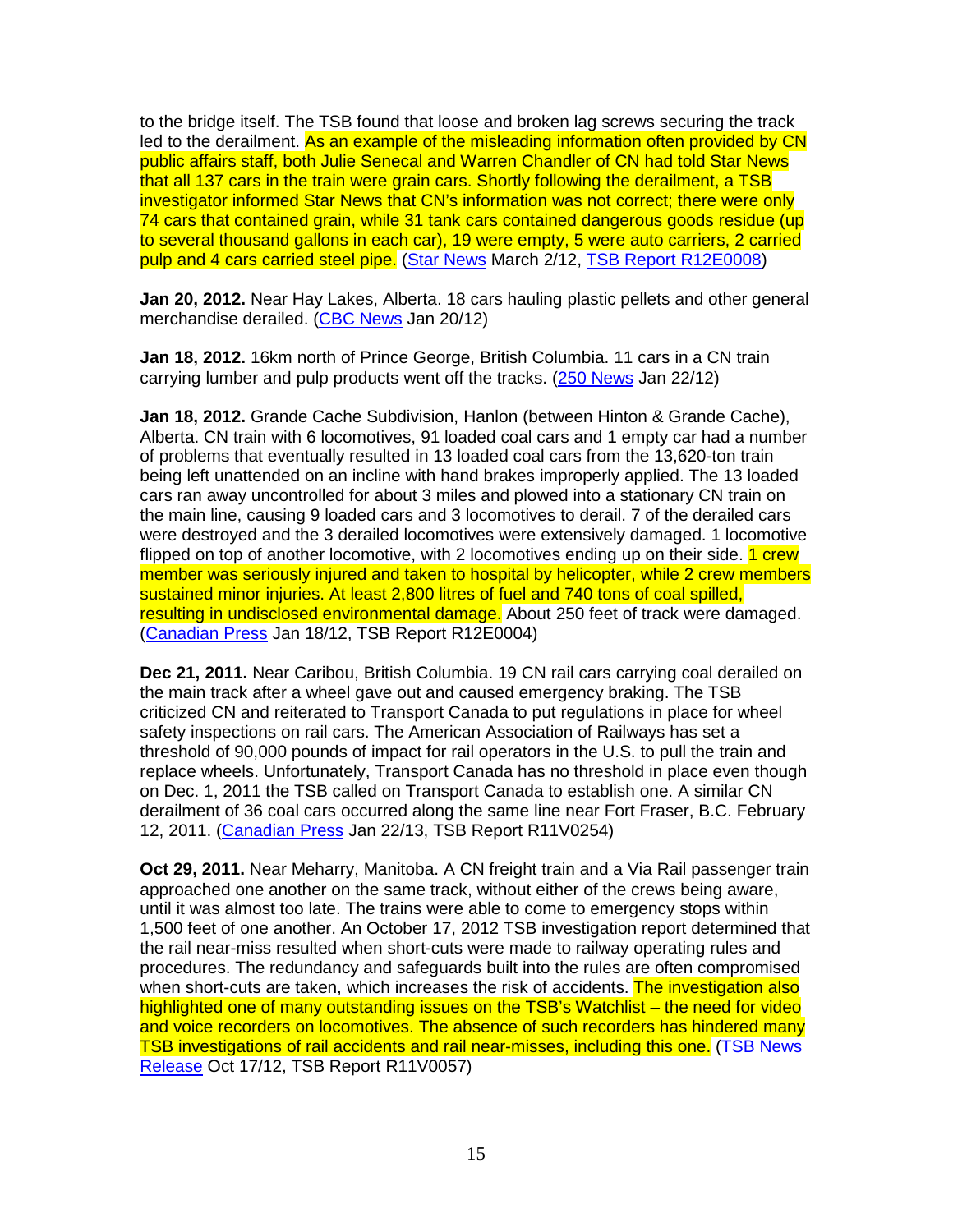to the bridge itself. The TSB found that loose and broken lag screws securing the track led to the derailment. As an example of the misleading information often provided by CN public affairs staff, both Julie Senecal and Warren Chandler of CN had told Star News that all 137 cars in the train were grain cars. Shortly following the derailment, a TSB investigator informed Star News that CN's information was not correct; there were only 74 cars that contained grain, while 31 tank cars contained dangerous goods residue (up to several thousand gallons in each car), 19 were empty, 5 were auto carriers, 2 carried pulp and 4 cars carried steel pipe. (Star News March 2/12, TSB Report R12E0008)

**Jan 20, 2012.** Near Hay Lakes, Alberta. 18 cars hauling plastic pellets and other general merchandise derailed. (CBC News Jan 20/12)

**Jan 18, 2012.** 16km north of Prince George, British Columbia. 11 cars in a CN train carrying lumber and pulp products went off the tracks. (250 News Jan 22/12)

**Jan 18, 2012.** Grande Cache Subdivision, Hanlon (between Hinton & Grande Cache), Alberta. CN train with 6 locomotives, 91 loaded coal cars and 1 empty car had a number of problems that eventually resulted in 13 loaded coal cars from the 13,620-ton train being left unattended on an incline with hand brakes improperly applied. The 13 loaded cars ran away uncontrolled for about 3 miles and plowed into a stationary CN train on the main line, causing 9 loaded cars and 3 locomotives to derail. 7 of the derailed cars were destroyed and the 3 derailed locomotives were extensively damaged. 1 locomotive flipped on top of another locomotive, with 2 locomotives ending up on their side. 1 crew member was seriously injured and taken to hospital by helicopter, while 2 crew members sustained minor injuries. At least 2,800 litres of fuel and 740 tons of coal spilled, resulting in undisclosed environmental damage. About 250 feet of track were damaged. (Canadian Press Jan 18/12, TSB Report R12E0004)

**Dec 21, 2011.** Near Caribou, British Columbia. 19 CN rail cars carrying coal derailed on the main track after a wheel gave out and caused emergency braking. The TSB criticized CN and reiterated to Transport Canada to put regulations in place for wheel safety inspections on rail cars. The American Association of Railways has set a threshold of 90,000 pounds of impact for rail operators in the U.S. to pull the train and replace wheels. Unfortunately, Transport Canada has no threshold in place even though on Dec. 1, 2011 the TSB called on Transport Canada to establish one. A similar CN derailment of 36 coal cars occurred along the same line near Fort Fraser, B.C. February 12, 2011. (Canadian Press Jan 22/13, TSB Report R11V0254)

**Oct 29, 2011.** Near Meharry, Manitoba. A CN freight train and a Via Rail passenger train approached one another on the same track, without either of the crews being aware, until it was almost too late. The trains were able to come to emergency stops within 1,500 feet of one another. An October 17, 2012 TSB investigation report determined that the rail near-miss resulted when short-cuts were made to railway operating rules and procedures. The redundancy and safeguards built into the rules are often compromised when short-cuts are taken, which increases the risk of accidents. The investigation also highlighted one of many outstanding issues on the TSB's Watchlist – the need for video and voice recorders on locomotives. The absence of such recorders has hindered many TSB investigations of rail accidents and rail near-misses, including this one. (TSB News Release Oct 17/12, TSB Report R11V0057)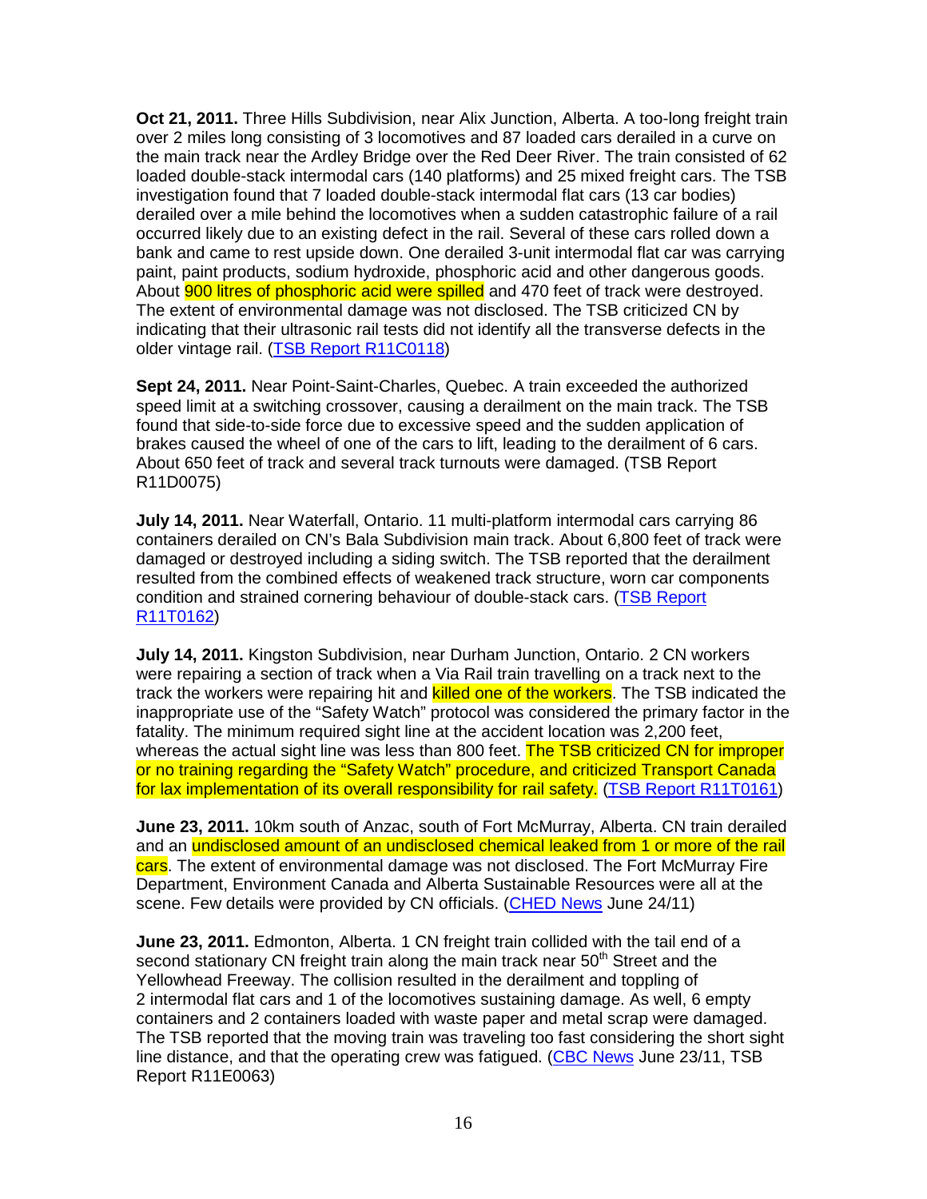**Oct 21, 2011.** Three Hills Subdivision, near Alix Junction, Alberta. A too-long freight train over 2 miles long consisting of 3 locomotives and 87 loaded cars derailed in a curve on the main track near the Ardley Bridge over the Red Deer River. The train consisted of 62 loaded double-stack intermodal cars (140 platforms) and 25 mixed freight cars. The TSB investigation found that 7 loaded double-stack intermodal flat cars (13 car bodies) derailed over a mile behind the locomotives when a sudden catastrophic failure of a rail occurred likely due to an existing defect in the rail. Several of these cars rolled down a bank and came to rest upside down. One derailed 3-unit intermodal flat car was carrying paint, paint products, sodium hydroxide, phosphoric acid and other dangerous goods. About 900 litres of phosphoric acid were spilled and 470 feet of track were destroyed. The extent of environmental damage was not disclosed. The TSB criticized CN by indicating that their ultrasonic rail tests did not identify all the transverse defects in the older vintage rail. (TSB Report R11C0118)

**Sept 24, 2011.** Near Point-Saint-Charles, Quebec. A train exceeded the authorized speed limit at a switching crossover, causing a derailment on the main track. The TSB found that side-to-side force due to excessive speed and the sudden application of brakes caused the wheel of one of the cars to lift, leading to the derailment of 6 cars. About 650 feet of track and several track turnouts were damaged. (TSB Report R11D0075)

**July 14, 2011.** Near Waterfall, Ontario. 11 multi-platform intermodal cars carrying 86 containers derailed on CN's Bala Subdivision main track. About 6,800 feet of track were damaged or destroyed including a siding switch. The TSB reported that the derailment resulted from the combined effects of weakened track structure, worn car components condition and strained cornering behaviour of double-stack cars. (TSB Report R11T0162)

**July 14, 2011.** Kingston Subdivision, near Durham Junction, Ontario. 2 CN workers were repairing a section of track when a Via Rail train travelling on a track next to the track the workers were repairing hit and killed one of the workers. The TSB indicated the inappropriate use of the "Safety Watch" protocol was considered the primary factor in the fatality. The minimum required sight line at the accident location was 2,200 feet, whereas the actual sight line was less than 800 feet. The TSB criticized CN for improper or no training regarding the "Safety Watch" procedure, and criticized Transport Canada for lax implementation of its overall responsibility for rail safety. (TSB Report R11T0161)

**June 23, 2011.** 10km south of Anzac, south of Fort McMurray, Alberta. CN train derailed and an undisclosed amount of an undisclosed chemical leaked from 1 or more of the rail cars. The extent of environmental damage was not disclosed. The Fort McMurray Fire Department, Environment Canada and Alberta Sustainable Resources were all at the scene. Few details were provided by CN officials. (CHED News June 24/11)

**June 23, 2011.** Edmonton, Alberta. 1 CN freight train collided with the tail end of a second stationary CN freight train along the main track near 50th Street and the Yellowhead Freeway. The collision resulted in the derailment and toppling of 2 intermodal flat cars and 1 of the locomotives sustaining damage. As well, 6 empty containers and 2 containers loaded with waste paper and metal scrap were damaged. The TSB reported that the moving train was traveling too fast considering the short sight line distance, and that the operating crew was fatigued. (CBC News June 23/11, TSB Report R11E0063)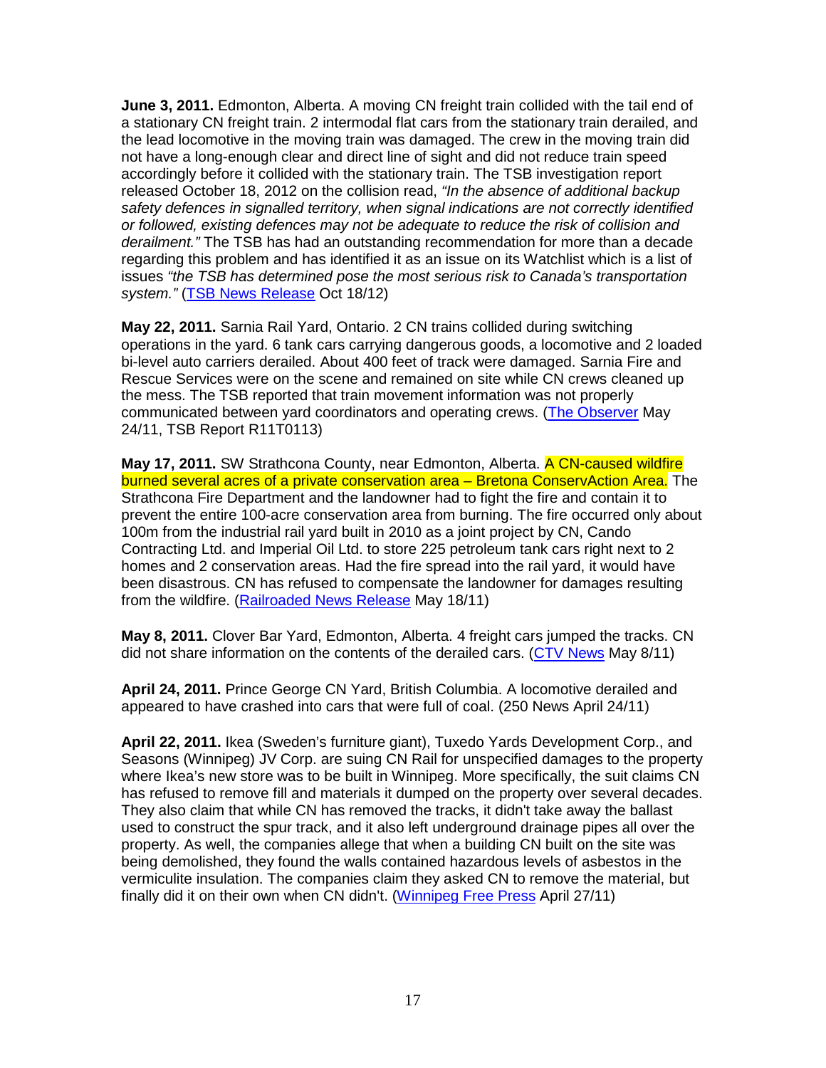**June 3, 2011.** Edmonton, Alberta. A moving CN freight train collided with the tail end of a stationary CN freight train. 2 intermodal flat cars from the stationary train derailed, and the lead locomotive in the moving train was damaged. The crew in the moving train did not have a long-enough clear and direct line of sight and did not reduce train speed accordingly before it collided with the stationary train. The TSB investigation report released October 18, 2012 on the collision read, *"In the absence of additional backup safety defences in signalled territory, when signal indications are not correctly identified or followed, existing defences may not be adequate to reduce the risk of collision and derailment."* The TSB has had an outstanding recommendation for more than a decade regarding this problem and has identified it as an issue on its Watchlist which is a list of issues *"the TSB has determined pose the most serious risk to Canada's transportation system."* (TSB News Release Oct 18/12)

**May 22, 2011.** Sarnia Rail Yard, Ontario. 2 CN trains collided during switching operations in the yard. 6 tank cars carrying dangerous goods, a locomotive and 2 loaded bi-level auto carriers derailed. About 400 feet of track were damaged. Sarnia Fire and Rescue Services were on the scene and remained on site while CN crews cleaned up the mess. The TSB reported that train movement information was not properly communicated between yard coordinators and operating crews. (The Observer May 24/11, TSB Report R11T0113)

**May 17, 2011.** SW Strathcona County, near Edmonton, Alberta. A CN-caused wildfire burned several acres of a private conservation area – Bretona ConservAction Area. The Strathcona Fire Department and the landowner had to fight the fire and contain it to prevent the entire 100-acre conservation area from burning. The fire occurred only about 100m from the industrial rail yard built in 2010 as a joint project by CN, Cando Contracting Ltd. and Imperial Oil Ltd. to store 225 petroleum tank cars right next to 2 homes and 2 conservation areas. Had the fire spread into the rail yard, it would have been disastrous. CN has refused to compensate the landowner for damages resulting from the wildfire. (Railroaded News Release May 18/11)

**May 8, 2011.** Clover Bar Yard, Edmonton, Alberta. 4 freight cars jumped the tracks. CN did not share information on the contents of the derailed cars. (CTV News May 8/11)

**April 24, 2011.** Prince George CN Yard, British Columbia. A locomotive derailed and appeared to have crashed into cars that were full of coal. (250 News April 24/11)

**April 22, 2011.** Ikea (Sweden's furniture giant), Tuxedo Yards Development Corp., and Seasons (Winnipeg) JV Corp. are suing CN Rail for unspecified damages to the property where Ikea's new store was to be built in Winnipeg. More specifically, the suit claims CN has refused to remove fill and materials it dumped on the property over several decades. They also claim that while CN has removed the tracks, it didn't take away the ballast used to construct the spur track, and it also left underground drainage pipes all over the property. As well, the companies allege that when a building CN built on the site was being demolished, they found the walls contained hazardous levels of asbestos in the vermiculite insulation. The companies claim they asked CN to remove the material, but finally did it on their own when CN didn't. (Winnipeg Free Press April 27/11)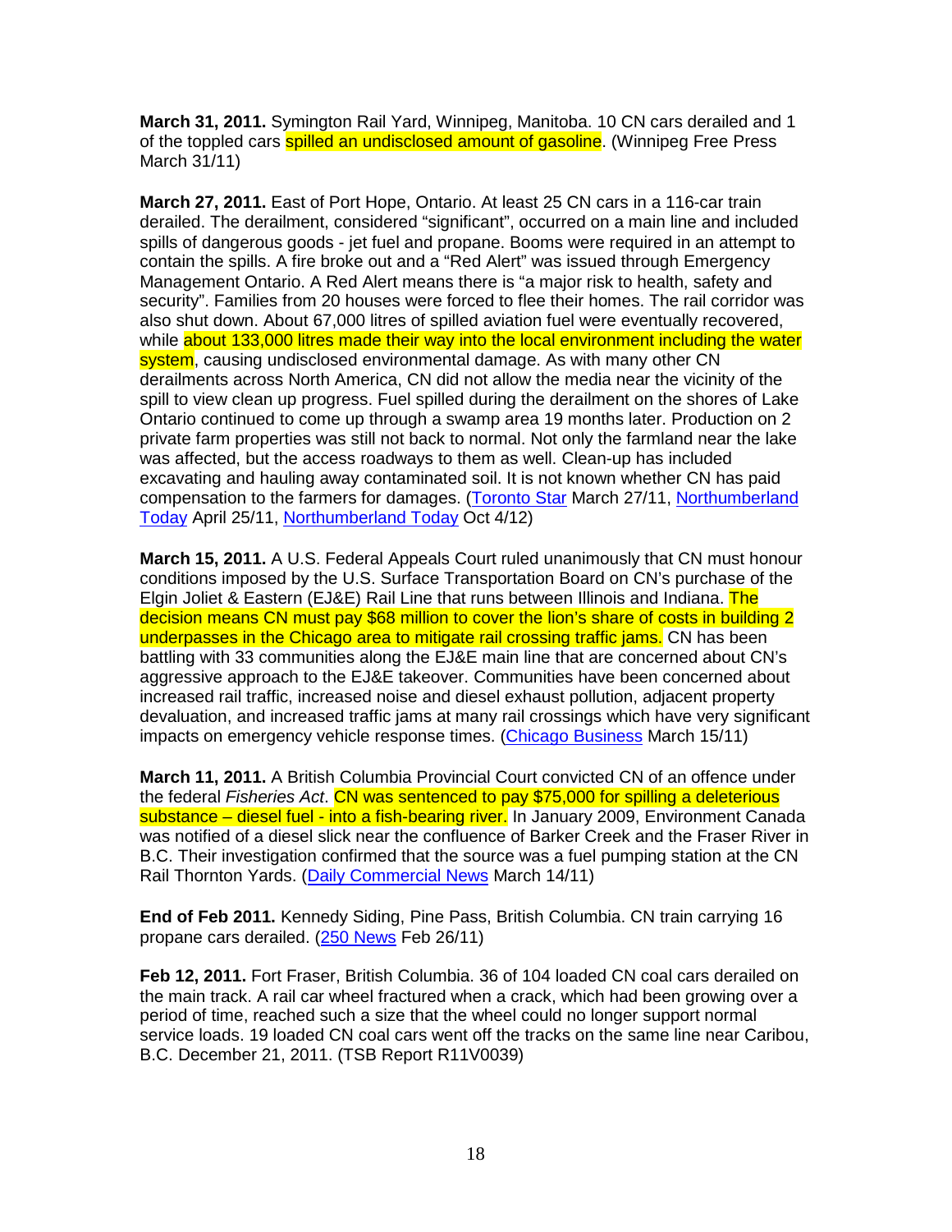**March 31, 2011.** Symington Rail Yard, Winnipeg, Manitoba. 10 CN cars derailed and 1 of the toppled cars spilled an undisclosed amount of gasoline. (Winnipeg Free Press March 31/11)

**March 27, 2011.** East of Port Hope, Ontario. At least 25 CN cars in a 116-car train derailed. The derailment, considered "significant", occurred on a main line and included spills of dangerous goods - jet fuel and propane. Booms were required in an attempt to contain the spills. A fire broke out and a "Red Alert" was issued through Emergency Management Ontario. A Red Alert means there is "a major risk to health, safety and security". Families from 20 houses were forced to flee their homes. The rail corridor was also shut down. About 67,000 litres of spilled aviation fuel were eventually recovered, while about 133,000 litres made their way into the local environment including the water system, causing undisclosed environmental damage. As with many other CN derailments across North America, CN did not allow the media near the vicinity of the spill to view clean up progress. Fuel spilled during the derailment on the shores of Lake Ontario continued to come up through a swamp area 19 months later. Production on 2 private farm properties was still not back to normal. Not only the farmland near the lake was affected, but the access roadways to them as well. Clean-up has included excavating and hauling away contaminated soil. It is not known whether CN has paid compensation to the farmers for damages. (Toronto Star March 27/11, Northumberland Today April 25/11, Northumberland Today Oct 4/12)

**March 15, 2011.** A U.S. Federal Appeals Court ruled unanimously that CN must honour conditions imposed by the U.S. Surface Transportation Board on CN's purchase of the Elgin Joliet & Eastern (EJ&E) Rail Line that runs between Illinois and Indiana. The decision means CN must pay $68 million to cover the lion's share of costs in building 2 underpasses in the Chicago area to mitigate rail crossing traffic jams. CN has been battling with 33 communities along the EJ&E main line that are concerned about CN's aggressive approach to the EJ&E takeover. Communities have been concerned about increased rail traffic, increased noise and diesel exhaust pollution, adjacent property devaluation, and increased traffic jams at many rail crossings which have very significant impacts on emergency vehicle response times. (Chicago Business March 15/11)

**March 11, 2011.** A British Columbia Provincial Court convicted CN of an offence under the federal *Fisheries Act*. CN was sentenced to pay $75,000 for spilling a deleterious substance – diesel fuel - into a fish-bearing river. In January 2009, Environment Canada was notified of a diesel slick near the confluence of Barker Creek and the Fraser River in B.C. Their investigation confirmed that the source was a fuel pumping station at the CN Rail Thornton Yards. (Daily Commercial News March 14/11)

**End of Feb 2011.** Kennedy Siding, Pine Pass, British Columbia. CN train carrying 16 propane cars derailed. (250 News Feb 26/11)

**Feb 12, 2011.** Fort Fraser, British Columbia. 36 of 104 loaded CN coal cars derailed on the main track. A rail car wheel fractured when a crack, which had been growing over a period of time, reached such a size that the wheel could no longer support normal service loads. 19 loaded CN coal cars went off the tracks on the same line near Caribou, B.C. December 21, 2011. (TSB Report R11V0039)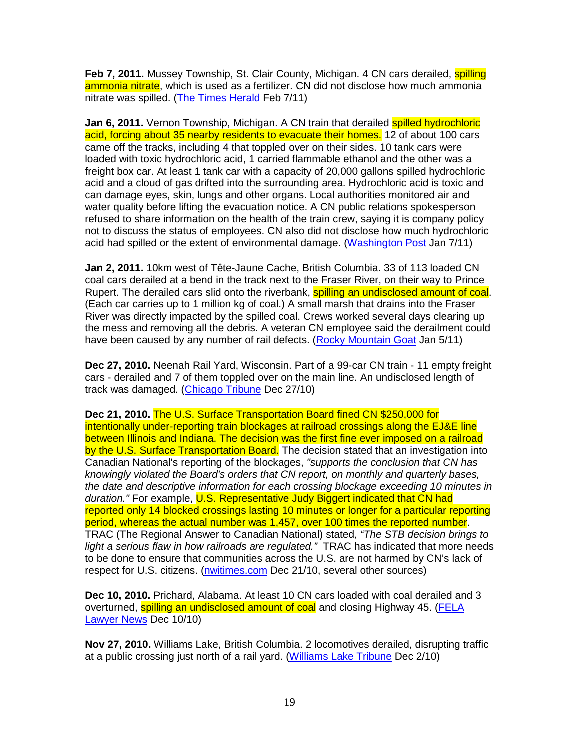**Feb 7, 2011.** Mussey Township, St. Clair County, Michigan. 4 CN cars derailed, spilling ammonia nitrate, which is used as a fertilizer. CN did not disclose how much ammonia nitrate was spilled. (The Times Herald Feb 7/11)

**Jan 6, 2011.** Vernon Township, Michigan. A CN train that derailed spilled hydrochloric acid, forcing about 35 nearby residents to evacuate their homes. 12 of about 100 cars came off the tracks, including 4 that toppled over on their sides. 10 tank cars were loaded with toxic hydrochloric acid, 1 carried flammable ethanol and the other was a freight box car. At least 1 tank car with a capacity of 20,000 gallons spilled hydrochloric acid and a cloud of gas drifted into the surrounding area. Hydrochloric acid is toxic and can damage eyes, skin, lungs and other organs. Local authorities monitored air and water quality before lifting the evacuation notice. A CN public relations spokesperson refused to share information on the health of the train crew, saying it is company policy not to discuss the status of employees. CN also did not disclose how much hydrochloric acid had spilled or the extent of environmental damage. (Washington Post Jan 7/11)

**Jan 2, 2011.** 10km west of Tête-Jaune Cache, British Columbia. 33 of 113 loaded CN coal cars derailed at a bend in the track next to the Fraser River, on their way to Prince Rupert. The derailed cars slid onto the riverbank, spilling an undisclosed amount of coal. (Each car carries up to 1 million kg of coal.) A small marsh that drains into the Fraser River was directly impacted by the spilled coal. Crews worked several days clearing up the mess and removing all the debris. A veteran CN employee said the derailment could have been caused by any number of rail defects. (Rocky Mountain Goat Jan 5/11)

**Dec 27, 2010.** Neenah Rail Yard, Wisconsin. Part of a 99-car CN train - 11 empty freight cars - derailed and 7 of them toppled over on the main line. An undisclosed length of track was damaged. (Chicago Tribune Dec 27/10)

**Dec 21, 2010.** The U.S. Surface Transportation Board fined CN $250,000 for intentionally under-reporting train blockages at railroad crossings along the EJ&E line between Illinois and Indiana. The decision was the first fine ever imposed on a railroad by the U.S. Surface Transportation Board. The decision stated that an investigation into Canadian National's reporting of the blockages, *"supports the conclusion that CN has knowingly violated the Board's orders that CN report, on monthly and quarterly bases, the date and descriptive information for each crossing blockage exceeding 10 minutes in duration."* For example, U.S. Representative Judy Biggert indicated that CN had reported only 14 blocked crossings lasting 10 minutes or longer for a particular reporting period, whereas the actual number was 1,457, over 100 times the reported number. TRAC (The Regional Answer to Canadian National) stated, *"The STB decision brings to light a serious flaw in how railroads are regulated."* TRAC has indicated that more needs to be done to ensure that communities across the U.S. are not harmed by CN's lack of respect for U.S. citizens. (nwitimes.com Dec 21/10, several other sources)

**Dec 10, 2010.** Prichard, Alabama. At least 10 CN cars loaded with coal derailed and 3 overturned, spilling an undisclosed amount of coal and closing Highway 45. (FELA Lawyer News Dec 10/10)

**Nov 27, 2010.** Williams Lake, British Columbia. 2 locomotives derailed, disrupting traffic at a public crossing just north of a rail yard. (Williams Lake Tribune Dec 2/10)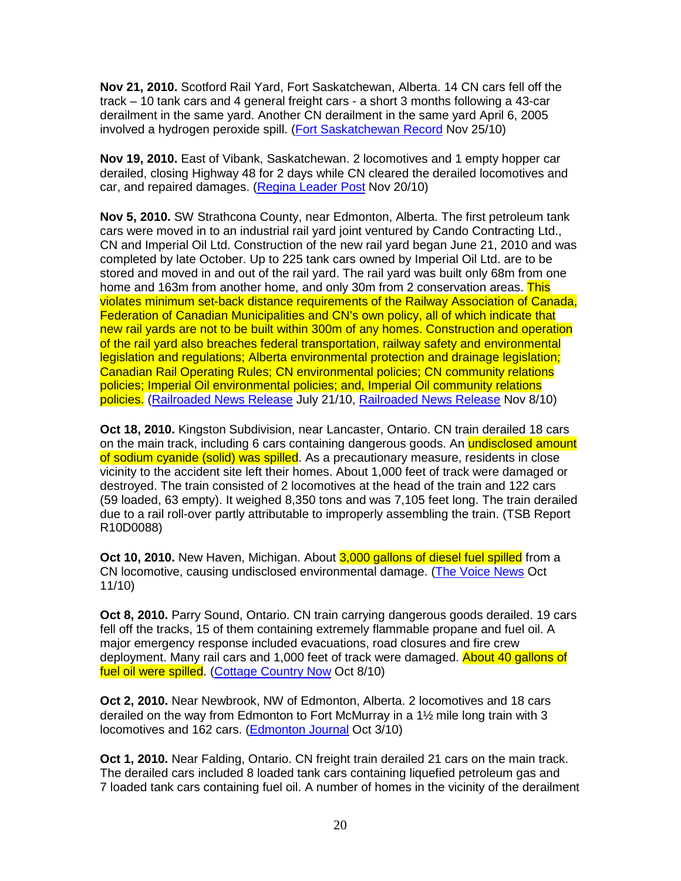**Nov 21, 2010.** Scotford Rail Yard, Fort Saskatchewan, Alberta. 14 CN cars fell off the track – 10 tank cars and 4 general freight cars - a short 3 months following a 43-car derailment in the same yard. Another CN derailment in the same yard April 6, 2005 involved a hydrogen peroxide spill. (Fort Saskatchewan Record Nov 25/10)

**Nov 19, 2010.** East of Vibank, Saskatchewan. 2 locomotives and 1 empty hopper car derailed, closing Highway 48 for 2 days while CN cleared the derailed locomotives and car, and repaired damages. (Regina Leader Post Nov 20/10)

**Nov 5, 2010.** SW Strathcona County, near Edmonton, Alberta. The first petroleum tank cars were moved in to an industrial rail yard joint ventured by Cando Contracting Ltd., CN and Imperial Oil Ltd. Construction of the new rail yard began June 21, 2010 and was completed by late October. Up to 225 tank cars owned by Imperial Oil Ltd. are to be stored and moved in and out of the rail yard. The rail yard was built only 68m from one home and 163m from another home, and only 30m from 2 conservation areas. This violates minimum set-back distance requirements of the Railway Association of Canada, Federation of Canadian Municipalities and CN's own policy, all of which indicate that new rail yards are not to be built within 300m of any homes. Construction and operation of the rail yard also breaches federal transportation, railway safety and environmental legislation and regulations; Alberta environmental protection and drainage legislation; Canadian Rail Operating Rules; CN environmental policies; CN community relations policies; Imperial Oil environmental policies; and, Imperial Oil community relations policies. (Railroaded News Release July 21/10, Railroaded News Release Nov 8/10)

**Oct 18, 2010.** Kingston Subdivision, near Lancaster, Ontario. CN train derailed 18 cars on the main track, including 6 cars containing dangerous goods. An undisclosed amount of sodium cyanide (solid) was spilled. As a precautionary measure, residents in close vicinity to the accident site left their homes. About 1,000 feet of track were damaged or destroyed. The train consisted of 2 locomotives at the head of the train and 122 cars (59 loaded, 63 empty). It weighed 8,350 tons and was 7,105 feet long. The train derailed due to a rail roll-over partly attributable to improperly assembling the train. (TSB Report R10D0088)

**Oct 10, 2010.** New Haven, Michigan. About 3,000 gallons of diesel fuel spilled from a CN locomotive, causing undisclosed environmental damage. (The Voice News Oct 11/10)

**Oct 8, 2010.** Parry Sound, Ontario. CN train carrying dangerous goods derailed. 19 cars fell off the tracks, 15 of them containing extremely flammable propane and fuel oil. A major emergency response included evacuations, road closures and fire crew deployment. Many rail cars and 1,000 feet of track were damaged. About 40 gallons of fuel oil were spilled. (Cottage Country Now Oct 8/10)

**Oct 2, 2010.** Near Newbrook, NW of Edmonton, Alberta. 2 locomotives and 18 cars derailed on the way from Edmonton to Fort McMurray in a 1½ mile long train with 3 locomotives and 162 cars. (Edmonton Journal Oct 3/10)

**Oct 1, 2010.** Near Falding, Ontario. CN freight train derailed 21 cars on the main track. The derailed cars included 8 loaded tank cars containing liquefied petroleum gas and 7 loaded tank cars containing fuel oil. A number of homes in the vicinity of the derailment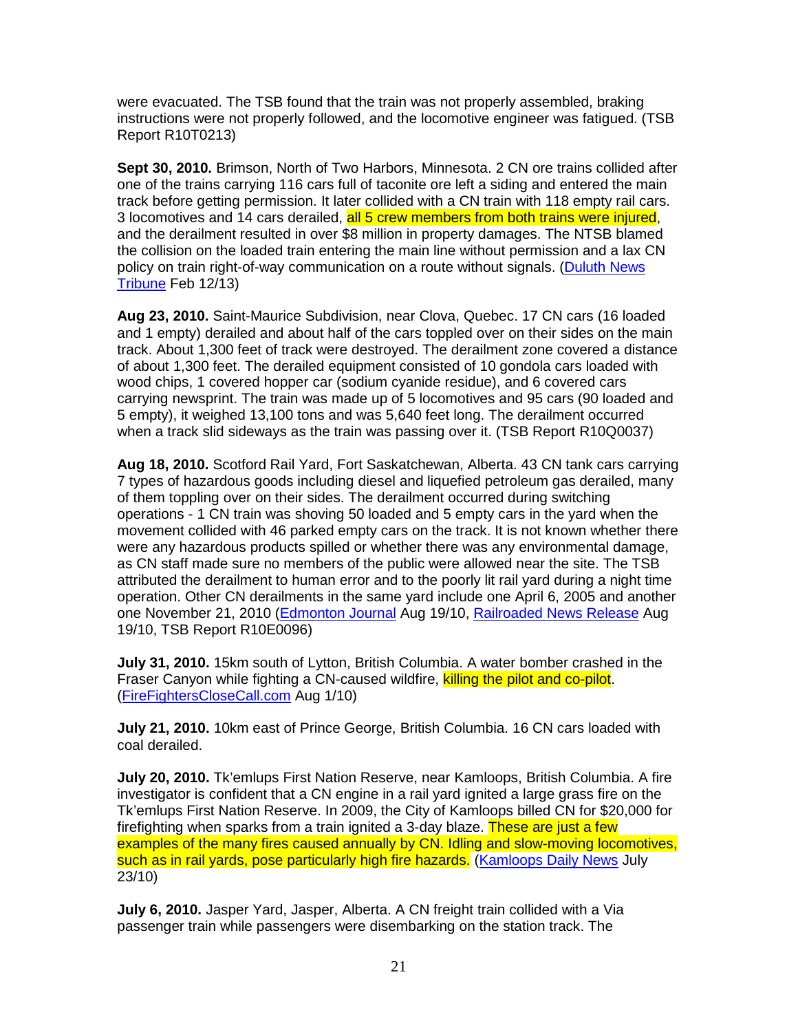were evacuated. The TSB found that the train was not properly assembled, braking instructions were not properly followed, and the locomotive engineer was fatigued. (TSB Report R10T0213)

**Sept 30, 2010.** Brimson, North of Two Harbors, Minnesota. 2 CN ore trains collided after one of the trains carrying 116 cars full of taconite ore left a siding and entered the main track before getting permission. It later collided with a CN train with 118 empty rail cars. 3 locomotives and 14 cars derailed, all 5 crew members from both trains were injured, and the derailment resulted in over $8 million in property damages. The NTSB blamed the collision on the loaded train entering the main line without permission and a lax CN policy on train right-of-way communication on a route without signals. (Duluth News Tribune Feb 12/13)

**Aug 23, 2010.** Saint-Maurice Subdivision, near Clova, Quebec. 17 CN cars (16 loaded and 1 empty) derailed and about half of the cars toppled over on their sides on the main track. About 1,300 feet of track were destroyed. The derailment zone covered a distance of about 1,300 feet. The derailed equipment consisted of 10 gondola cars loaded with wood chips, 1 covered hopper car (sodium cyanide residue), and 6 covered cars carrying newsprint. The train was made up of 5 locomotives and 95 cars (90 loaded and 5 empty), it weighed 13,100 tons and was 5,640 feet long. The derailment occurred when a track slid sideways as the train was passing over it. (TSB Report R10Q0037)

**Aug 18, 2010.** Scotford Rail Yard, Fort Saskatchewan, Alberta. 43 CN tank cars carrying 7 types of hazardous goods including diesel and liquefied petroleum gas derailed, many of them toppling over on their sides. The derailment occurred during switching operations - 1 CN train was shoving 50 loaded and 5 empty cars in the yard when the movement collided with 46 parked empty cars on the track. It is not known whether there were any hazardous products spilled or whether there was any environmental damage, as CN staff made sure no members of the public were allowed near the site. The TSB attributed the derailment to human error and to the poorly lit rail yard during a night time operation. Other CN derailments in the same yard include one April 6, 2005 and another one November 21, 2010 (Edmonton Journal Aug 19/10, Railroaded News Release Aug 19/10, TSB Report R10E0096)

**July 31, 2010.** 15km south of Lytton, British Columbia. A water bomber crashed in the Fraser Canyon while fighting a CN-caused wildfire, killing the pilot and co-pilot. (FireFightersCloseCall.com Aug 1/10)

**July 21, 2010.** 10km east of Prince George, British Columbia. 16 CN cars loaded with coal derailed.

**July 20, 2010.** Tk'emlups First Nation Reserve, near Kamloops, British Columbia. A fire investigator is confident that a CN engine in a rail yard ignited a large grass fire on the Tk'emlups First Nation Reserve. In 2009, the City of Kamloops billed CN for $20,000 for firefighting when sparks from a train ignited a 3-day blaze. These are just a few examples of the many fires caused annually by CN. Idling and slow-moving locomotives, such as in rail yards, pose particularly high fire hazards. (Kamloops Daily News July 23/10)

**July 6, 2010.** Jasper Yard, Jasper, Alberta. A CN freight train collided with a Via passenger train while passengers were disembarking on the station track. The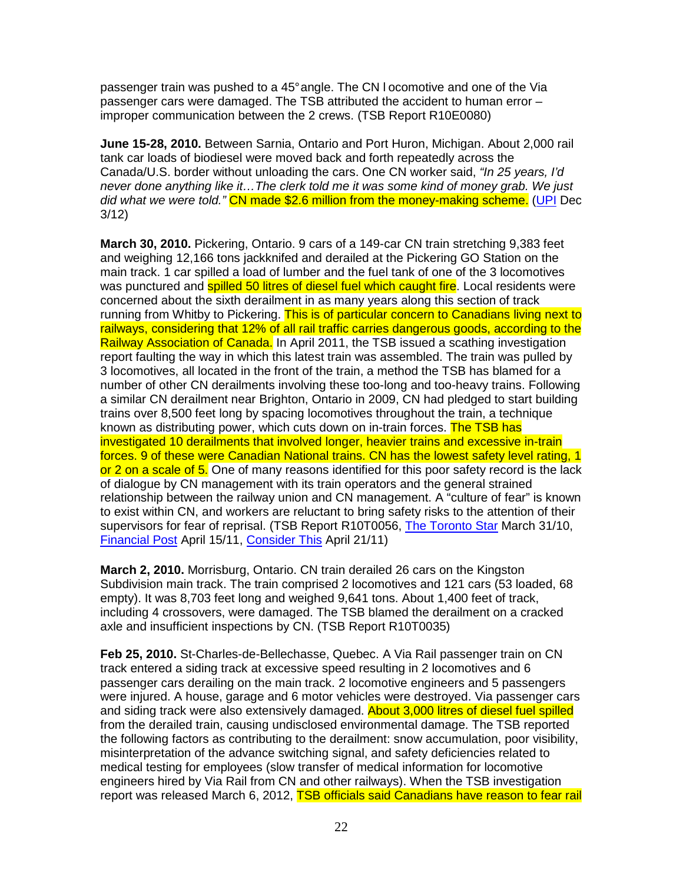passenger train was pushed to a 45° angle. The CN locomotive and one of the Via passenger cars were damaged. The TSB attributed the accident to human error – improper communication between the 2 crews. (TSB Report R10E0080)

**June 15-28, 2010.** Between Sarnia, Ontario and Port Huron, Michigan. About 2,000 rail tank car loads of biodiesel were moved back and forth repeatedly across the Canada/U.S. border without unloading the cars. One CN worker said, *"In 25 years, I'd never done anything like it…The clerk told me it was some kind of money grab. We just did what we were told."* CN made $2.6 million from the money-making scheme. (UPI Dec 3/12)

**March 30, 2010.** Pickering, Ontario. 9 cars of a 149-car CN train stretching 9,383 feet and weighing 12,166 tons jackknifed and derailed at the Pickering GO Station on the main track. 1 car spilled a load of lumber and the fuel tank of one of the 3 locomotives was punctured and spilled 50 litres of diesel fuel which caught fire. Local residents were concerned about the sixth derailment in as many years along this section of track running from Whitby to Pickering. This is of particular concern to Canadians living next to railways, considering that 12% of all rail traffic carries dangerous goods, according to the Railway Association of Canada. In April 2011, the TSB issued a scathing investigation report faulting the way in which this latest train was assembled. The train was pulled by 3 locomotives, all located in the front of the train, a method the TSB has blamed for a number of other CN derailments involving these too-long and too-heavy trains. Following a similar CN derailment near Brighton, Ontario in 2009, CN had pledged to start building trains over 8,500 feet long by spacing locomotives throughout the train, a technique known as distributing power, which cuts down on in-train forces. The TSB has investigated 10 derailments that involved longer, heavier trains and excessive in-train forces. 9 of these were Canadian National trains. CN has the lowest safety level rating, 1 or 2 on a scale of 5. One of many reasons identified for this poor safety record is the lack of dialogue by CN management with its train operators and the general strained relationship between the railway union and CN management. A "culture of fear" is known to exist within CN, and workers are reluctant to bring safety risks to the attention of their supervisors for fear of reprisal. (TSB Report R10T0056, The Toronto Star March 31/10, Financial Post April 15/11, Consider This April 21/11)

**March 2, 2010.** Morrisburg, Ontario. CN train derailed 26 cars on the Kingston Subdivision main track. The train comprised 2 locomotives and 121 cars (53 loaded, 68 empty). It was 8,703 feet long and weighed 9,641 tons. About 1,400 feet of track, including 4 crossovers, were damaged. The TSB blamed the derailment on a cracked axle and insufficient inspections by CN. (TSB Report R10T0035)

**Feb 25, 2010.** St-Charles-de-Bellechasse, Quebec. A Via Rail passenger train on CN track entered a siding track at excessive speed resulting in 2 locomotives and 6 passenger cars derailing on the main track. 2 locomotive engineers and 5 passengers were injured. A house, garage and 6 motor vehicles were destroyed. Via passenger cars and siding track were also extensively damaged. About 3,000 litres of diesel fuel spilled from the derailed train, causing undisclosed environmental damage. The TSB reported the following factors as contributing to the derailment: snow accumulation, poor visibility, misinterpretation of the advance switching signal, and safety deficiencies related to medical testing for employees (slow transfer of medical information for locomotive engineers hired by Via Rail from CN and other railways). When the TSB investigation report was released March 6, 2012, TSB officials said Canadians have reason to fear rail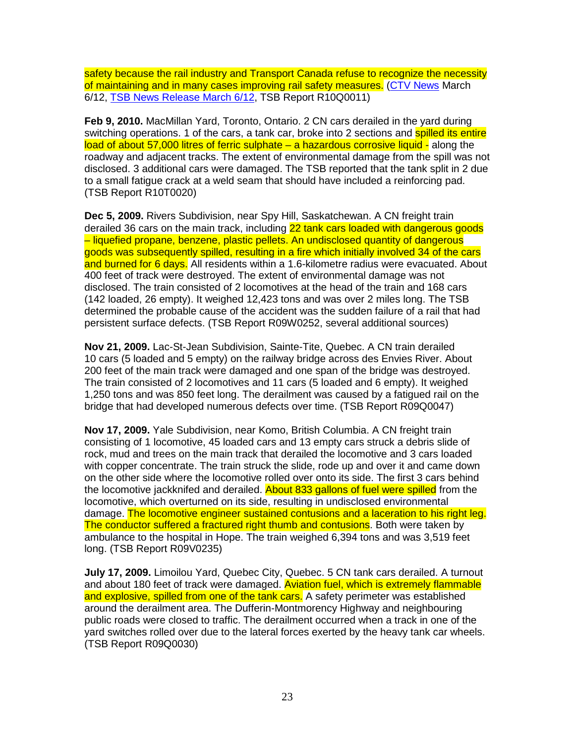safety because the rail industry and Transport Canada refuse to recognize the necessity of maintaining and in many cases improving rail safety measures. (CTV News March 6/12, TSB News Release March 6/12, TSB Report R10Q0011)

**Feb 9, 2010.** MacMillan Yard, Toronto, Ontario. 2 CN cars derailed in the yard during switching operations. 1 of the cars, a tank car, broke into 2 sections and spilled its entire load of about 57,000 litres of ferric sulphate – a hazardous corrosive liquid - along the roadway and adjacent tracks. The extent of environmental damage from the spill was not disclosed. 3 additional cars were damaged. The TSB reported that the tank split in 2 due to a small fatigue crack at a weld seam that should have included a reinforcing pad. (TSB Report R10T0020)

**Dec 5, 2009.** Rivers Subdivision, near Spy Hill, Saskatchewan. A CN freight train derailed 36 cars on the main track, including 22 tank cars loaded with dangerous goods – liquefied propane, benzene, plastic pellets. An undisclosed quantity of dangerous goods was subsequently spilled, resulting in a fire which initially involved 34 of the cars and burned for 6 days. All residents within a 1.6-kilometre radius were evacuated. About 400 feet of track were destroyed. The extent of environmental damage was not disclosed. The train consisted of 2 locomotives at the head of the train and 168 cars (142 loaded, 26 empty). It weighed 12,423 tons and was over 2 miles long. The TSB determined the probable cause of the accident was the sudden failure of a rail that had persistent surface defects. (TSB Report R09W0252, several additional sources)

**Nov 21, 2009.** Lac-St-Jean Subdivision, Sainte-Tite, Quebec. A CN train derailed 10 cars (5 loaded and 5 empty) on the railway bridge across des Envies River. About 200 feet of the main track were damaged and one span of the bridge was destroyed. The train consisted of 2 locomotives and 11 cars (5 loaded and 6 empty). It weighed 1,250 tons and was 850 feet long. The derailment was caused by a fatigued rail on the bridge that had developed numerous defects over time. (TSB Report R09Q0047)

**Nov 17, 2009.** Yale Subdivision, near Komo, British Columbia. A CN freight train consisting of 1 locomotive, 45 loaded cars and 13 empty cars struck a debris slide of rock, mud and trees on the main track that derailed the locomotive and 3 cars loaded with copper concentrate. The train struck the slide, rode up and over it and came down on the other side where the locomotive rolled over onto its side. The first 3 cars behind the locomotive jackknifed and derailed. About 833 gallons of fuel were spilled from the locomotive, which overturned on its side, resulting in undisclosed environmental damage. The locomotive engineer sustained contusions and a laceration to his right leg. The conductor suffered a fractured right thumb and contusions. Both were taken by ambulance to the hospital in Hope. The train weighed 6,394 tons and was 3,519 feet long. (TSB Report R09V0235)

**July 17, 2009.** Limoilou Yard, Quebec City, Quebec. 5 CN tank cars derailed. A turnout and about 180 feet of track were damaged. Aviation fuel, which is extremely flammable and explosive, spilled from one of the tank cars. A safety perimeter was established around the derailment area. The Dufferin-Montmorency Highway and neighbouring public roads were closed to traffic. The derailment occurred when a track in one of the yard switches rolled over due to the lateral forces exerted by the heavy tank car wheels. (TSB Report R09Q0030)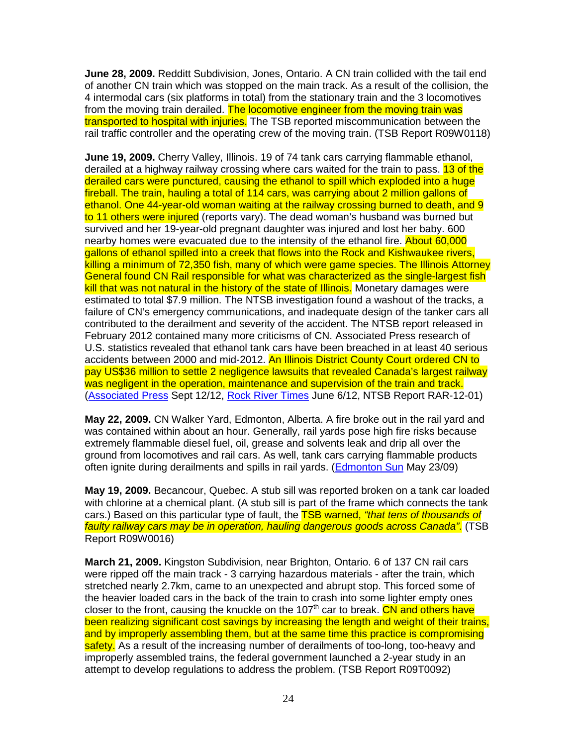**June 28, 2009.** Redditt Subdivision, Jones, Ontario. A CN train collided with the tail end of another CN train which was stopped on the main track. As a result of the collision, the 4 intermodal cars (six platforms in total) from the stationary train and the 3 locomotives from the moving train derailed. The locomotive engineer from the moving train was transported to hospital with injuries. The TSB reported miscommunication between the rail traffic controller and the operating crew of the moving train. (TSB Report R09W0118)

**June 19, 2009.** Cherry Valley, Illinois. 19 of 74 tank cars carrying flammable ethanol, derailed at a highway railway crossing where cars waited for the train to pass. 13 of the derailed cars were punctured, causing the ethanol to spill which exploded into a huge fireball. The train, hauling a total of 114 cars, was carrying about 2 million gallons of ethanol. One 44-year-old woman waiting at the railway crossing burned to death, and 9 to 11 others were injured (reports vary). The dead woman's husband was burned but survived and her 19-year-old pregnant daughter was injured and lost her baby. 600 nearby homes were evacuated due to the intensity of the ethanol fire. About 60,000 gallons of ethanol spilled into a creek that flows into the Rock and Kishwaukee rivers, killing a minimum of 72,350 fish, many of which were game species. The Illinois Attorney General found CN Rail responsible for what was characterized as the single-largest fish kill that was not natural in the history of the state of Illinois. Monetary damages were estimated to total $7.9 million. The NTSB investigation found a washout of the tracks, a failure of CN's emergency communications, and inadequate design of the tanker cars all contributed to the derailment and severity of the accident. The NTSB report released in February 2012 contained many more criticisms of CN. Associated Press research of U.S. statistics revealed that ethanol tank cars have been breached in at least 40 serious accidents between 2000 and mid-2012. An Illinois District County Court ordered CN to pay US$36 million to settle 2 negligence lawsuits that revealed Canada's largest railway was negligent in the operation, maintenance and supervision of the train and track. (Associated Press Sept 12/12, Rock River Times June 6/12, NTSB Report RAR-12-01)

**May 22, 2009.** CN Walker Yard, Edmonton, Alberta. A fire broke out in the rail yard and was contained within about an hour. Generally, rail yards pose high fire risks because extremely flammable diesel fuel, oil, grease and solvents leak and drip all over the ground from locomotives and rail cars. As well, tank cars carrying flammable products often ignite during derailments and spills in rail yards. (Edmonton Sun May 23/09)

**May 19, 2009.** Becancour, Quebec. A stub sill was reported broken on a tank car loaded with chlorine at a chemical plant. (A stub sill is part of the frame which connects the tank cars.) Based on this particular type of fault, the TSB warned, *"that tens of thousands of faulty railway cars may be in operation, hauling dangerous goods across Canada"*. (TSB Report R09W0016)

**March 21, 2009.** Kingston Subdivision, near Brighton, Ontario. 6 of 137 CN rail cars were ripped off the main track - 3 carrying hazardous materials - after the train, which stretched nearly 2.7km, came to an unexpected and abrupt stop. This forced some of the heavier loaded cars in the back of the train to crash into some lighter empty ones closer to the front, causing the knuckle on the 107th car to break. CN and others have been realizing significant cost savings by increasing the length and weight of their trains, and by improperly assembling them, but at the same time this practice is compromising safety. As a result of the increasing number of derailments of too-long, too-heavy and improperly assembled trains, the federal government launched a 2-year study in an attempt to develop regulations to address the problem. (TSB Report R09T0092)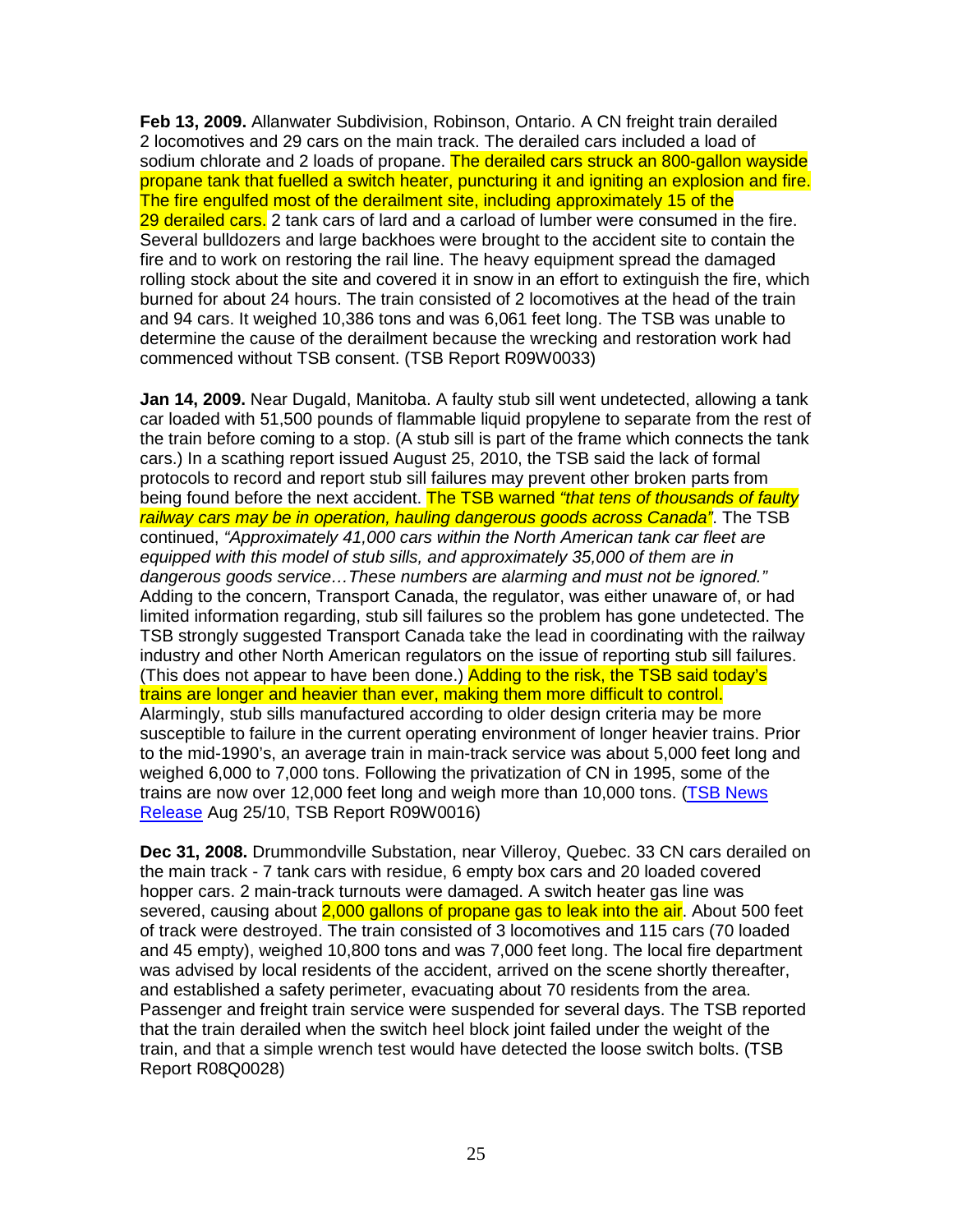**Feb 13, 2009.** Allanwater Subdivision, Robinson, Ontario. A CN freight train derailed 2 locomotives and 29 cars on the main track. The derailed cars included a load of sodium chlorate and 2 loads of propane. The derailed cars struck an 800-gallon wayside propane tank that fuelled a switch heater, puncturing it and igniting an explosion and fire. The fire engulfed most of the derailment site, including approximately 15 of the 29 derailed cars. 2 tank cars of lard and a carload of lumber were consumed in the fire. Several bulldozers and large backhoes were brought to the accident site to contain the fire and to work on restoring the rail line. The heavy equipment spread the damaged rolling stock about the site and covered it in snow in an effort to extinguish the fire, which burned for about 24 hours. The train consisted of 2 locomotives at the head of the train and 94 cars. It weighed 10,386 tons and was 6,061 feet long. The TSB was unable to determine the cause of the derailment because the wrecking and restoration work had commenced without TSB consent. (TSB Report R09W0033)

**Jan 14, 2009.** Near Dugald, Manitoba. A faulty stub sill went undetected, allowing a tank car loaded with 51,500 pounds of flammable liquid propylene to separate from the rest of the train before coming to a stop. (A stub sill is part of the frame which connects the tank cars.) In a scathing report issued August 25, 2010, the TSB said the lack of formal protocols to record and report stub sill failures may prevent other broken parts from being found before the next accident. The TSB warned *"that tens of thousands of faulty railway cars may be in operation, hauling dangerous goods across Canada"*. The TSB continued, *"Approximately 41,000 cars within the North American tank car fleet are equipped with this model of stub sills, and approximately 35,000 of them are in dangerous goods service…These numbers are alarming and must not be ignored."* Adding to the concern, Transport Canada, the regulator, was either unaware of, or had limited information regarding, stub sill failures so the problem has gone undetected. The TSB strongly suggested Transport Canada take the lead in coordinating with the railway industry and other North American regulators on the issue of reporting stub sill failures. (This does not appear to have been done.) Adding to the risk, the TSB said today's trains are longer and heavier than ever, making them more difficult to control. Alarmingly, stub sills manufactured according to older design criteria may be more susceptible to failure in the current operating environment of longer heavier trains. Prior to the mid-1990's, an average train in main-track service was about 5,000 feet long and weighed 6,000 to 7,000 tons. Following the privatization of CN in 1995, some of the trains are now over 12,000 feet long and weigh more than 10,000 tons. (TSB News Release Aug 25/10, TSB Report R09W0016)

**Dec 31, 2008.** Drummondville Substation, near Villeroy, Quebec. 33 CN cars derailed on the main track - 7 tank cars with residue, 6 empty box cars and 20 loaded covered hopper cars. 2 main-track turnouts were damaged. A switch heater gas line was severed, causing about 2,000 gallons of propane gas to leak into the air. About 500 feet of track were destroyed. The train consisted of 3 locomotives and 115 cars (70 loaded and 45 empty), weighed 10,800 tons and was 7,000 feet long. The local fire department was advised by local residents of the accident, arrived on the scene shortly thereafter, and established a safety perimeter, evacuating about 70 residents from the area. Passenger and freight train service were suspended for several days. The TSB reported that the train derailed when the switch heel block joint failed under the weight of the train, and that a simple wrench test would have detected the loose switch bolts. (TSB Report R08Q0028)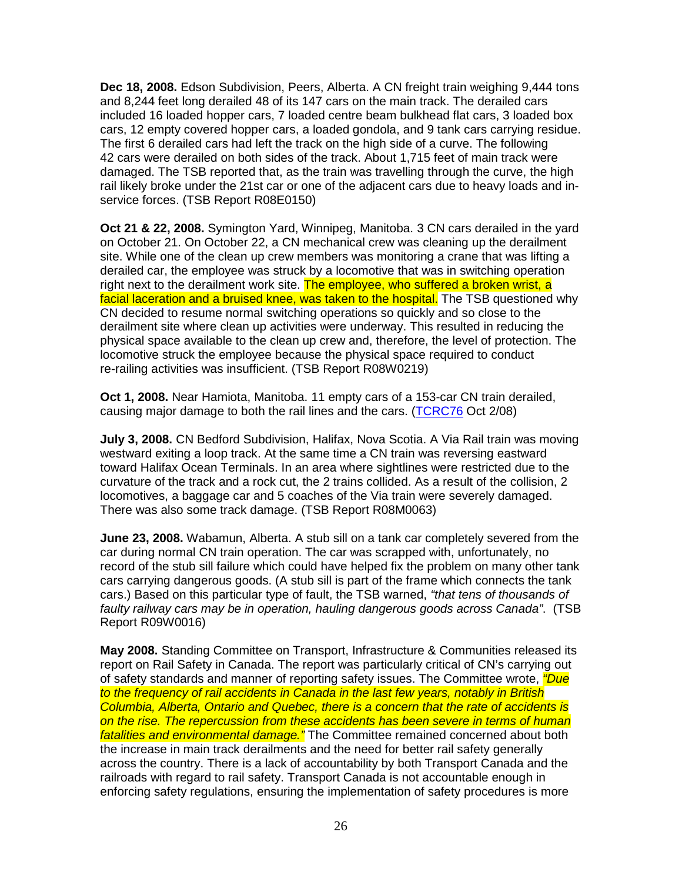**Dec 18, 2008.** Edson Subdivision, Peers, Alberta. A CN freight train weighing 9,444 tons and 8,244 feet long derailed 48 of its 147 cars on the main track. The derailed cars included 16 loaded hopper cars, 7 loaded centre beam bulkhead flat cars, 3 loaded box cars, 12 empty covered hopper cars, a loaded gondola, and 9 tank cars carrying residue. The first 6 derailed cars had left the track on the high side of a curve. The following 42 cars were derailed on both sides of the track. About 1,715 feet of main track were damaged. The TSB reported that, as the train was travelling through the curve, the high rail likely broke under the 21st car or one of the adjacent cars due to heavy loads and in-service forces. (TSB Report R08E0150)

**Oct 21 & 22, 2008.** Symington Yard, Winnipeg, Manitoba. 3 CN cars derailed in the yard on October 21. On October 22, a CN mechanical crew was cleaning up the derailment site. While one of the clean up crew members was monitoring a crane that was lifting a derailed car, the employee was struck by a locomotive that was in switching operation right next to the derailment work site. The employee, who suffered a broken wrist, a facial laceration and a bruised knee, was taken to the hospital. The TSB questioned why CN decided to resume normal switching operations so quickly and so close to the derailment site where clean up activities were underway. This resulted in reducing the physical space available to the clean up crew and, therefore, the level of protection. The locomotive struck the employee because the physical space required to conduct re-railing activities was insufficient. (TSB Report R08W0219)

**Oct 1, 2008.** Near Hamiota, Manitoba. 11 empty cars of a 153-car CN train derailed, causing major damage to both the rail lines and the cars. (TCRC76 Oct 2/08)

**July 3, 2008.** CN Bedford Subdivision, Halifax, Nova Scotia. A Via Rail train was moving westward exiting a loop track. At the same time a CN train was reversing eastward toward Halifax Ocean Terminals. In an area where sightlines were restricted due to the curvature of the track and a rock cut, the 2 trains collided. As a result of the collision, 2 locomotives, a baggage car and 5 coaches of the Via train were severely damaged. There was also some track damage. (TSB Report R08M0063)

**June 23, 2008.** Wabamun, Alberta. A stub sill on a tank car completely severed from the car during normal CN train operation. The car was scrapped with, unfortunately, no record of the stub sill failure which could have helped fix the problem on many other tank cars carrying dangerous goods. (A stub sill is part of the frame which connects the tank cars.) Based on this particular type of fault, the TSB warned, *"that tens of thousands of faulty railway cars may be in operation, hauling dangerous goods across Canada"*. (TSB Report R09W0016)

**May 2008.** Standing Committee on Transport, Infrastructure & Communities released its report on Rail Safety in Canada. The report was particularly critical of CN's carrying out of safety standards and manner of reporting safety issues. The Committee wrote, *"Due to the frequency of rail accidents in Canada in the last few years, notably in British Columbia, Alberta, Ontario and Quebec, there is a concern that the rate of accidents is on the rise. The repercussion from these accidents has been severe in terms of human fatalities and environmental damage."* The Committee remained concerned about both the increase in main track derailments and the need for better rail safety generally across the country. There is a lack of accountability by both Transport Canada and the railroads with regard to rail safety. Transport Canada is not accountable enough in enforcing safety regulations, ensuring the implementation of safety procedures is more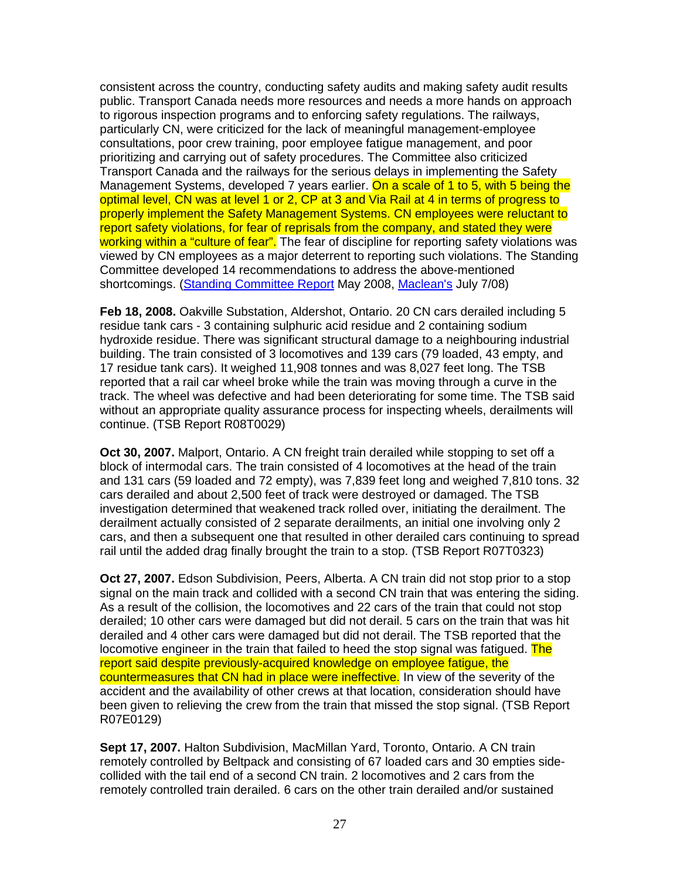consistent across the country, conducting safety audits and making safety audit results public. Transport Canada needs more resources and needs a more hands on approach to rigorous inspection programs and to enforcing safety regulations. The railways, particularly CN, were criticized for the lack of meaningful management-employee consultations, poor crew training, poor employee fatigue management, and poor prioritizing and carrying out of safety procedures. The Committee also criticized Transport Canada and the railways for the serious delays in implementing the Safety Management Systems, developed 7 years earlier. On a scale of 1 to 5, with 5 being the optimal level, CN was at level 1 or 2, CP at 3 and Via Rail at 4 in terms of progress to properly implement the Safety Management Systems. CN employees were reluctant to report safety violations, for fear of reprisals from the company, and stated they were working within a "culture of fear". The fear of discipline for reporting safety violations was viewed by CN employees as a major deterrent to reporting such violations. The Standing Committee developed 14 recommendations to address the above-mentioned shortcomings. (Standing Committee Report May 2008, Maclean's July 7/08)

**Feb 18, 2008.** Oakville Substation, Aldershot, Ontario. 20 CN cars derailed including 5 residue tank cars - 3 containing sulphuric acid residue and 2 containing sodium hydroxide residue. There was significant structural damage to a neighbouring industrial building. The train consisted of 3 locomotives and 139 cars (79 loaded, 43 empty, and 17 residue tank cars). It weighed 11,908 tonnes and was 8,027 feet long. The TSB reported that a rail car wheel broke while the train was moving through a curve in the track. The wheel was defective and had been deteriorating for some time. The TSB said without an appropriate quality assurance process for inspecting wheels, derailments will continue. (TSB Report R08T0029)

**Oct 30, 2007.** Malport, Ontario. A CN freight train derailed while stopping to set off a block of intermodal cars. The train consisted of 4 locomotives at the head of the train and 131 cars (59 loaded and 72 empty), was 7,839 feet long and weighed 7,810 tons. 32 cars derailed and about 2,500 feet of track were destroyed or damaged. The TSB investigation determined that weakened track rolled over, initiating the derailment. The derailment actually consisted of 2 separate derailments, an initial one involving only 2 cars, and then a subsequent one that resulted in other derailed cars continuing to spread rail until the added drag finally brought the train to a stop. (TSB Report R07T0323)

**Oct 27, 2007.** Edson Subdivision, Peers, Alberta. A CN train did not stop prior to a stop signal on the main track and collided with a second CN train that was entering the siding. As a result of the collision, the locomotives and 22 cars of the train that could not stop derailed; 10 other cars were damaged but did not derail. 5 cars on the train that was hit derailed and 4 other cars were damaged but did not derail. The TSB reported that the locomotive engineer in the train that failed to heed the stop signal was fatigued. The report said despite previously-acquired knowledge on employee fatigue, the countermeasures that CN had in place were ineffective. In view of the severity of the accident and the availability of other crews at that location, consideration should have been given to relieving the crew from the train that missed the stop signal. (TSB Report R07E0129)

**Sept 17, 2007.** Halton Subdivision, MacMillan Yard, Toronto, Ontario. A CN train remotely controlled by Beltpack and consisting of 67 loaded cars and 30 empties side-collided with the tail end of a second CN train. 2 locomotives and 2 cars from the remotely controlled train derailed. 6 cars on the other train derailed and/or sustained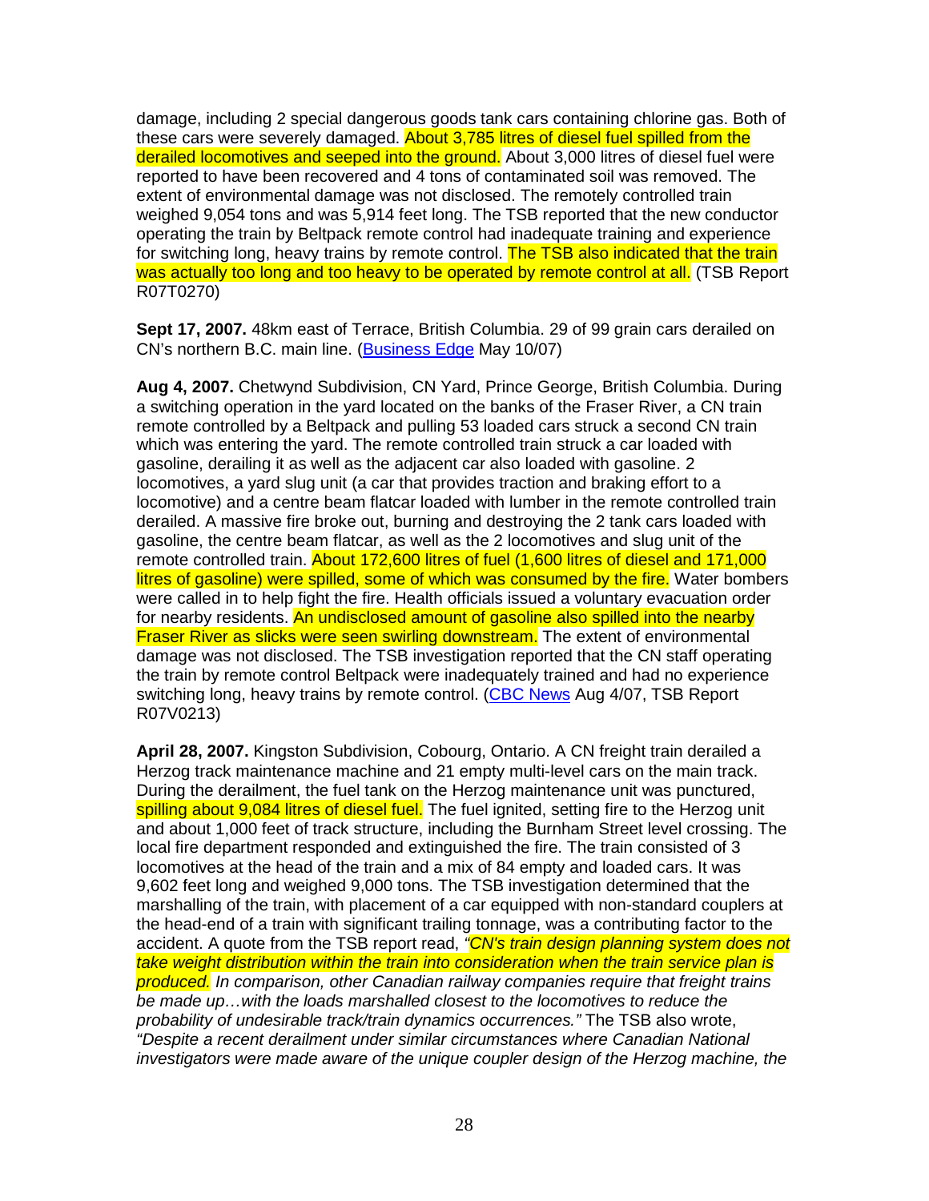damage, including 2 special dangerous goods tank cars containing chlorine gas. Both of these cars were severely damaged. About 3,785 litres of diesel fuel spilled from the derailed locomotives and seeped into the ground. About 3,000 litres of diesel fuel were reported to have been recovered and 4 tons of contaminated soil was removed. The extent of environmental damage was not disclosed. The remotely controlled train weighed 9,054 tons and was 5,914 feet long. The TSB reported that the new conductor operating the train by Beltpack remote control had inadequate training and experience for switching long, heavy trains by remote control. The TSB also indicated that the train was actually too long and too heavy to be operated by remote control at all. (TSB Report R07T0270)

**Sept 17, 2007.** 48km east of Terrace, British Columbia. 29 of 99 grain cars derailed on CN's northern B.C. main line. (Business Edge May 10/07)

**Aug 4, 2007.** Chetwynd Subdivision, CN Yard, Prince George, British Columbia. During a switching operation in the yard located on the banks of the Fraser River, a CN train remote controlled by a Beltpack and pulling 53 loaded cars struck a second CN train which was entering the yard. The remote controlled train struck a car loaded with gasoline, derailing it as well as the adjacent car also loaded with gasoline. 2 locomotives, a yard slug unit (a car that provides traction and braking effort to a locomotive) and a centre beam flatcar loaded with lumber in the remote controlled train derailed. A massive fire broke out, burning and destroying the 2 tank cars loaded with gasoline, the centre beam flatcar, as well as the 2 locomotives and slug unit of the remote controlled train. About 172,600 litres of fuel (1,600 litres of diesel and 171,000 litres of gasoline) were spilled, some of which was consumed by the fire. Water bombers were called in to help fight the fire. Health officials issued a voluntary evacuation order for nearby residents. An undisclosed amount of gasoline also spilled into the nearby Fraser River as slicks were seen swirling downstream. The extent of environmental damage was not disclosed. The TSB investigation reported that the CN staff operating the train by remote control Beltpack were inadequately trained and had no experience switching long, heavy trains by remote control. (CBC News Aug 4/07, TSB Report R07V0213)

**April 28, 2007.** Kingston Subdivision, Cobourg, Ontario. A CN freight train derailed a Herzog track maintenance machine and 21 empty multi-level cars on the main track. During the derailment, the fuel tank on the Herzog maintenance unit was punctured, spilling about 9,084 litres of diesel fuel. The fuel ignited, setting fire to the Herzog unit and about 1,000 feet of track structure, including the Burnham Street level crossing. The local fire department responded and extinguished the fire. The train consisted of 3 locomotives at the head of the train and a mix of 84 empty and loaded cars. It was 9,602 feet long and weighed 9,000 tons. The TSB investigation determined that the marshalling of the train, with placement of a car equipped with non-standard couplers at the head-end of a train with significant trailing tonnage, was a contributing factor to the accident. A quote from the TSB report read, *"CN's train design planning system does not take weight distribution within the train into consideration when the train service plan is produced. In comparison, other Canadian railway companies require that freight trains be made up…with the loads marshalled closest to the locomotives to reduce the probability of undesirable track/train dynamics occurrences."* The TSB also wrote, *"Despite a recent derailment under similar circumstances where Canadian National investigators were made aware of the unique coupler design of the Herzog machine, the*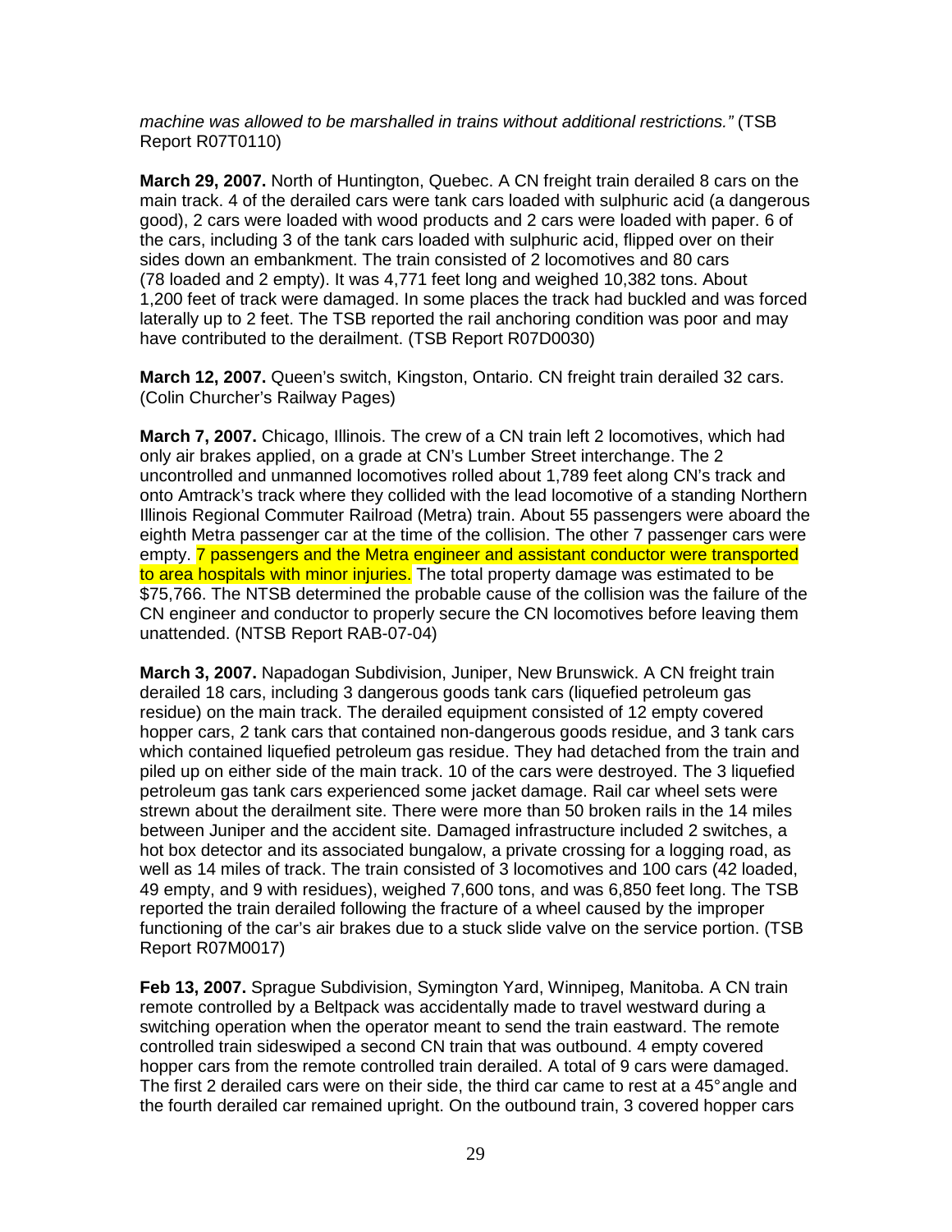*machine was allowed to be marshalled in trains without additional restrictions."* (TSB Report R07T0110)

**March 29, 2007.** North of Huntington, Quebec. A CN freight train derailed 8 cars on the main track. 4 of the derailed cars were tank cars loaded with sulphuric acid (a dangerous good), 2 cars were loaded with wood products and 2 cars were loaded with paper. 6 of the cars, including 3 of the tank cars loaded with sulphuric acid, flipped over on their sides down an embankment. The train consisted of 2 locomotives and 80 cars (78 loaded and 2 empty). It was 4,771 feet long and weighed 10,382 tons. About 1,200 feet of track were damaged. In some places the track had buckled and was forced laterally up to 2 feet. The TSB reported the rail anchoring condition was poor and may have contributed to the derailment. (TSB Report R07D0030)

**March 12, 2007.** Queen's switch, Kingston, Ontario. CN freight train derailed 32 cars. (Colin Churcher's Railway Pages)

**March 7, 2007.** Chicago, Illinois. The crew of a CN train left 2 locomotives, which had only air brakes applied, on a grade at CN's Lumber Street interchange. The 2 uncontrolled and unmanned locomotives rolled about 1,789 feet along CN's track and onto Amtrack's track where they collided with the lead locomotive of a standing Northern Illinois Regional Commuter Railroad (Metra) train. About 55 passengers were aboard the eighth Metra passenger car at the time of the collision. The other 7 passenger cars were empty. 7 passengers and the Metra engineer and assistant conductor were transported to area hospitals with minor injuries. The total property damage was estimated to be $75,766. The NTSB determined the probable cause of the collision was the failure of the CN engineer and conductor to properly secure the CN locomotives before leaving them unattended. (NTSB Report RAB-07-04)

**March 3, 2007.** Napadogan Subdivision, Juniper, New Brunswick. A CN freight train derailed 18 cars, including 3 dangerous goods tank cars (liquefied petroleum gas residue) on the main track. The derailed equipment consisted of 12 empty covered hopper cars, 2 tank cars that contained non-dangerous goods residue, and 3 tank cars which contained liquefied petroleum gas residue. They had detached from the train and piled up on either side of the main track. 10 of the cars were destroyed. The 3 liquefied petroleum gas tank cars experienced some jacket damage. Rail car wheel sets were strewn about the derailment site. There were more than 50 broken rails in the 14 miles between Juniper and the accident site. Damaged infrastructure included 2 switches, a hot box detector and its associated bungalow, a private crossing for a logging road, as well as 14 miles of track. The train consisted of 3 locomotives and 100 cars (42 loaded, 49 empty, and 9 with residues), weighed 7,600 tons, and was 6,850 feet long. The TSB reported the train derailed following the fracture of a wheel caused by the improper functioning of the car's air brakes due to a stuck slide valve on the service portion. (TSB Report R07M0017)

**Feb 13, 2007.** Sprague Subdivision, Symington Yard, Winnipeg, Manitoba. A CN train remote controlled by a Beltpack was accidentally made to travel westward during a switching operation when the operator meant to send the train eastward. The remote controlled train sideswiped a second CN train that was outbound. 4 empty covered hopper cars from the remote controlled train derailed. A total of 9 cars were damaged. The first 2 derailed cars were on their side, the third car came to rest at a 45° angle and the fourth derailed car remained upright. On the outbound train, 3 covered hopper cars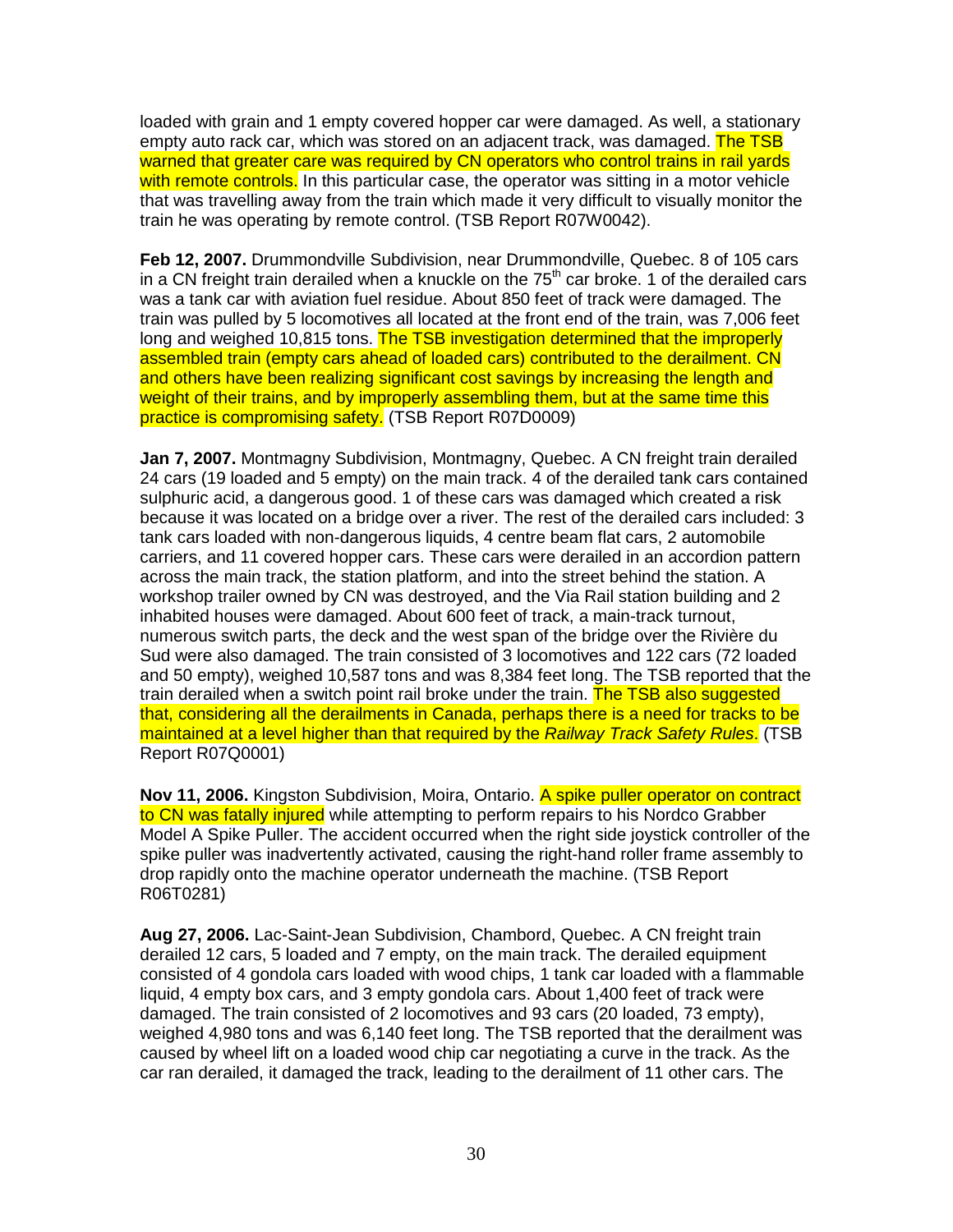loaded with grain and 1 empty covered hopper car were damaged. As well, a stationary empty auto rack car, which was stored on an adjacent track, was damaged. The TSB warned that greater care was required by CN operators who control trains in rail yards with remote controls. In this particular case, the operator was sitting in a motor vehicle that was travelling away from the train which made it very difficult to visually monitor the train he was operating by remote control. (TSB Report R07W0042).

**Feb 12, 2007.** Drummondville Subdivision, near Drummondville, Quebec. 8 of 105 cars in a CN freight train derailed when a knuckle on the 75th car broke. 1 of the derailed cars was a tank car with aviation fuel residue. About 850 feet of track were damaged. The train was pulled by 5 locomotives all located at the front end of the train, was 7,006 feet long and weighed 10,815 tons. The TSB investigation determined that the improperly assembled train (empty cars ahead of loaded cars) contributed to the derailment. CN and others have been realizing significant cost savings by increasing the length and weight of their trains, and by improperly assembling them, but at the same time this practice is compromising safety. (TSB Report R07D0009)

**Jan 7, 2007.** Montmagny Subdivision, Montmagny, Quebec. A CN freight train derailed 24 cars (19 loaded and 5 empty) on the main track. 4 of the derailed tank cars contained sulphuric acid, a dangerous good. 1 of these cars was damaged which created a risk because it was located on a bridge over a river. The rest of the derailed cars included: 3 tank cars loaded with non-dangerous liquids, 4 centre beam flat cars, 2 automobile carriers, and 11 covered hopper cars. These cars were derailed in an accordion pattern across the main track, the station platform, and into the street behind the station. A workshop trailer owned by CN was destroyed, and the Via Rail station building and 2 inhabited houses were damaged. About 600 feet of track, a main-track turnout, numerous switch parts, the deck and the west span of the bridge over the Rivière du Sud were also damaged. The train consisted of 3 locomotives and 122 cars (72 loaded and 50 empty), weighed 10,587 tons and was 8,384 feet long. The TSB reported that the train derailed when a switch point rail broke under the train. The TSB also suggested that, considering all the derailments in Canada, perhaps there is a need for tracks to be maintained at a level higher than that required by the *Railway Track Safety Rules*. (TSB Report R07Q0001)

**Nov 11, 2006.** Kingston Subdivision, Moira, Ontario. A spike puller operator on contract to CN was fatally injured while attempting to perform repairs to his Nordco Grabber Model A Spike Puller. The accident occurred when the right side joystick controller of the spike puller was inadvertently activated, causing the right-hand roller frame assembly to drop rapidly onto the machine operator underneath the machine. (TSB Report R06T0281)

**Aug 27, 2006.** Lac-Saint-Jean Subdivision, Chambord, Quebec. A CN freight train derailed 12 cars, 5 loaded and 7 empty, on the main track. The derailed equipment consisted of 4 gondola cars loaded with wood chips, 1 tank car loaded with a flammable liquid, 4 empty box cars, and 3 empty gondola cars. About 1,400 feet of track were damaged. The train consisted of 2 locomotives and 93 cars (20 loaded, 73 empty), weighed 4,980 tons and was 6,140 feet long. The TSB reported that the derailment was caused by wheel lift on a loaded wood chip car negotiating a curve in the track. As the car ran derailed, it damaged the track, leading to the derailment of 11 other cars. The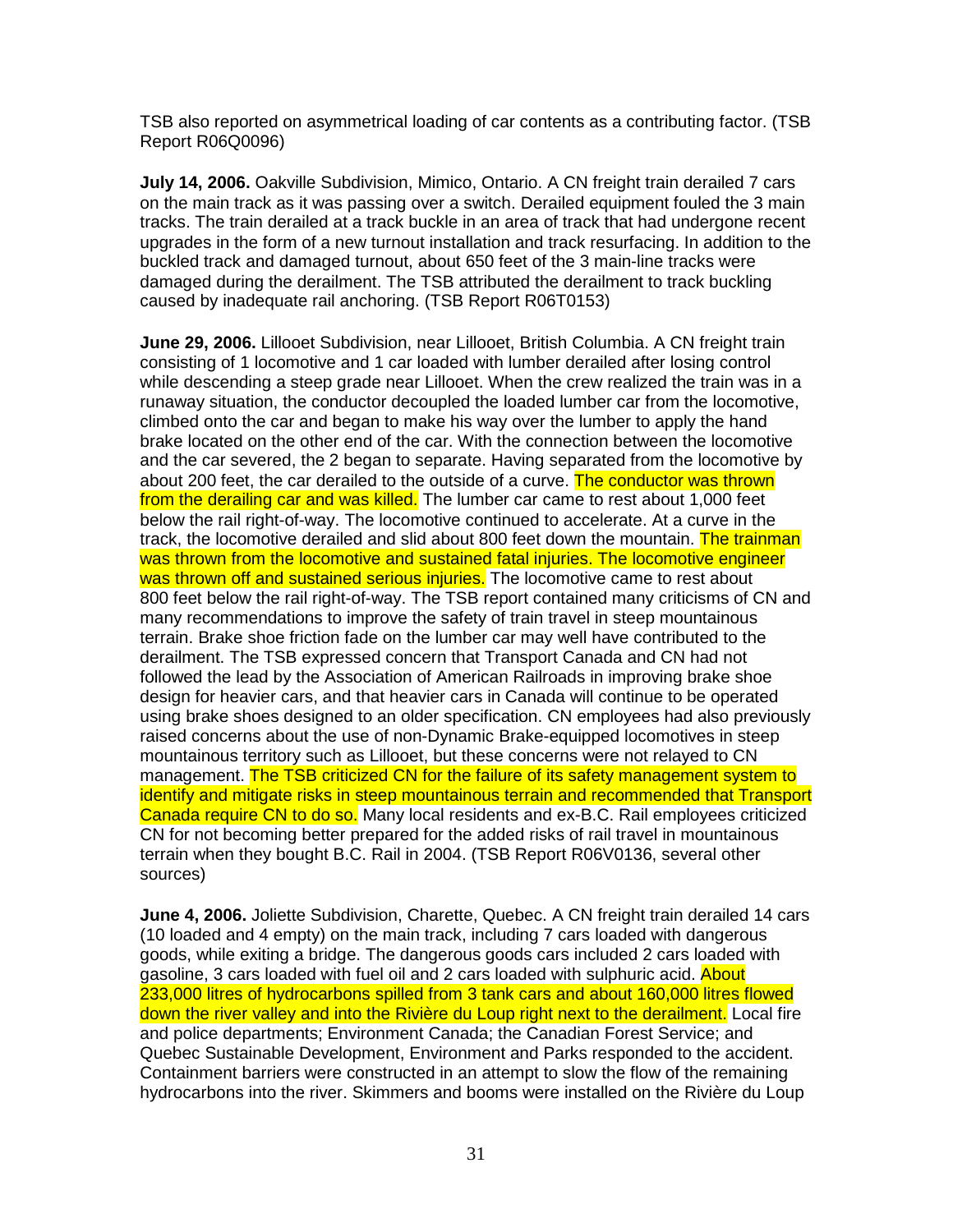TSB also reported on asymmetrical loading of car contents as a contributing factor. (TSB Report R06Q0096)

**July 14, 2006.** Oakville Subdivision, Mimico, Ontario. A CN freight train derailed 7 cars on the main track as it was passing over a switch. Derailed equipment fouled the 3 main tracks. The train derailed at a track buckle in an area of track that had undergone recent upgrades in the form of a new turnout installation and track resurfacing. In addition to the buckled track and damaged turnout, about 650 feet of the 3 main-line tracks were damaged during the derailment. The TSB attributed the derailment to track buckling caused by inadequate rail anchoring. (TSB Report R06T0153)

**June 29, 2006.** Lillooet Subdivision, near Lillooet, British Columbia. A CN freight train consisting of 1 locomotive and 1 car loaded with lumber derailed after losing control while descending a steep grade near Lillooet. When the crew realized the train was in a runaway situation, the conductor decoupled the loaded lumber car from the locomotive, climbed onto the car and began to make his way over the lumber to apply the hand brake located on the other end of the car. With the connection between the locomotive and the car severed, the 2 began to separate. Having separated from the locomotive by about 200 feet, the car derailed to the outside of a curve. The conductor was thrown from the derailing car and was killed. The lumber car came to rest about 1,000 feet below the rail right-of-way. The locomotive continued to accelerate. At a curve in the track, the locomotive derailed and slid about 800 feet down the mountain. The trainman was thrown from the locomotive and sustained fatal injuries. The locomotive engineer was thrown off and sustained serious injuries. The locomotive came to rest about 800 feet below the rail right-of-way. The TSB report contained many criticisms of CN and many recommendations to improve the safety of train travel in steep mountainous terrain. Brake shoe friction fade on the lumber car may well have contributed to the derailment. The TSB expressed concern that Transport Canada and CN had not followed the lead by the Association of American Railroads in improving brake shoe design for heavier cars, and that heavier cars in Canada will continue to be operated using brake shoes designed to an older specification. CN employees had also previously raised concerns about the use of non-Dynamic Brake-equipped locomotives in steep mountainous territory such as Lillooet, but these concerns were not relayed to CN management. The TSB criticized CN for the failure of its safety management system to identify and mitigate risks in steep mountainous terrain and recommended that Transport Canada require CN to do so. Many local residents and ex-B.C. Rail employees criticized CN for not becoming better prepared for the added risks of rail travel in mountainous terrain when they bought B.C. Rail in 2004. (TSB Report R06V0136, several other sources)

**June 4, 2006.** Joliette Subdivision, Charette, Quebec. A CN freight train derailed 14 cars (10 loaded and 4 empty) on the main track, including 7 cars loaded with dangerous goods, while exiting a bridge. The dangerous goods cars included 2 cars loaded with gasoline, 3 cars loaded with fuel oil and 2 cars loaded with sulphuric acid. About 233,000 litres of hydrocarbons spilled from 3 tank cars and about 160,000 litres flowed down the river valley and into the Rivière du Loup right next to the derailment. Local fire and police departments; Environment Canada; the Canadian Forest Service; and Quebec Sustainable Development, Environment and Parks responded to the accident. Containment barriers were constructed in an attempt to slow the flow of the remaining hydrocarbons into the river. Skimmers and booms were installed on the Rivière du Loup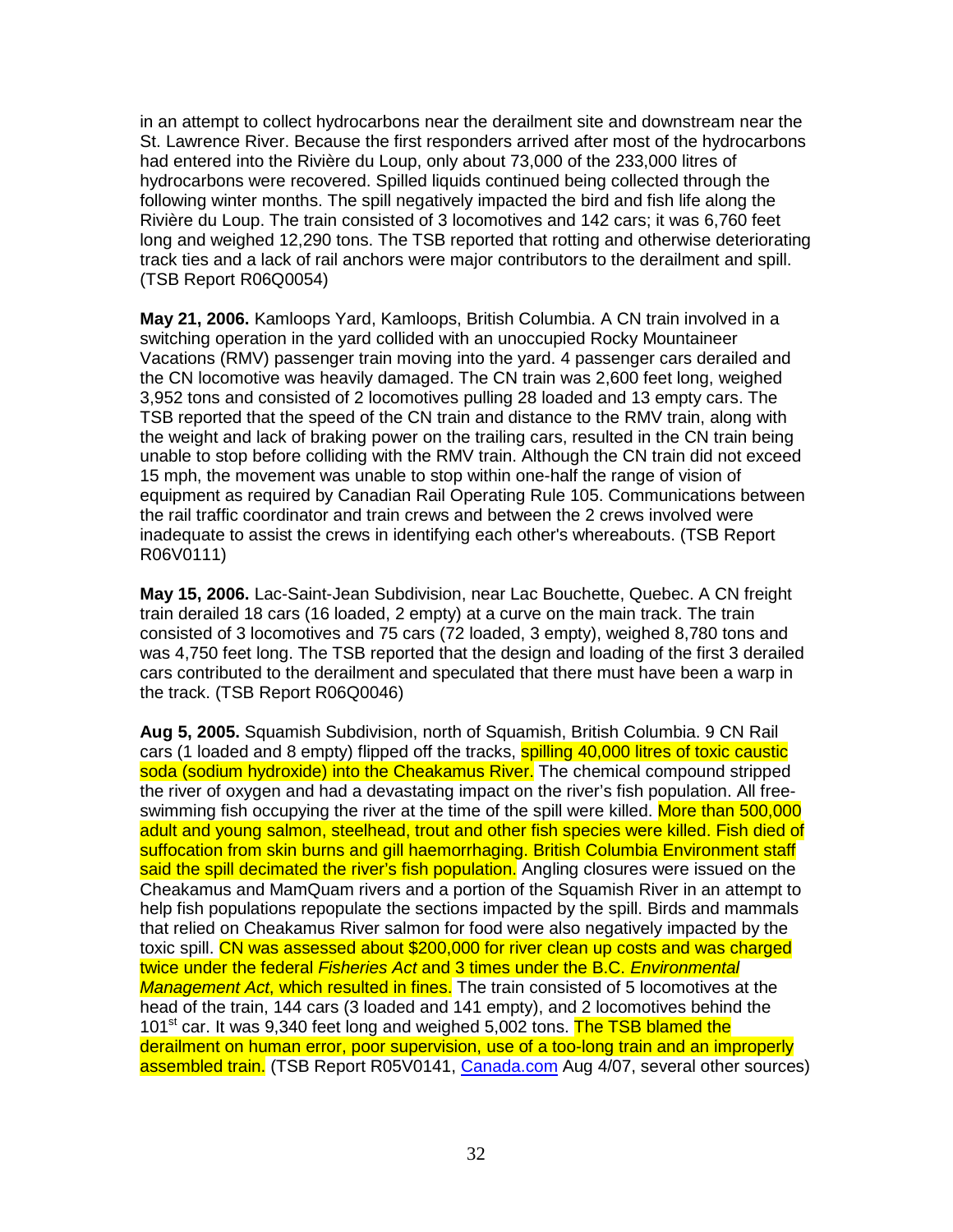in an attempt to collect hydrocarbons near the derailment site and downstream near the St. Lawrence River. Because the first responders arrived after most of the hydrocarbons had entered into the Rivière du Loup, only about 73,000 of the 233,000 litres of hydrocarbons were recovered. Spilled liquids continued being collected through the following winter months. The spill negatively impacted the bird and fish life along the Rivière du Loup. The train consisted of 3 locomotives and 142 cars; it was 6,760 feet long and weighed 12,290 tons. The TSB reported that rotting and otherwise deteriorating track ties and a lack of rail anchors were major contributors to the derailment and spill. (TSB Report R06Q0054)

**May 21, 2006.** Kamloops Yard, Kamloops, British Columbia. A CN train involved in a switching operation in the yard collided with an unoccupied Rocky Mountaineer Vacations (RMV) passenger train moving into the yard. 4 passenger cars derailed and the CN locomotive was heavily damaged. The CN train was 2,600 feet long, weighed 3,952 tons and consisted of 2 locomotives pulling 28 loaded and 13 empty cars. The TSB reported that the speed of the CN train and distance to the RMV train, along with the weight and lack of braking power on the trailing cars, resulted in the CN train being unable to stop before colliding with the RMV train. Although the CN train did not exceed 15 mph, the movement was unable to stop within one-half the range of vision of equipment as required by Canadian Rail Operating Rule 105. Communications between the rail traffic coordinator and train crews and between the 2 crews involved were inadequate to assist the crews in identifying each other's whereabouts. (TSB Report R06V0111)

**May 15, 2006.** Lac-Saint-Jean Subdivision, near Lac Bouchette, Quebec. A CN freight train derailed 18 cars (16 loaded, 2 empty) at a curve on the main track. The train consisted of 3 locomotives and 75 cars (72 loaded, 3 empty), weighed 8,780 tons and was 4,750 feet long. The TSB reported that the design and loading of the first 3 derailed cars contributed to the derailment and speculated that there must have been a warp in the track. (TSB Report R06Q0046)

**Aug 5, 2005.** Squamish Subdivision, north of Squamish, British Columbia. 9 CN Rail cars (1 loaded and 8 empty) flipped off the tracks, spilling 40,000 litres of toxic caustic soda (sodium hydroxide) into the Cheakamus River. The chemical compound stripped the river of oxygen and had a devastating impact on the river's fish population. All free-swimming fish occupying the river at the time of the spill were killed. More than 500,000 adult and young salmon, steelhead, trout and other fish species were killed. Fish died of suffocation from skin burns and gill haemorrhaging. British Columbia Environment staff said the spill decimated the river's fish population. Angling closures were issued on the Cheakamus and MamQuam rivers and a portion of the Squamish River in an attempt to help fish populations repopulate the sections impacted by the spill. Birds and mammals that relied on Cheakamus River salmon for food were also negatively impacted by the toxic spill. CN was assessed about $200,000 for river clean up costs and was charged twice under the federal *Fisheries Act* and 3 times under the B.C. *Environmental Management Act*, which resulted in fines. The train consisted of 5 locomotives at the head of the train, 144 cars (3 loaded and 141 empty), and 2 locomotives behind the 101st car. It was 9,340 feet long and weighed 5,002 tons. The TSB blamed the derailment on human error, poor supervision, use of a too-long train and an improperly assembled train. (TSB Report R05V0141, Canada.com Aug 4/07, several other sources)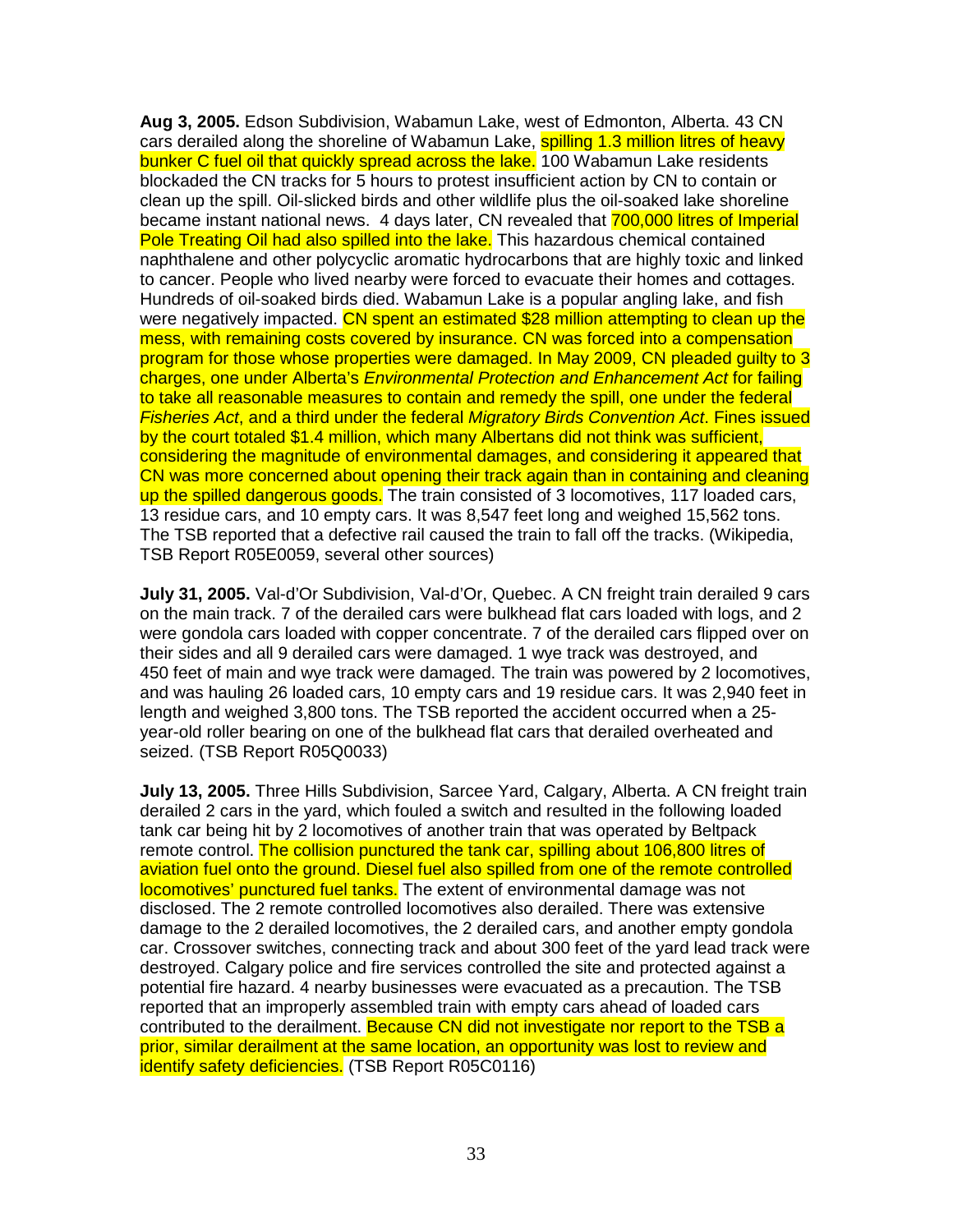**Aug 3, 2005.** Edson Subdivision, Wabamun Lake, west of Edmonton, Alberta. 43 CN cars derailed along the shoreline of Wabamun Lake, spilling 1.3 million litres of heavy bunker C fuel oil that quickly spread across the lake. 100 Wabamun Lake residents blockaded the CN tracks for 5 hours to protest insufficient action by CN to contain or clean up the spill. Oil-slicked birds and other wildlife plus the oil-soaked lake shoreline became instant national news. 4 days later, CN revealed that 700,000 litres of Imperial Pole Treating Oil had also spilled into the lake. This hazardous chemical contained naphthalene and other polycyclic aromatic hydrocarbons that are highly toxic and linked to cancer. People who lived nearby were forced to evacuate their homes and cottages. Hundreds of oil-soaked birds died. Wabamun Lake is a popular angling lake, and fish were negatively impacted. CN spent an estimated $28 million attempting to clean up the mess, with remaining costs covered by insurance. CN was forced into a compensation program for those whose properties were damaged. In May 2009, CN pleaded guilty to 3 charges, one under Alberta's *Environmental Protection and Enhancement Act* for failing to take all reasonable measures to contain and remedy the spill, one under the federal *Fisheries Act*, and a third under the federal *Migratory Birds Convention Act*. Fines issued by the court totaled $1.4 million, which many Albertans did not think was sufficient, considering the magnitude of environmental damages, and considering it appeared that CN was more concerned about opening their track again than in containing and cleaning up the spilled dangerous goods. The train consisted of 3 locomotives, 117 loaded cars, 13 residue cars, and 10 empty cars. It was 8,547 feet long and weighed 15,562 tons. The TSB reported that a defective rail caused the train to fall off the tracks. (Wikipedia, TSB Report R05E0059, several other sources)

**July 31, 2005.** Val-d'Or Subdivision, Val-d'Or, Quebec. A CN freight train derailed 9 cars on the main track. 7 of the derailed cars were bulkhead flat cars loaded with logs, and 2 were gondola cars loaded with copper concentrate. 7 of the derailed cars flipped over on their sides and all 9 derailed cars were damaged. 1 wye track was destroyed, and 450 feet of main and wye track were damaged. The train was powered by 2 locomotives, and was hauling 26 loaded cars, 10 empty cars and 19 residue cars. It was 2,940 feet in length and weighed 3,800 tons. The TSB reported the accident occurred when a 25-year-old roller bearing on one of the bulkhead flat cars that derailed overheated and seized. (TSB Report R05Q0033)

**July 13, 2005.** Three Hills Subdivision, Sarcee Yard, Calgary, Alberta. A CN freight train derailed 2 cars in the yard, which fouled a switch and resulted in the following loaded tank car being hit by 2 locomotives of another train that was operated by Beltpack remote control. The collision punctured the tank car, spilling about 106,800 litres of aviation fuel onto the ground. Diesel fuel also spilled from one of the remote controlled locomotives' punctured fuel tanks. The extent of environmental damage was not disclosed. The 2 remote controlled locomotives also derailed. There was extensive damage to the 2 derailed locomotives, the 2 derailed cars, and another empty gondola car. Crossover switches, connecting track and about 300 feet of the yard lead track were destroyed. Calgary police and fire services controlled the site and protected against a potential fire hazard. 4 nearby businesses were evacuated as a precaution. The TSB reported that an improperly assembled train with empty cars ahead of loaded cars contributed to the derailment. Because CN did not investigate nor report to the TSB a prior, similar derailment at the same location, an opportunity was lost to review and identify safety deficiencies. (TSB Report R05C0116)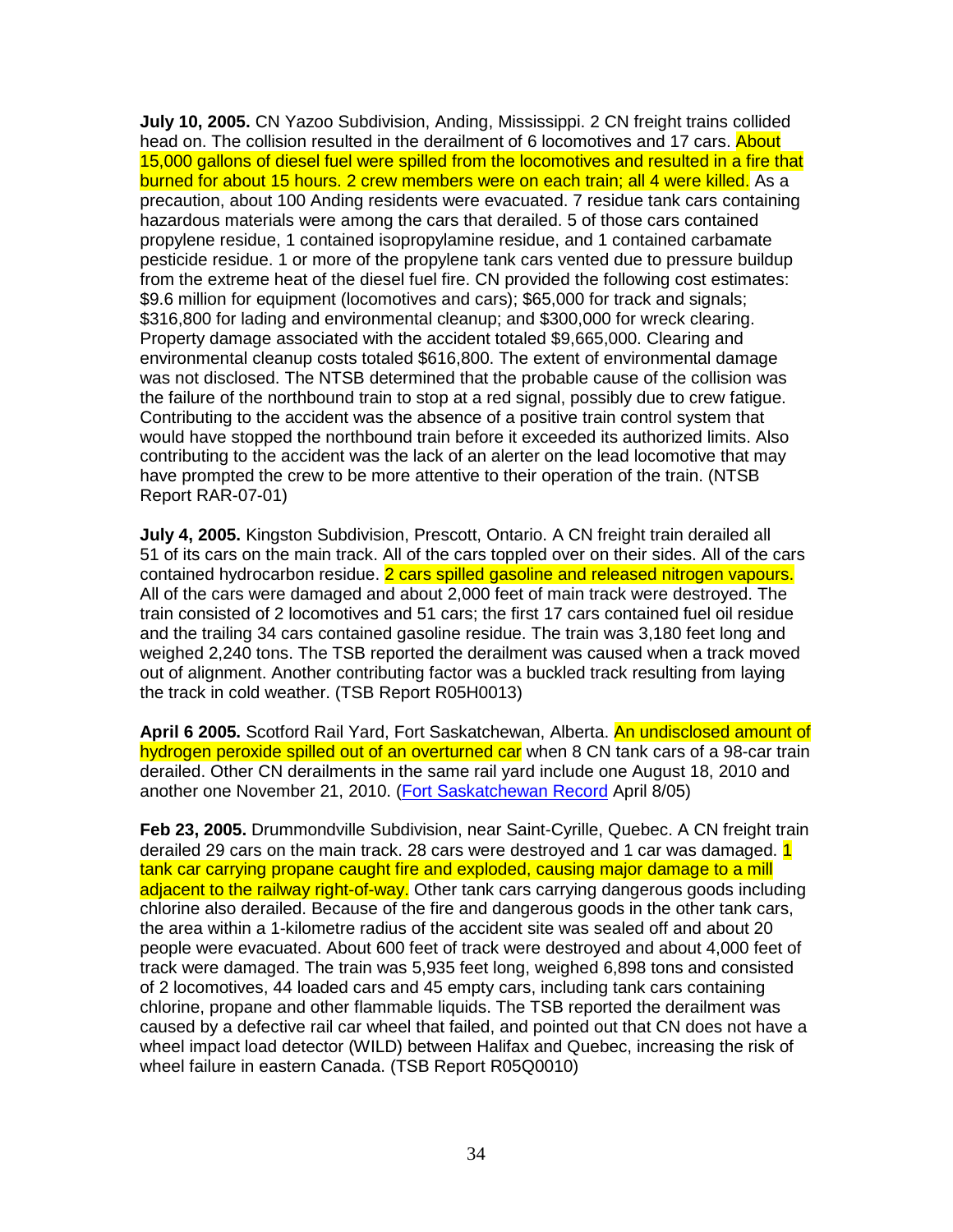**July 10, 2005.** CN Yazoo Subdivision, Anding, Mississippi. 2 CN freight trains collided head on. The collision resulted in the derailment of 6 locomotives and 17 cars. About 15,000 gallons of diesel fuel were spilled from the locomotives and resulted in a fire that burned for about 15 hours. 2 crew members were on each train; all 4 were killed. As a precaution, about 100 Anding residents were evacuated. 7 residue tank cars containing hazardous materials were among the cars that derailed. 5 of those cars contained propylene residue, 1 contained isopropylamine residue, and 1 contained carbamate pesticide residue. 1 or more of the propylene tank cars vented due to pressure buildup from the extreme heat of the diesel fuel fire. CN provided the following cost estimates: $9.6 million for equipment (locomotives and cars); $65,000 for track and signals; $316,800 for lading and environmental cleanup; and $300,000 for wreck clearing. Property damage associated with the accident totaled $9,665,000. Clearing and environmental cleanup costs totaled $616,800. The extent of environmental damage was not disclosed. The NTSB determined that the probable cause of the collision was the failure of the northbound train to stop at a red signal, possibly due to crew fatigue. Contributing to the accident was the absence of a positive train control system that would have stopped the northbound train before it exceeded its authorized limits. Also contributing to the accident was the lack of an alerter on the lead locomotive that may have prompted the crew to be more attentive to their operation of the train. (NTSB Report RAR-07-01)

**July 4, 2005.** Kingston Subdivision, Prescott, Ontario. A CN freight train derailed all 51 of its cars on the main track. All of the cars toppled over on their sides. All of the cars contained hydrocarbon residue. 2 cars spilled gasoline and released nitrogen vapours. All of the cars were damaged and about 2,000 feet of main track were destroyed. The train consisted of 2 locomotives and 51 cars; the first 17 cars contained fuel oil residue and the trailing 34 cars contained gasoline residue. The train was 3,180 feet long and weighed 2,240 tons. The TSB reported the derailment was caused when a track moved out of alignment. Another contributing factor was a buckled track resulting from laying the track in cold weather. (TSB Report R05H0013)

**April 6 2005.** Scotford Rail Yard, Fort Saskatchewan, Alberta. An undisclosed amount of hydrogen peroxide spilled out of an overturned car when 8 CN tank cars of a 98-car train derailed. Other CN derailments in the same rail yard include one August 18, 2010 and another one November 21, 2010. ([Fort Saskatchewan Record](Fort Saskatchewan Record) April 8/05)

**Feb 23, 2005.** Drummondville Subdivision, near Saint-Cyrille, Quebec. A CN freight train derailed 29 cars on the main track. 28 cars were destroyed and 1 car was damaged. 1 tank car carrying propane caught fire and exploded, causing major damage to a mill adjacent to the railway right-of-way. Other tank cars carrying dangerous goods including chlorine also derailed. Because of the fire and dangerous goods in the other tank cars, the area within a 1-kilometre radius of the accident site was sealed off and about 20 people were evacuated. About 600 feet of track were destroyed and about 4,000 feet of track were damaged. The train was 5,935 feet long, weighed 6,898 tons and consisted of 2 locomotives, 44 loaded cars and 45 empty cars, including tank cars containing chlorine, propane and other flammable liquids. The TSB reported the derailment was caused by a defective rail car wheel that failed, and pointed out that CN does not have a wheel impact load detector (WILD) between Halifax and Quebec, increasing the risk of wheel failure in eastern Canada. (TSB Report R05Q0010)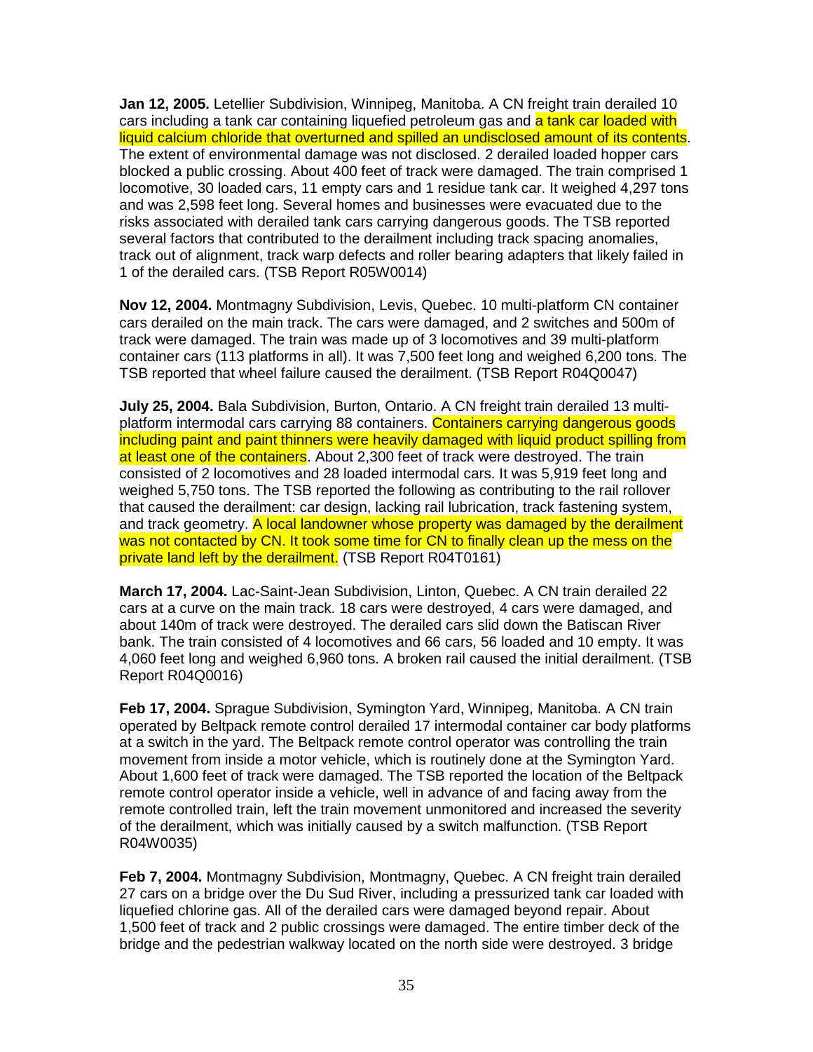**Jan 12, 2005.** Letellier Subdivision, Winnipeg, Manitoba. A CN freight train derailed 10 cars including a tank car containing liquefied petroleum gas and a tank car loaded with liquid calcium chloride that overturned and spilled an undisclosed amount of its contents. The extent of environmental damage was not disclosed. 2 derailed loaded hopper cars blocked a public crossing. About 400 feet of track were damaged. The train comprised 1 locomotive, 30 loaded cars, 11 empty cars and 1 residue tank car. It weighed 4,297 tons and was 2,598 feet long. Several homes and businesses were evacuated due to the risks associated with derailed tank cars carrying dangerous goods. The TSB reported several factors that contributed to the derailment including track spacing anomalies, track out of alignment, track warp defects and roller bearing adapters that likely failed in 1 of the derailed cars. (TSB Report R05W0014)

**Nov 12, 2004.** Montmagny Subdivision, Levis, Quebec. 10 multi-platform CN container cars derailed on the main track. The cars were damaged, and 2 switches and 500m of track were damaged. The train was made up of 3 locomotives and 39 multi-platform container cars (113 platforms in all). It was 7,500 feet long and weighed 6,200 tons. The TSB reported that wheel failure caused the derailment. (TSB Report R04Q0047)

**July 25, 2004.** Bala Subdivision, Burton, Ontario. A CN freight train derailed 13 multi-platform intermodal cars carrying 88 containers. Containers carrying dangerous goods including paint and paint thinners were heavily damaged with liquid product spilling from at least one of the containers. About 2,300 feet of track were destroyed. The train consisted of 2 locomotives and 28 loaded intermodal cars. It was 5,919 feet long and weighed 5,750 tons. The TSB reported the following as contributing to the rail rollover that caused the derailment: car design, lacking rail lubrication, track fastening system, and track geometry. A local landowner whose property was damaged by the derailment was not contacted by CN. It took some time for CN to finally clean up the mess on the private land left by the derailment. (TSB Report R04T0161)

**March 17, 2004.** Lac-Saint-Jean Subdivision, Linton, Quebec. A CN train derailed 22 cars at a curve on the main track. 18 cars were destroyed, 4 cars were damaged, and about 140m of track were destroyed. The derailed cars slid down the Batiscan River bank. The train consisted of 4 locomotives and 66 cars, 56 loaded and 10 empty. It was 4,060 feet long and weighed 6,960 tons. A broken rail caused the initial derailment. (TSB Report R04Q0016)

**Feb 17, 2004.** Sprague Subdivision, Symington Yard, Winnipeg, Manitoba. A CN train operated by Beltpack remote control derailed 17 intermodal container car body platforms at a switch in the yard. The Beltpack remote control operator was controlling the train movement from inside a motor vehicle, which is routinely done at the Symington Yard. About 1,600 feet of track were damaged. The TSB reported the location of the Beltpack remote control operator inside a vehicle, well in advance of and facing away from the remote controlled train, left the train movement unmonitored and increased the severity of the derailment, which was initially caused by a switch malfunction. (TSB Report R04W0035)

**Feb 7, 2004.** Montmagny Subdivision, Montmagny, Quebec. A CN freight train derailed 27 cars on a bridge over the Du Sud River, including a pressurized tank car loaded with liquefied chlorine gas. All of the derailed cars were damaged beyond repair. About 1,500 feet of track and 2 public crossings were damaged. The entire timber deck of the bridge and the pedestrian walkway located on the north side were destroyed. 3 bridge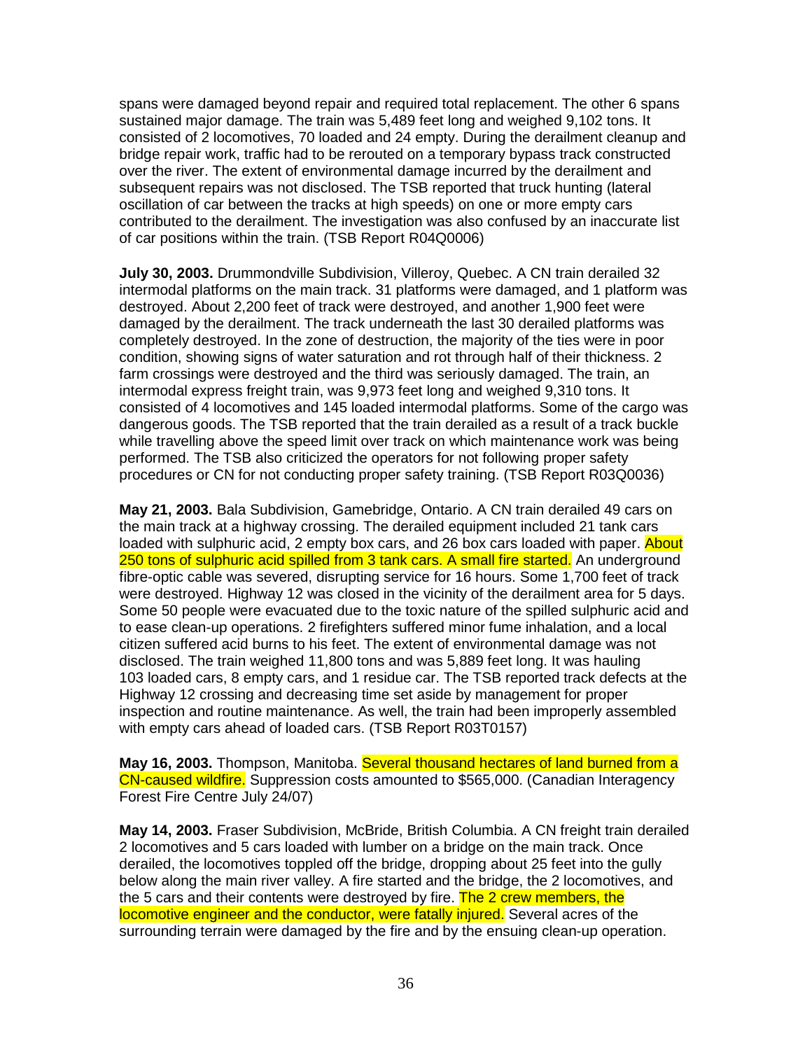spans were damaged beyond repair and required total replacement. The other 6 spans sustained major damage. The train was 5,489 feet long and weighed 9,102 tons. It consisted of 2 locomotives, 70 loaded and 24 empty. During the derailment cleanup and bridge repair work, traffic had to be rerouted on a temporary bypass track constructed over the river. The extent of environmental damage incurred by the derailment and subsequent repairs was not disclosed. The TSB reported that truck hunting (lateral oscillation of car between the tracks at high speeds) on one or more empty cars contributed to the derailment. The investigation was also confused by an inaccurate list of car positions within the train. (TSB Report R04Q0006)

**July 30, 2003.** Drummondville Subdivision, Villeroy, Quebec. A CN train derailed 32 intermodal platforms on the main track. 31 platforms were damaged, and 1 platform was destroyed. About 2,200 feet of track were destroyed, and another 1,900 feet were damaged by the derailment. The track underneath the last 30 derailed platforms was completely destroyed. In the zone of destruction, the majority of the ties were in poor condition, showing signs of water saturation and rot through half of their thickness. 2 farm crossings were destroyed and the third was seriously damaged. The train, an intermodal express freight train, was 9,973 feet long and weighed 9,310 tons. It consisted of 4 locomotives and 145 loaded intermodal platforms. Some of the cargo was dangerous goods. The TSB reported that the train derailed as a result of a track buckle while travelling above the speed limit over track on which maintenance work was being performed. The TSB also criticized the operators for not following proper safety procedures or CN for not conducting proper safety training. (TSB Report R03Q0036)

**May 21, 2003.** Bala Subdivision, Gamebridge, Ontario. A CN train derailed 49 cars on the main track at a highway crossing. The derailed equipment included 21 tank cars loaded with sulphuric acid, 2 empty box cars, and 26 box cars loaded with paper. About 250 tons of sulphuric acid spilled from 3 tank cars. A small fire started. An underground fibre-optic cable was severed, disrupting service for 16 hours. Some 1,700 feet of track were destroyed. Highway 12 was closed in the vicinity of the derailment area for 5 days. Some 50 people were evacuated due to the toxic nature of the spilled sulphuric acid and to ease clean-up operations. 2 firefighters suffered minor fume inhalation, and a local citizen suffered acid burns to his feet. The extent of environmental damage was not disclosed. The train weighed 11,800 tons and was 5,889 feet long. It was hauling 103 loaded cars, 8 empty cars, and 1 residue car. The TSB reported track defects at the Highway 12 crossing and decreasing time set aside by management for proper inspection and routine maintenance. As well, the train had been improperly assembled with empty cars ahead of loaded cars. (TSB Report R03T0157)

**May 16, 2003.** Thompson, Manitoba. Several thousand hectares of land burned from a CN-caused wildfire. Suppression costs amounted to $565,000. (Canadian Interagency Forest Fire Centre July 24/07)

**May 14, 2003.** Fraser Subdivision, McBride, British Columbia. A CN freight train derailed 2 locomotives and 5 cars loaded with lumber on a bridge on the main track. Once derailed, the locomotives toppled off the bridge, dropping about 25 feet into the gully below along the main river valley. A fire started and the bridge, the 2 locomotives, and the 5 cars and their contents were destroyed by fire. The 2 crew members, the locomotive engineer and the conductor, were fatally injured. Several acres of the surrounding terrain were damaged by the fire and by the ensuing clean-up operation.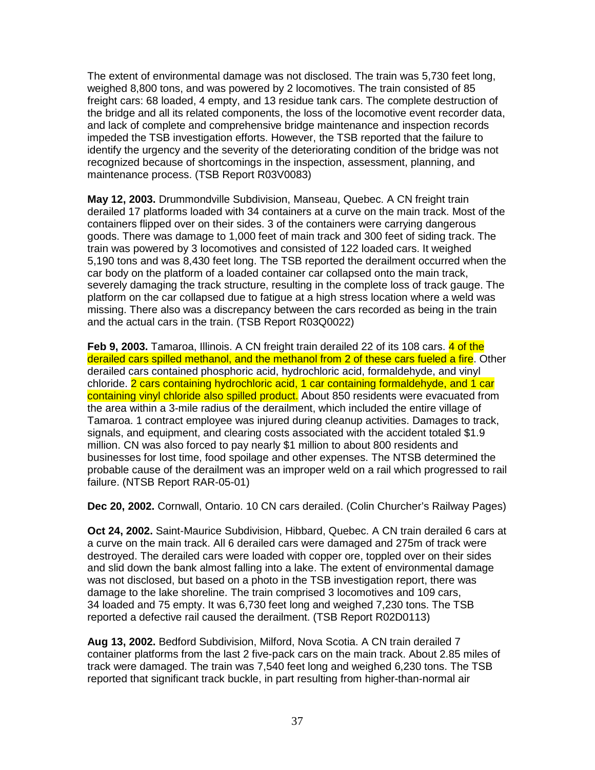The extent of environmental damage was not disclosed. The train was 5,730 feet long, weighed 8,800 tons, and was powered by 2 locomotives. The train consisted of 85 freight cars: 68 loaded, 4 empty, and 13 residue tank cars. The complete destruction of the bridge and all its related components, the loss of the locomotive event recorder data, and lack of complete and comprehensive bridge maintenance and inspection records impeded the TSB investigation efforts. However, the TSB reported that the failure to identify the urgency and the severity of the deteriorating condition of the bridge was not recognized because of shortcomings in the inspection, assessment, planning, and maintenance process. (TSB Report R03V0083)

**May 12, 2003.** Drummondville Subdivision, Manseau, Quebec. A CN freight train derailed 17 platforms loaded with 34 containers at a curve on the main track. Most of the containers flipped over on their sides. 3 of the containers were carrying dangerous goods. There was damage to 1,000 feet of main track and 300 feet of siding track. The train was powered by 3 locomotives and consisted of 122 loaded cars. It weighed 5,190 tons and was 8,430 feet long. The TSB reported the derailment occurred when the car body on the platform of a loaded container car collapsed onto the main track, severely damaging the track structure, resulting in the complete loss of track gauge. The platform on the car collapsed due to fatigue at a high stress location where a weld was missing. There also was a discrepancy between the cars recorded as being in the train and the actual cars in the train. (TSB Report R03Q0022)

**Feb 9, 2003.** Tamaroa, Illinois. A CN freight train derailed 22 of its 108 cars. 4 of the derailed cars spilled methanol, and the methanol from 2 of these cars fueled a fire. Other derailed cars contained phosphoric acid, hydrochloric acid, formaldehyde, and vinyl chloride. 2 cars containing hydrochloric acid, 1 car containing formaldehyde, and 1 car containing vinyl chloride also spilled product. About 850 residents were evacuated from the area within a 3-mile radius of the derailment, which included the entire village of Tamaroa. 1 contract employee was injured during cleanup activities. Damages to track, signals, and equipment, and clearing costs associated with the accident totaled $1.9 million. CN was also forced to pay nearly $1 million to about 800 residents and businesses for lost time, food spoilage and other expenses. The NTSB determined the probable cause of the derailment was an improper weld on a rail which progressed to rail failure. (NTSB Report RAR-05-01)

**Dec 20, 2002.** Cornwall, Ontario. 10 CN cars derailed. (Colin Churcher's Railway Pages)

**Oct 24, 2002.** Saint-Maurice Subdivision, Hibbard, Quebec. A CN train derailed 6 cars at a curve on the main track. All 6 derailed cars were damaged and 275m of track were destroyed. The derailed cars were loaded with copper ore, toppled over on their sides and slid down the bank almost falling into a lake. The extent of environmental damage was not disclosed, but based on a photo in the TSB investigation report, there was damage to the lake shoreline. The train comprised 3 locomotives and 109 cars, 34 loaded and 75 empty. It was 6,730 feet long and weighed 7,230 tons. The TSB reported a defective rail caused the derailment. (TSB Report R02D0113)

**Aug 13, 2002.** Bedford Subdivision, Milford, Nova Scotia. A CN train derailed 7 container platforms from the last 2 five-pack cars on the main track. About 2.85 miles of track were damaged. The train was 7,540 feet long and weighed 6,230 tons. The TSB reported that significant track buckle, in part resulting from higher-than-normal air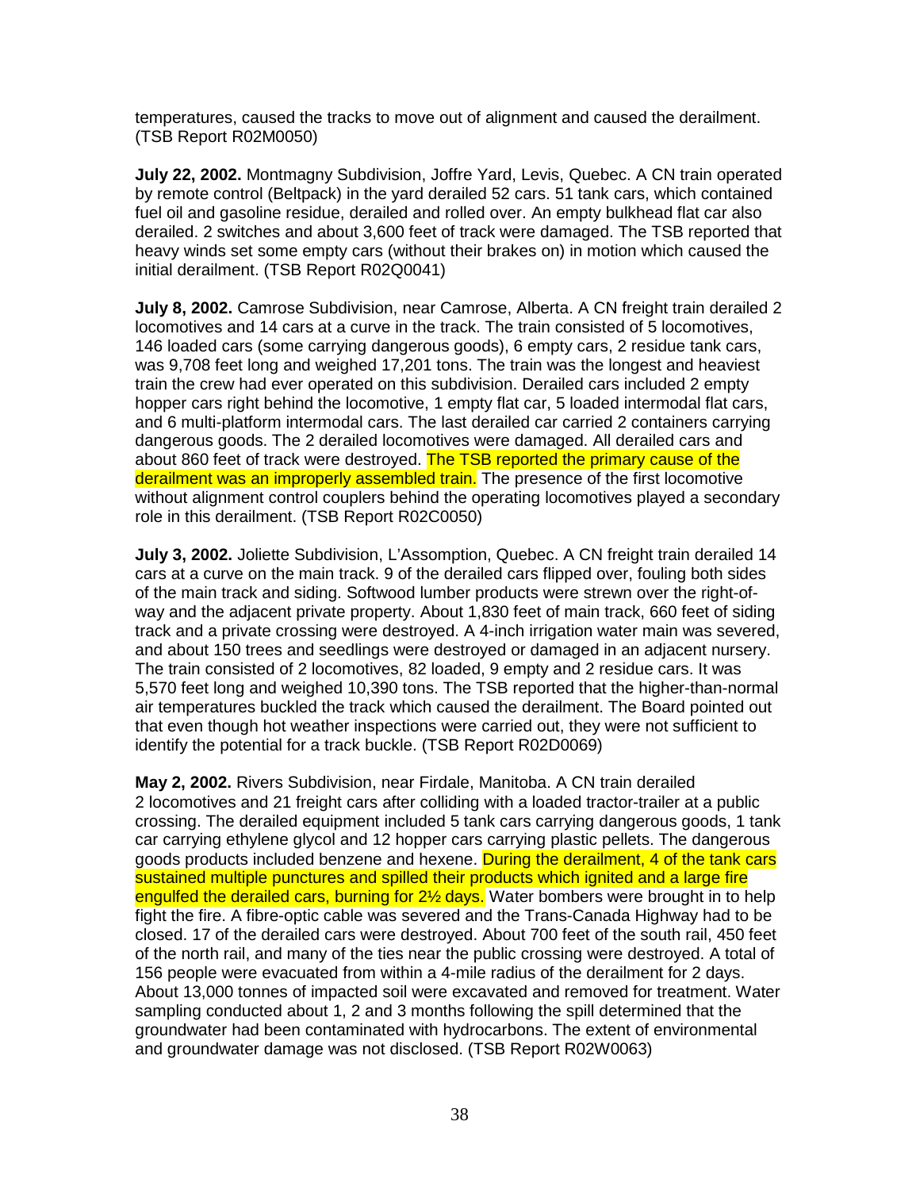temperatures, caused the tracks to move out of alignment and caused the derailment. (TSB Report R02M0050)

**July 22, 2002.** Montmagny Subdivision, Joffre Yard, Levis, Quebec. A CN train operated by remote control (Beltpack) in the yard derailed 52 cars. 51 tank cars, which contained fuel oil and gasoline residue, derailed and rolled over. An empty bulkhead flat car also derailed. 2 switches and about 3,600 feet of track were damaged. The TSB reported that heavy winds set some empty cars (without their brakes on) in motion which caused the initial derailment. (TSB Report R02Q0041)

**July 8, 2002.** Camrose Subdivision, near Camrose, Alberta. A CN freight train derailed 2 locomotives and 14 cars at a curve in the track. The train consisted of 5 locomotives, 146 loaded cars (some carrying dangerous goods), 6 empty cars, 2 residue tank cars, was 9,708 feet long and weighed 17,201 tons. The train was the longest and heaviest train the crew had ever operated on this subdivision. Derailed cars included 2 empty hopper cars right behind the locomotive, 1 empty flat car, 5 loaded intermodal flat cars, and 6 multi-platform intermodal cars. The last derailed car carried 2 containers carrying dangerous goods. The 2 derailed locomotives were damaged. All derailed cars and about 860 feet of track were destroyed. The TSB reported the primary cause of the derailment was an improperly assembled train. The presence of the first locomotive without alignment control couplers behind the operating locomotives played a secondary role in this derailment. (TSB Report R02C0050)

**July 3, 2002.** Joliette Subdivision, L'Assomption, Quebec. A CN freight train derailed 14 cars at a curve on the main track. 9 of the derailed cars flipped over, fouling both sides of the main track and siding. Softwood lumber products were strewn over the right-of-way and the adjacent private property. About 1,830 feet of main track, 660 feet of siding track and a private crossing were destroyed. A 4-inch irrigation water main was severed, and about 150 trees and seedlings were destroyed or damaged in an adjacent nursery. The train consisted of 2 locomotives, 82 loaded, 9 empty and 2 residue cars. It was 5,570 feet long and weighed 10,390 tons. The TSB reported that the higher-than-normal air temperatures buckled the track which caused the derailment. The Board pointed out that even though hot weather inspections were carried out, they were not sufficient to identify the potential for a track buckle. (TSB Report R02D0069)

**May 2, 2002.** Rivers Subdivision, near Firdale, Manitoba. A CN train derailed 2 locomotives and 21 freight cars after colliding with a loaded tractor-trailer at a public crossing. The derailed equipment included 5 tank cars carrying dangerous goods, 1 tank car carrying ethylene glycol and 12 hopper cars carrying plastic pellets. The dangerous goods products included benzene and hexene. During the derailment, 4 of the tank cars sustained multiple punctures and spilled their products which ignited and a large fire engulfed the derailed cars, burning for 2½ days. Water bombers were brought in to help fight the fire. A fibre-optic cable was severed and the Trans-Canada Highway had to be closed. 17 of the derailed cars were destroyed. About 700 feet of the south rail, 450 feet of the north rail, and many of the ties near the public crossing were destroyed. A total of 156 people were evacuated from within a 4-mile radius of the derailment for 2 days. About 13,000 tonnes of impacted soil were excavated and removed for treatment. Water sampling conducted about 1, 2 and 3 months following the spill determined that the groundwater had been contaminated with hydrocarbons. The extent of environmental and groundwater damage was not disclosed. (TSB Report R02W0063)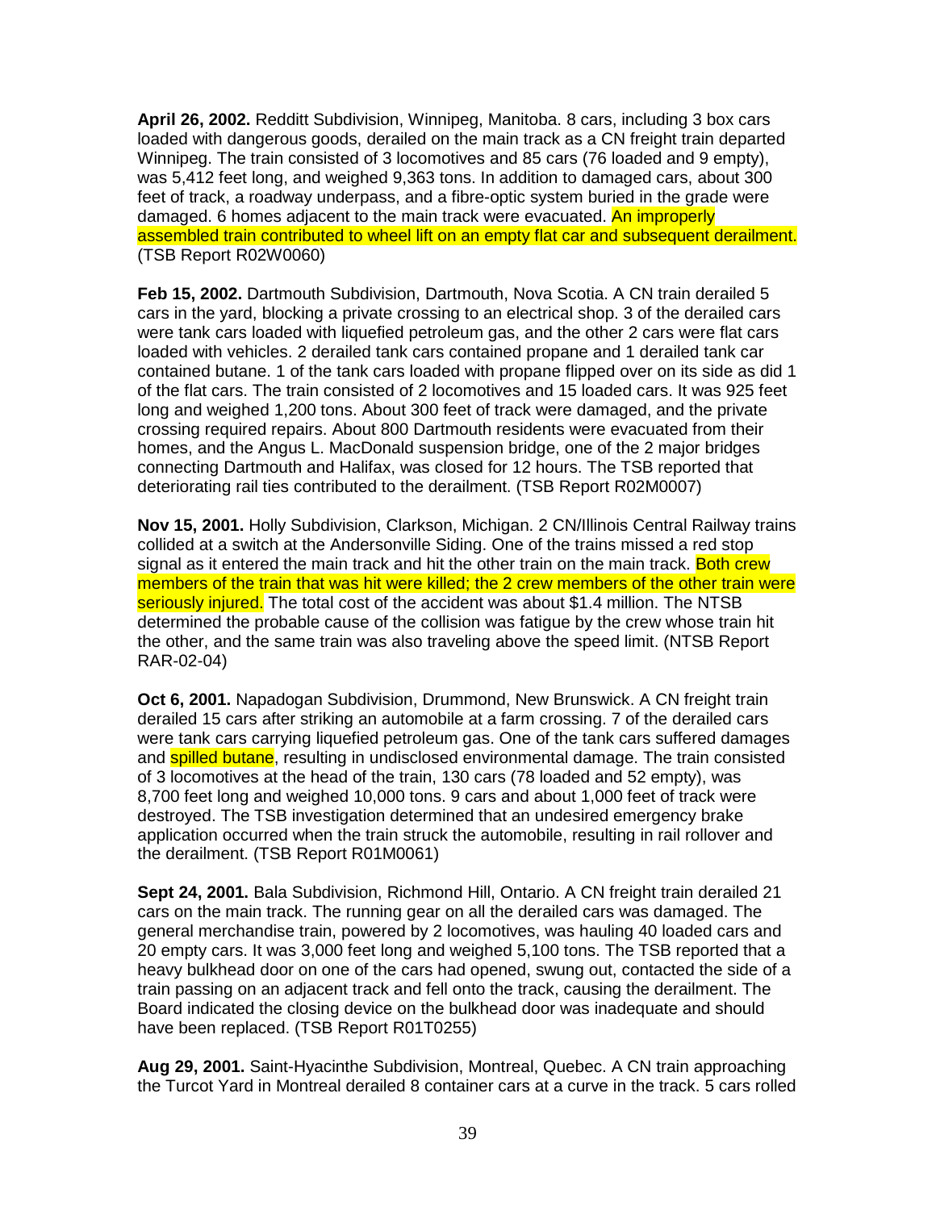**April 26, 2002.** Redditt Subdivision, Winnipeg, Manitoba. 8 cars, including 3 box cars loaded with dangerous goods, derailed on the main track as a CN freight train departed Winnipeg. The train consisted of 3 locomotives and 85 cars (76 loaded and 9 empty), was 5,412 feet long, and weighed 9,363 tons. In addition to damaged cars, about 300 feet of track, a roadway underpass, and a fibre-optic system buried in the grade were damaged. 6 homes adjacent to the main track were evacuated. An improperly assembled train contributed to wheel lift on an empty flat car and subsequent derailment. (TSB Report R02W0060)

**Feb 15, 2002.** Dartmouth Subdivision, Dartmouth, Nova Scotia. A CN train derailed 5 cars in the yard, blocking a private crossing to an electrical shop. 3 of the derailed cars were tank cars loaded with liquefied petroleum gas, and the other 2 cars were flat cars loaded with vehicles. 2 derailed tank cars contained propane and 1 derailed tank car contained butane. 1 of the tank cars loaded with propane flipped over on its side as did 1 of the flat cars. The train consisted of 2 locomotives and 15 loaded cars. It was 925 feet long and weighed 1,200 tons. About 300 feet of track were damaged, and the private crossing required repairs. About 800 Dartmouth residents were evacuated from their homes, and the Angus L. MacDonald suspension bridge, one of the 2 major bridges connecting Dartmouth and Halifax, was closed for 12 hours. The TSB reported that deteriorating rail ties contributed to the derailment. (TSB Report R02M0007)

**Nov 15, 2001.** Holly Subdivision, Clarkson, Michigan. 2 CN/Illinois Central Railway trains collided at a switch at the Andersonville Siding. One of the trains missed a red stop signal as it entered the main track and hit the other train on the main track. Both crew members of the train that was hit were killed; the 2 crew members of the other train were seriously injured. The total cost of the accident was about $1.4 million. The NTSB determined the probable cause of the collision was fatigue by the crew whose train hit the other, and the same train was also traveling above the speed limit. (NTSB Report RAR-02-04)

**Oct 6, 2001.** Napadogan Subdivision, Drummond, New Brunswick. A CN freight train derailed 15 cars after striking an automobile at a farm crossing. 7 of the derailed cars were tank cars carrying liquefied petroleum gas. One of the tank cars suffered damages and spilled butane, resulting in undisclosed environmental damage. The train consisted of 3 locomotives at the head of the train, 130 cars (78 loaded and 52 empty), was 8,700 feet long and weighed 10,000 tons. 9 cars and about 1,000 feet of track were destroyed. The TSB investigation determined that an undesired emergency brake application occurred when the train struck the automobile, resulting in rail rollover and the derailment. (TSB Report R01M0061)

**Sept 24, 2001.** Bala Subdivision, Richmond Hill, Ontario. A CN freight train derailed 21 cars on the main track. The running gear on all the derailed cars was damaged. The general merchandise train, powered by 2 locomotives, was hauling 40 loaded cars and 20 empty cars. It was 3,000 feet long and weighed 5,100 tons. The TSB reported that a heavy bulkhead door on one of the cars had opened, swung out, contacted the side of a train passing on an adjacent track and fell onto the track, causing the derailment. The Board indicated the closing device on the bulkhead door was inadequate and should have been replaced. (TSB Report R01T0255)

**Aug 29, 2001.** Saint-Hyacinthe Subdivision, Montreal, Quebec. A CN train approaching the Turcot Yard in Montreal derailed 8 container cars at a curve in the track. 5 cars rolled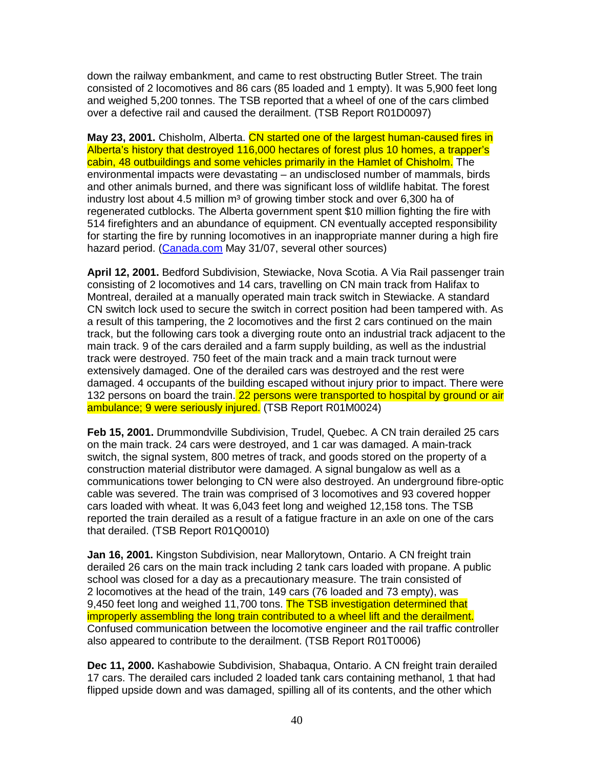down the railway embankment, and came to rest obstructing Butler Street. The train consisted of 2 locomotives and 86 cars (85 loaded and 1 empty). It was 5,900 feet long and weighed 5,200 tonnes. The TSB reported that a wheel of one of the cars climbed over a defective rail and caused the derailment. (TSB Report R01D0097)

**May 23, 2001.** Chisholm, Alberta. CN started one of the largest human-caused fires in Alberta's history that destroyed 116,000 hectares of forest plus 10 homes, a trapper's cabin, 48 outbuildings and some vehicles primarily in the Hamlet of Chisholm. The environmental impacts were devastating – an undisclosed number of mammals, birds and other animals burned, and there was significant loss of wildlife habitat. The forest industry lost about 4.5 million m³ of growing timber stock and over 6,300 ha of regenerated cutblocks. The Alberta government spent $10 million fighting the fire with 514 firefighters and an abundance of equipment. CN eventually accepted responsibility for starting the fire by running locomotives in an inappropriate manner during a high fire hazard period. (Canada.com May 31/07, several other sources)

**April 12, 2001.** Bedford Subdivision, Stewiacke, Nova Scotia. A Via Rail passenger train consisting of 2 locomotives and 14 cars, travelling on CN main track from Halifax to Montreal, derailed at a manually operated main track switch in Stewiacke. A standard CN switch lock used to secure the switch in correct position had been tampered with. As a result of this tampering, the 2 locomotives and the first 2 cars continued on the main track, but the following cars took a diverging route onto an industrial track adjacent to the main track. 9 of the cars derailed and a farm supply building, as well as the industrial track were destroyed. 750 feet of the main track and a main track turnout were extensively damaged. One of the derailed cars was destroyed and the rest were damaged. 4 occupants of the building escaped without injury prior to impact. There were 132 persons on board the train. 22 persons were transported to hospital by ground or air ambulance; 9 were seriously injured. (TSB Report R01M0024)

**Feb 15, 2001.** Drummondville Subdivision, Trudel, Quebec. A CN train derailed 25 cars on the main track. 24 cars were destroyed, and 1 car was damaged. A main-track switch, the signal system, 800 metres of track, and goods stored on the property of a construction material distributor were damaged. A signal bungalow as well as a communications tower belonging to CN were also destroyed. An underground fibre-optic cable was severed. The train was comprised of 3 locomotives and 93 covered hopper cars loaded with wheat. It was 6,043 feet long and weighed 12,158 tons. The TSB reported the train derailed as a result of a fatigue fracture in an axle on one of the cars that derailed. (TSB Report R01Q0010)

**Jan 16, 2001.** Kingston Subdivision, near Mallorytown, Ontario. A CN freight train derailed 26 cars on the main track including 2 tank cars loaded with propane. A public school was closed for a day as a precautionary measure. The train consisted of 2 locomotives at the head of the train, 149 cars (76 loaded and 73 empty), was 9,450 feet long and weighed 11,700 tons. The TSB investigation determined that improperly assembling the long train contributed to a wheel lift and the derailment. Confused communication between the locomotive engineer and the rail traffic controller also appeared to contribute to the derailment. (TSB Report R01T0006)

**Dec 11, 2000.** Kashabowie Subdivision, Shabaqua, Ontario. A CN freight train derailed 17 cars. The derailed cars included 2 loaded tank cars containing methanol, 1 that had flipped upside down and was damaged, spilling all of its contents, and the other which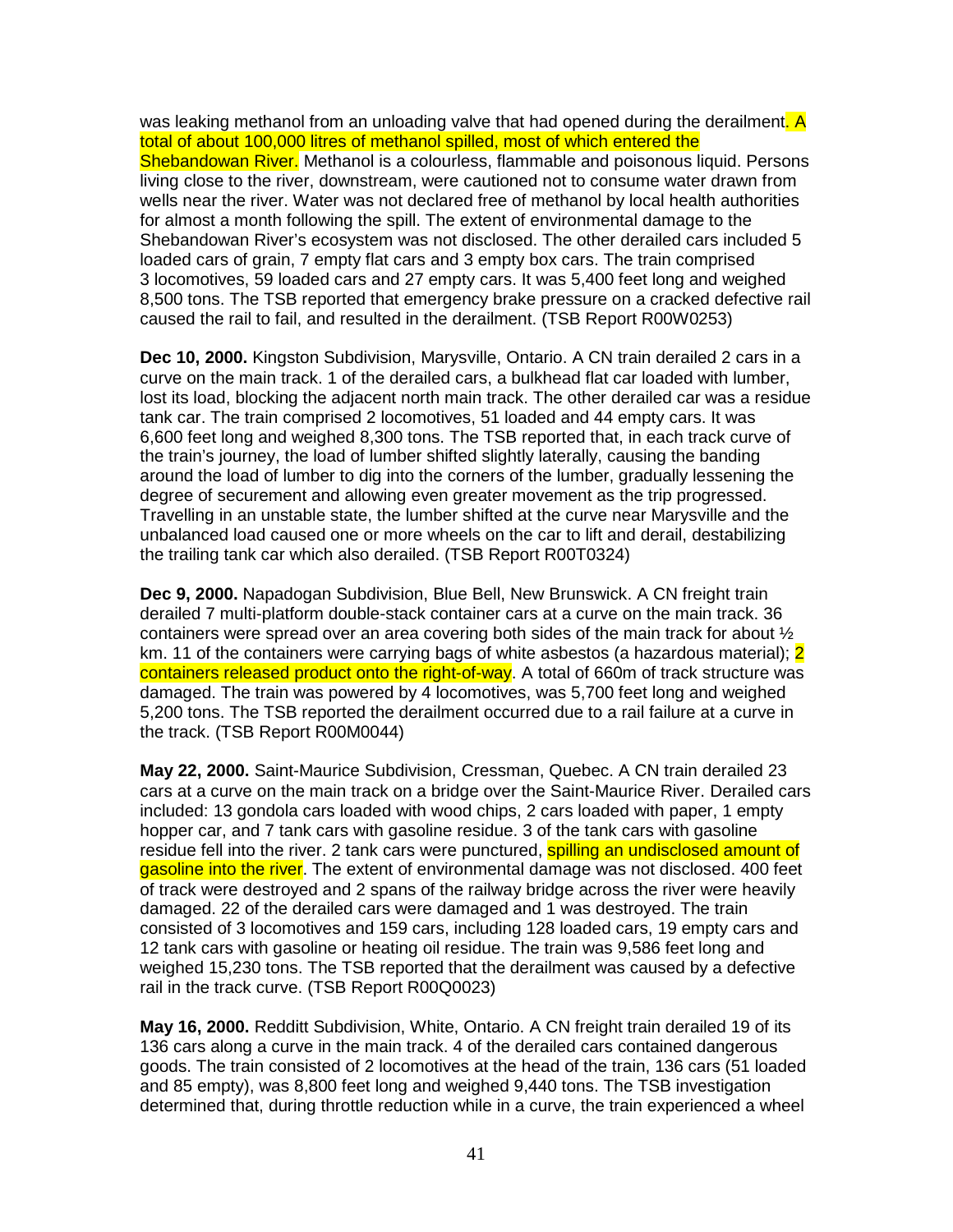was leaking methanol from an unloading valve that had opened during the derailment. A total of about 100,000 litres of methanol spilled, most of which entered the Shebandowan River. Methanol is a colourless, flammable and poisonous liquid. Persons living close to the river, downstream, were cautioned not to consume water drawn from wells near the river. Water was not declared free of methanol by local health authorities for almost a month following the spill. The extent of environmental damage to the Shebandowan River's ecosystem was not disclosed. The other derailed cars included 5 loaded cars of grain, 7 empty flat cars and 3 empty box cars. The train comprised 3 locomotives, 59 loaded cars and 27 empty cars. It was 5,400 feet long and weighed 8,500 tons. The TSB reported that emergency brake pressure on a cracked defective rail caused the rail to fail, and resulted in the derailment. (TSB Report R00W0253)

**Dec 10, 2000.** Kingston Subdivision, Marysville, Ontario. A CN train derailed 2 cars in a curve on the main track. 1 of the derailed cars, a bulkhead flat car loaded with lumber, lost its load, blocking the adjacent north main track. The other derailed car was a residue tank car. The train comprised 2 locomotives, 51 loaded and 44 empty cars. It was 6,600 feet long and weighed 8,300 tons. The TSB reported that, in each track curve of the train's journey, the load of lumber shifted slightly laterally, causing the banding around the load of lumber to dig into the corners of the lumber, gradually lessening the degree of securement and allowing even greater movement as the trip progressed. Travelling in an unstable state, the lumber shifted at the curve near Marysville and the unbalanced load caused one or more wheels on the car to lift and derail, destabilizing the trailing tank car which also derailed. (TSB Report R00T0324)

**Dec 9, 2000.** Napadogan Subdivision, Blue Bell, New Brunswick. A CN freight train derailed 7 multi-platform double-stack container cars at a curve on the main track. 36 containers were spread over an area covering both sides of the main track for about ½ km. 11 of the containers were carrying bags of white asbestos (a hazardous material); 2 containers released product onto the right-of-way. A total of 660m of track structure was damaged. The train was powered by 4 locomotives, was 5,700 feet long and weighed 5,200 tons. The TSB reported the derailment occurred due to a rail failure at a curve in the track. (TSB Report R00M0044)

**May 22, 2000.** Saint-Maurice Subdivision, Cressman, Quebec. A CN train derailed 23 cars at a curve on the main track on a bridge over the Saint-Maurice River. Derailed cars included: 13 gondola cars loaded with wood chips, 2 cars loaded with paper, 1 empty hopper car, and 7 tank cars with gasoline residue. 3 of the tank cars with gasoline residue fell into the river. 2 tank cars were punctured, spilling an undisclosed amount of gasoline into the river. The extent of environmental damage was not disclosed. 400 feet of track were destroyed and 2 spans of the railway bridge across the river were heavily damaged. 22 of the derailed cars were damaged and 1 was destroyed. The train consisted of 3 locomotives and 159 cars, including 128 loaded cars, 19 empty cars and 12 tank cars with gasoline or heating oil residue. The train was 9,586 feet long and weighed 15,230 tons. The TSB reported that the derailment was caused by a defective rail in the track curve. (TSB Report R00Q0023)

**May 16, 2000.** Redditt Subdivision, White, Ontario. A CN freight train derailed 19 of its 136 cars along a curve in the main track. 4 of the derailed cars contained dangerous goods. The train consisted of 2 locomotives at the head of the train, 136 cars (51 loaded and 85 empty), was 8,800 feet long and weighed 9,440 tons. The TSB investigation determined that, during throttle reduction while in a curve, the train experienced a wheel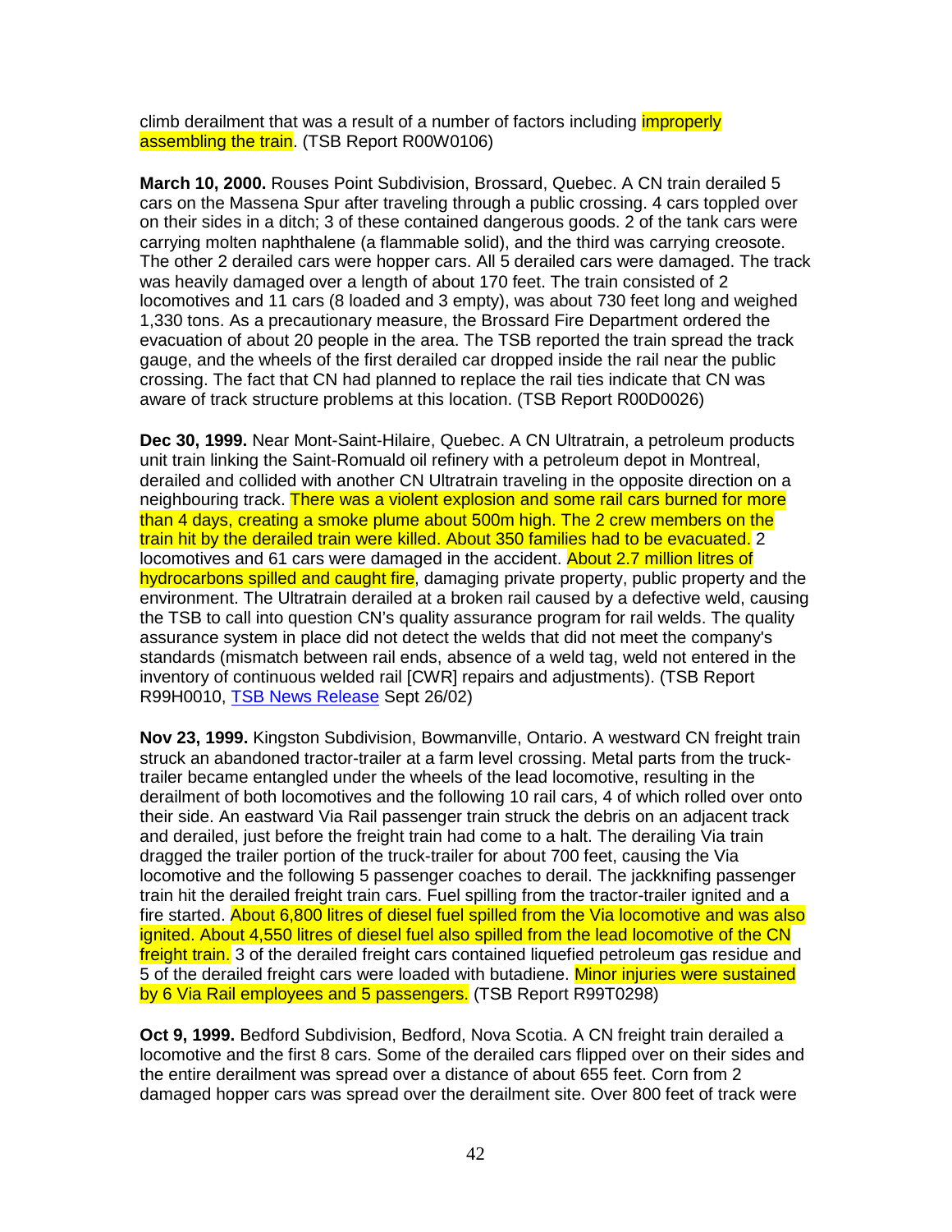climb derailment that was a result of a number of factors including improperly assembling the train. (TSB Report R00W0106)

**March 10, 2000.** Rouses Point Subdivision, Brossard, Quebec. A CN train derailed 5 cars on the Massena Spur after traveling through a public crossing. 4 cars toppled over on their sides in a ditch; 3 of these contained dangerous goods. 2 of the tank cars were carrying molten naphthalene (a flammable solid), and the third was carrying creosote. The other 2 derailed cars were hopper cars. All 5 derailed cars were damaged. The track was heavily damaged over a length of about 170 feet. The train consisted of 2 locomotives and 11 cars (8 loaded and 3 empty), was about 730 feet long and weighed 1,330 tons. As a precautionary measure, the Brossard Fire Department ordered the evacuation of about 20 people in the area. The TSB reported the train spread the track gauge, and the wheels of the first derailed car dropped inside the rail near the public crossing. The fact that CN had planned to replace the rail ties indicate that CN was aware of track structure problems at this location. (TSB Report R00D0026)

**Dec 30, 1999.** Near Mont-Saint-Hilaire, Quebec. A CN Ultratrain, a petroleum products unit train linking the Saint-Romuald oil refinery with a petroleum depot in Montreal, derailed and collided with another CN Ultratrain traveling in the opposite direction on a neighbouring track. There was a violent explosion and some rail cars burned for more than 4 days, creating a smoke plume about 500m high. The 2 crew members on the train hit by the derailed train were killed. About 350 families had to be evacuated. 2 locomotives and 61 cars were damaged in the accident. About 2.7 million litres of hydrocarbons spilled and caught fire, damaging private property, public property and the environment. The Ultratrain derailed at a broken rail caused by a defective weld, causing the TSB to call into question CN's quality assurance program for rail welds. The quality assurance system in place did not detect the welds that did not meet the company's standards (mismatch between rail ends, absence of a weld tag, weld not entered in the inventory of continuous welded rail [CWR] repairs and adjustments). (TSB Report R99H0010, TSB News Release Sept 26/02)

**Nov 23, 1999.** Kingston Subdivision, Bowmanville, Ontario. A westward CN freight train struck an abandoned tractor-trailer at a farm level crossing. Metal parts from the truck-trailer became entangled under the wheels of the lead locomotive, resulting in the derailment of both locomotives and the following 10 rail cars, 4 of which rolled over onto their side. An eastward Via Rail passenger train struck the debris on an adjacent track and derailed, just before the freight train had come to a halt. The derailing Via train dragged the trailer portion of the truck-trailer for about 700 feet, causing the Via locomotive and the following 5 passenger coaches to derail. The jackknifing passenger train hit the derailed freight train cars. Fuel spilling from the tractor-trailer ignited and a fire started. About 6,800 litres of diesel fuel spilled from the Via locomotive and was also ignited. About 4,550 litres of diesel fuel also spilled from the lead locomotive of the CN freight train. 3 of the derailed freight cars contained liquefied petroleum gas residue and 5 of the derailed freight cars were loaded with butadiene. Minor injuries were sustained by 6 Via Rail employees and 5 passengers. (TSB Report R99T0298)

**Oct 9, 1999.** Bedford Subdivision, Bedford, Nova Scotia. A CN freight train derailed a locomotive and the first 8 cars. Some of the derailed cars flipped over on their sides and the entire derailment was spread over a distance of about 655 feet. Corn from 2 damaged hopper cars was spread over the derailment site. Over 800 feet of track were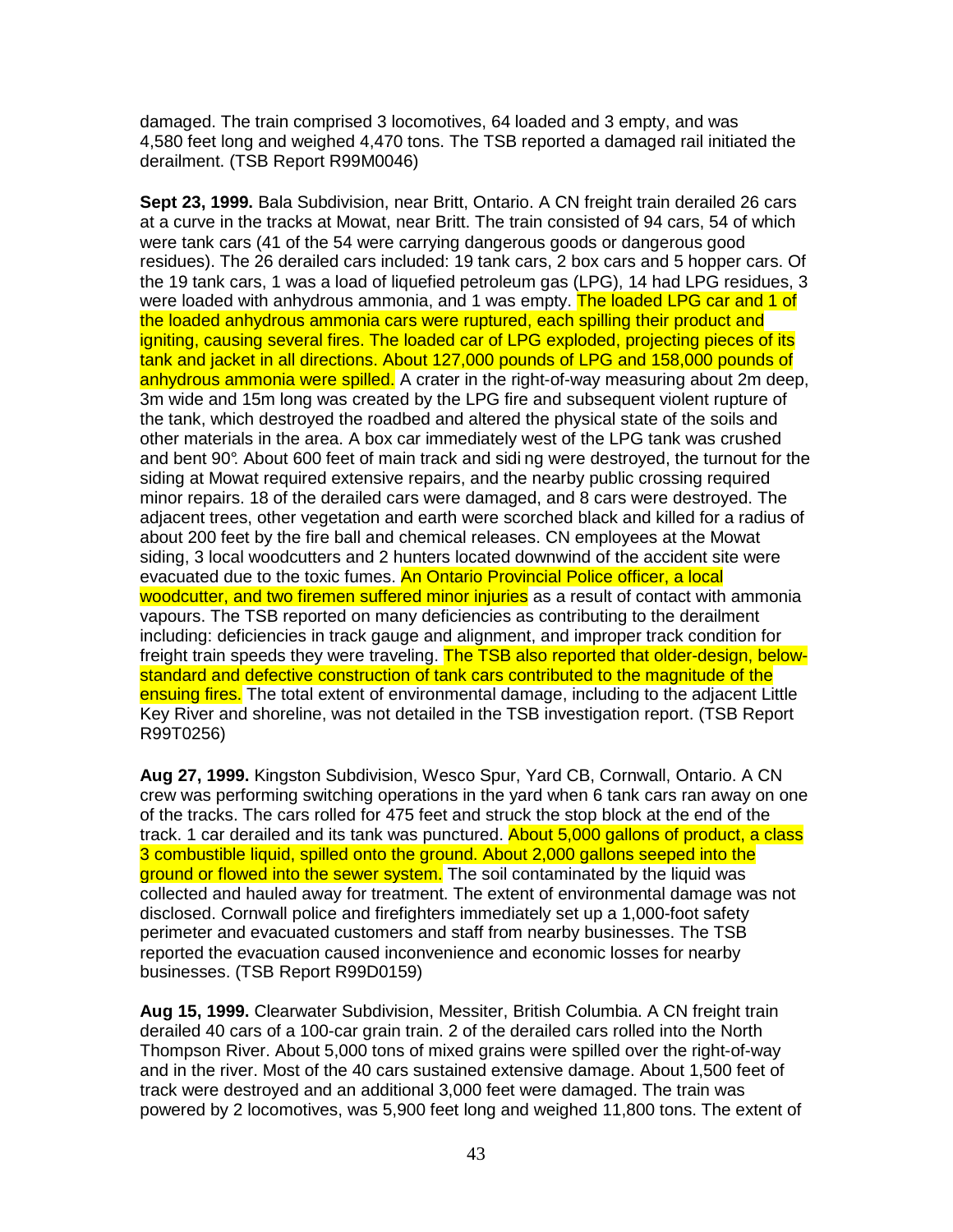damaged. The train comprised 3 locomotives, 64 loaded and 3 empty, and was 4,580 feet long and weighed 4,470 tons. The TSB reported a damaged rail initiated the derailment. (TSB Report R99M0046)

**Sept 23, 1999.** Bala Subdivision, near Britt, Ontario. A CN freight train derailed 26 cars at a curve in the tracks at Mowat, near Britt. The train consisted of 94 cars, 54 of which were tank cars (41 of the 54 were carrying dangerous goods or dangerous good residues). The 26 derailed cars included: 19 tank cars, 2 box cars and 5 hopper cars. Of the 19 tank cars, 1 was a load of liquefied petroleum gas (LPG), 14 had LPG residues, 3 were loaded with anhydrous ammonia, and 1 was empty. The loaded LPG car and 1 of the loaded anhydrous ammonia cars were ruptured, each spilling their product and igniting, causing several fires. The loaded car of LPG exploded, projecting pieces of its tank and jacket in all directions. About 127,000 pounds of LPG and 158,000 pounds of anhydrous ammonia were spilled. A crater in the right-of-way measuring about 2m deep, 3m wide and 15m long was created by the LPG fire and subsequent violent rupture of the tank, which destroyed the roadbed and altered the physical state of the soils and other materials in the area. A box car immediately west of the LPG tank was crushed and bent 90°. About 600 feet of main track and siding were destroyed, the turnout for the siding at Mowat required extensive repairs, and the nearby public crossing required minor repairs. 18 of the derailed cars were damaged, and 8 cars were destroyed. The adjacent trees, other vegetation and earth were scorched black and killed for a radius of about 200 feet by the fire ball and chemical releases. CN employees at the Mowat siding, 3 local woodcutters and 2 hunters located downwind of the accident site were evacuated due to the toxic fumes. An Ontario Provincial Police officer, a local woodcutter, and two firemen suffered minor injuries as a result of contact with ammonia vapours. The TSB reported on many deficiencies as contributing to the derailment including: deficiencies in track gauge and alignment, and improper track condition for freight train speeds they were traveling. The TSB also reported that older-design, below-standard and defective construction of tank cars contributed to the magnitude of the ensuing fires. The total extent of environmental damage, including to the adjacent Little Key River and shoreline, was not detailed in the TSB investigation report. (TSB Report R99T0256)

**Aug 27, 1999.** Kingston Subdivision, Wesco Spur, Yard CB, Cornwall, Ontario. A CN crew was performing switching operations in the yard when 6 tank cars ran away on one of the tracks. The cars rolled for 475 feet and struck the stop block at the end of the track. 1 car derailed and its tank was punctured. About 5,000 gallons of product, a class 3 combustible liquid, spilled onto the ground. About 2,000 gallons seeped into the ground or flowed into the sewer system. The soil contaminated by the liquid was collected and hauled away for treatment. The extent of environmental damage was not disclosed. Cornwall police and firefighters immediately set up a 1,000-foot safety perimeter and evacuated customers and staff from nearby businesses. The TSB reported the evacuation caused inconvenience and economic losses for nearby businesses. (TSB Report R99D0159)

**Aug 15, 1999.** Clearwater Subdivision, Messiter, British Columbia. A CN freight train derailed 40 cars of a 100-car grain train. 2 of the derailed cars rolled into the North Thompson River. About 5,000 tons of mixed grains were spilled over the right-of-way and in the river. Most of the 40 cars sustained extensive damage. About 1,500 feet of track were destroyed and an additional 3,000 feet were damaged. The train was powered by 2 locomotives, was 5,900 feet long and weighed 11,800 tons. The extent of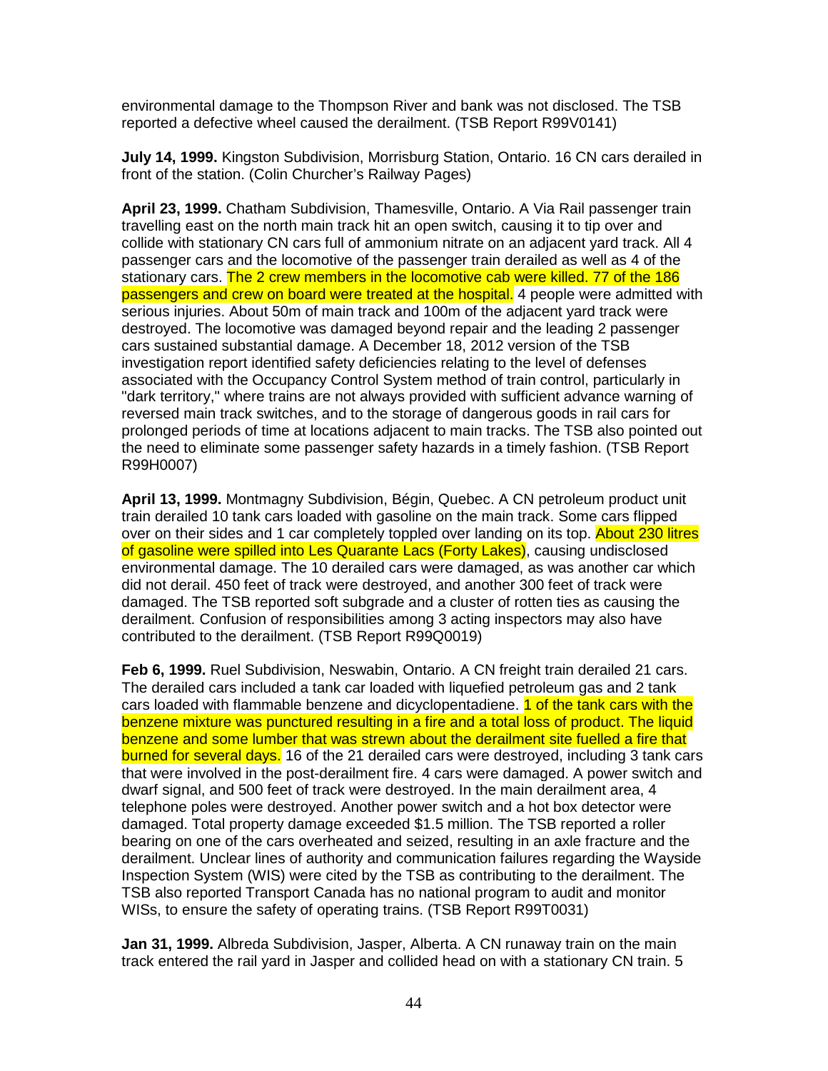environmental damage to the Thompson River and bank was not disclosed. The TSB reported a defective wheel caused the derailment. (TSB Report R99V0141)

**July 14, 1999.** Kingston Subdivision, Morrisburg Station, Ontario. 16 CN cars derailed in front of the station. (Colin Churcher's Railway Pages)

**April 23, 1999.** Chatham Subdivision, Thamesville, Ontario. A Via Rail passenger train travelling east on the north main track hit an open switch, causing it to tip over and collide with stationary CN cars full of ammonium nitrate on an adjacent yard track. All 4 passenger cars and the locomotive of the passenger train derailed as well as 4 of the stationary cars. The 2 crew members in the locomotive cab were killed. 77 of the 186 passengers and crew on board were treated at the hospital. 4 people were admitted with serious injuries. About 50m of main track and 100m of the adjacent yard track were destroyed. The locomotive was damaged beyond repair and the leading 2 passenger cars sustained substantial damage. A December 18, 2012 version of the TSB investigation report identified safety deficiencies relating to the level of defenses associated with the Occupancy Control System method of train control, particularly in "dark territory," where trains are not always provided with sufficient advance warning of reversed main track switches, and to the storage of dangerous goods in rail cars for prolonged periods of time at locations adjacent to main tracks. The TSB also pointed out the need to eliminate some passenger safety hazards in a timely fashion. (TSB Report R99H0007)

**April 13, 1999.** Montmagny Subdivision, Bégin, Quebec. A CN petroleum product unit train derailed 10 tank cars loaded with gasoline on the main track. Some cars flipped over on their sides and 1 car completely toppled over landing on its top. About 230 litres of gasoline were spilled into Les Quarante Lacs (Forty Lakes), causing undisclosed environmental damage. The 10 derailed cars were damaged, as was another car which did not derail. 450 feet of track were destroyed, and another 300 feet of track were damaged. The TSB reported soft subgrade and a cluster of rotten ties as causing the derailment. Confusion of responsibilities among 3 acting inspectors may also have contributed to the derailment. (TSB Report R99Q0019)

**Feb 6, 1999.** Ruel Subdivision, Neswabin, Ontario. A CN freight train derailed 21 cars. The derailed cars included a tank car loaded with liquefied petroleum gas and 2 tank cars loaded with flammable benzene and dicyclopentadiene. 1 of the tank cars with the benzene mixture was punctured resulting in a fire and a total loss of product. The liquid benzene and some lumber that was strewn about the derailment site fuelled a fire that burned for several days. 16 of the 21 derailed cars were destroyed, including 3 tank cars that were involved in the post-derailment fire. 4 cars were damaged. A power switch and dwarf signal, and 500 feet of track were destroyed. In the main derailment area, 4 telephone poles were destroyed. Another power switch and a hot box detector were damaged. Total property damage exceeded $1.5 million. The TSB reported a roller bearing on one of the cars overheated and seized, resulting in an axle fracture and the derailment. Unclear lines of authority and communication failures regarding the Wayside Inspection System (WIS) were cited by the TSB as contributing to the derailment. The TSB also reported Transport Canada has no national program to audit and monitor WISs, to ensure the safety of operating trains. (TSB Report R99T0031)

**Jan 31, 1999.** Albreda Subdivision, Jasper, Alberta. A CN runaway train on the main track entered the rail yard in Jasper and collided head on with a stationary CN train. 5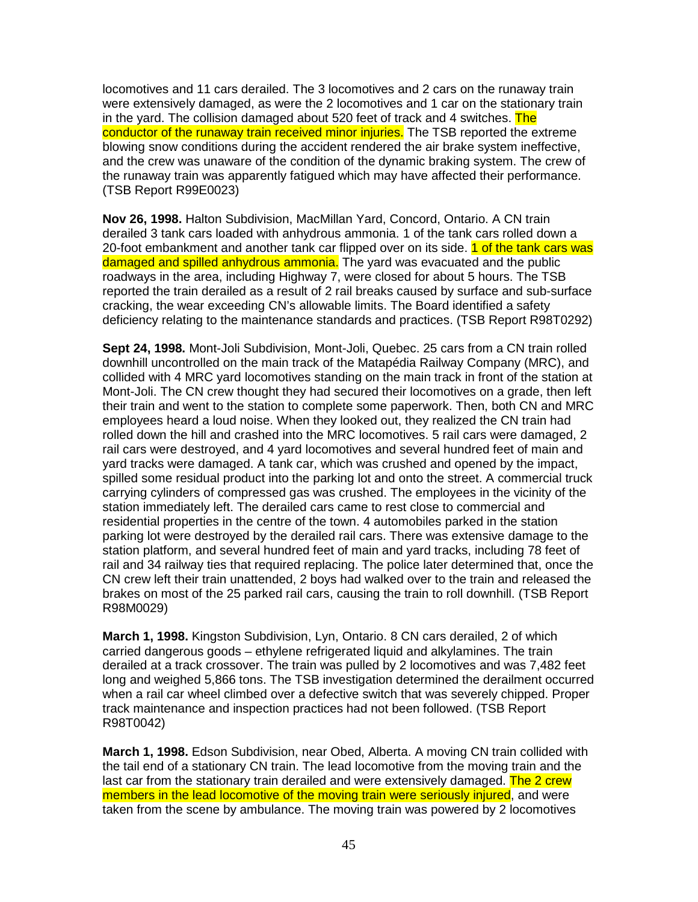locomotives and 11 cars derailed. The 3 locomotives and 2 cars on the runaway train were extensively damaged, as were the 2 locomotives and 1 car on the stationary train in the yard. The collision damaged about 520 feet of track and 4 switches. The conductor of the runaway train received minor injuries. The TSB reported the extreme blowing snow conditions during the accident rendered the air brake system ineffective, and the crew was unaware of the condition of the dynamic braking system. The crew of the runaway train was apparently fatigued which may have affected their performance. (TSB Report R99E0023)

**Nov 26, 1998.** Halton Subdivision, MacMillan Yard, Concord, Ontario. A CN train derailed 3 tank cars loaded with anhydrous ammonia. 1 of the tank cars rolled down a 20-foot embankment and another tank car flipped over on its side. 1 of the tank cars was damaged and spilled anhydrous ammonia. The yard was evacuated and the public roadways in the area, including Highway 7, were closed for about 5 hours. The TSB reported the train derailed as a result of 2 rail breaks caused by surface and sub-surface cracking, the wear exceeding CN's allowable limits. The Board identified a safety deficiency relating to the maintenance standards and practices. (TSB Report R98T0292)

**Sept 24, 1998.** Mont-Joli Subdivision, Mont-Joli, Quebec. 25 cars from a CN train rolled downhill uncontrolled on the main track of the Matapédia Railway Company (MRC), and collided with 4 MRC yard locomotives standing on the main track in front of the station at Mont-Joli. The CN crew thought they had secured their locomotives on a grade, then left their train and went to the station to complete some paperwork. Then, both CN and MRC employees heard a loud noise. When they looked out, they realized the CN train had rolled down the hill and crashed into the MRC locomotives. 5 rail cars were damaged, 2 rail cars were destroyed, and 4 yard locomotives and several hundred feet of main and yard tracks were damaged. A tank car, which was crushed and opened by the impact, spilled some residual product into the parking lot and onto the street. A commercial truck carrying cylinders of compressed gas was crushed. The employees in the vicinity of the station immediately left. The derailed cars came to rest close to commercial and residential properties in the centre of the town. 4 automobiles parked in the station parking lot were destroyed by the derailed rail cars. There was extensive damage to the station platform, and several hundred feet of main and yard tracks, including 78 feet of rail and 34 railway ties that required replacing. The police later determined that, once the CN crew left their train unattended, 2 boys had walked over to the train and released the brakes on most of the 25 parked rail cars, causing the train to roll downhill. (TSB Report R98M0029)

**March 1, 1998.** Kingston Subdivision, Lyn, Ontario. 8 CN cars derailed, 2 of which carried dangerous goods – ethylene refrigerated liquid and alkylamines. The train derailed at a track crossover. The train was pulled by 2 locomotives and was 7,482 feet long and weighed 5,866 tons. The TSB investigation determined the derailment occurred when a rail car wheel climbed over a defective switch that was severely chipped. Proper track maintenance and inspection practices had not been followed. (TSB Report R98T0042)

**March 1, 1998.** Edson Subdivision, near Obed, Alberta. A moving CN train collided with the tail end of a stationary CN train. The lead locomotive from the moving train and the last car from the stationary train derailed and were extensively damaged. The 2 crew members in the lead locomotive of the moving train were seriously injured, and were taken from the scene by ambulance. The moving train was powered by 2 locomotives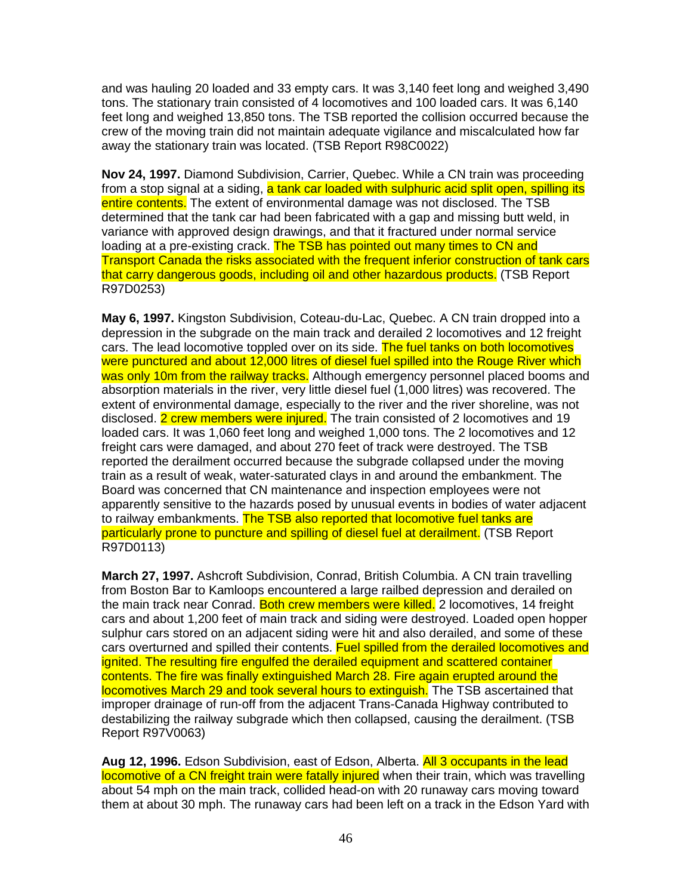and was hauling 20 loaded and 33 empty cars. It was 3,140 feet long and weighed 3,490 tons. The stationary train consisted of 4 locomotives and 100 loaded cars. It was 6,140 feet long and weighed 13,850 tons. The TSB reported the collision occurred because the crew of the moving train did not maintain adequate vigilance and miscalculated how far away the stationary train was located. (TSB Report R98C0022)

**Nov 24, 1997.** Diamond Subdivision, Carrier, Quebec. While a CN train was proceeding from a stop signal at a siding, a tank car loaded with sulphuric acid split open, spilling its entire contents. The extent of environmental damage was not disclosed. The TSB determined that the tank car had been fabricated with a gap and missing butt weld, in variance with approved design drawings, and that it fractured under normal service loading at a pre-existing crack. The TSB has pointed out many times to CN and Transport Canada the risks associated with the frequent inferior construction of tank cars that carry dangerous goods, including oil and other hazardous products. (TSB Report R97D0253)

**May 6, 1997.** Kingston Subdivision, Coteau-du-Lac, Quebec. A CN train dropped into a depression in the subgrade on the main track and derailed 2 locomotives and 12 freight cars. The lead locomotive toppled over on its side. The fuel tanks on both locomotives were punctured and about 12,000 litres of diesel fuel spilled into the Rouge River which was only 10m from the railway tracks. Although emergency personnel placed booms and absorption materials in the river, very little diesel fuel (1,000 litres) was recovered. The extent of environmental damage, especially to the river and the river shoreline, was not disclosed. 2 crew members were injured. The train consisted of 2 locomotives and 19 loaded cars. It was 1,060 feet long and weighed 1,000 tons. The 2 locomotives and 12 freight cars were damaged, and about 270 feet of track were destroyed. The TSB reported the derailment occurred because the subgrade collapsed under the moving train as a result of weak, water-saturated clays in and around the embankment. The Board was concerned that CN maintenance and inspection employees were not apparently sensitive to the hazards posed by unusual events in bodies of water adjacent to railway embankments. The TSB also reported that locomotive fuel tanks are particularly prone to puncture and spilling of diesel fuel at derailment. (TSB Report R97D0113)

**March 27, 1997.** Ashcroft Subdivision, Conrad, British Columbia. A CN train travelling from Boston Bar to Kamloops encountered a large railbed depression and derailed on the main track near Conrad. Both crew members were killed. 2 locomotives, 14 freight cars and about 1,200 feet of main track and siding were destroyed. Loaded open hopper sulphur cars stored on an adjacent siding were hit and also derailed, and some of these cars overturned and spilled their contents. Fuel spilled from the derailed locomotives and ignited. The resulting fire engulfed the derailed equipment and scattered container contents. The fire was finally extinguished March 28. Fire again erupted around the locomotives March 29 and took several hours to extinguish. The TSB ascertained that improper drainage of run-off from the adjacent Trans-Canada Highway contributed to destabilizing the railway subgrade which then collapsed, causing the derailment. (TSB Report R97V0063)

**Aug 12, 1996.** Edson Subdivision, east of Edson, Alberta. All 3 occupants in the lead locomotive of a CN freight train were fatally injured when their train, which was travelling about 54 mph on the main track, collided head-on with 20 runaway cars moving toward them at about 30 mph. The runaway cars had been left on a track in the Edson Yard with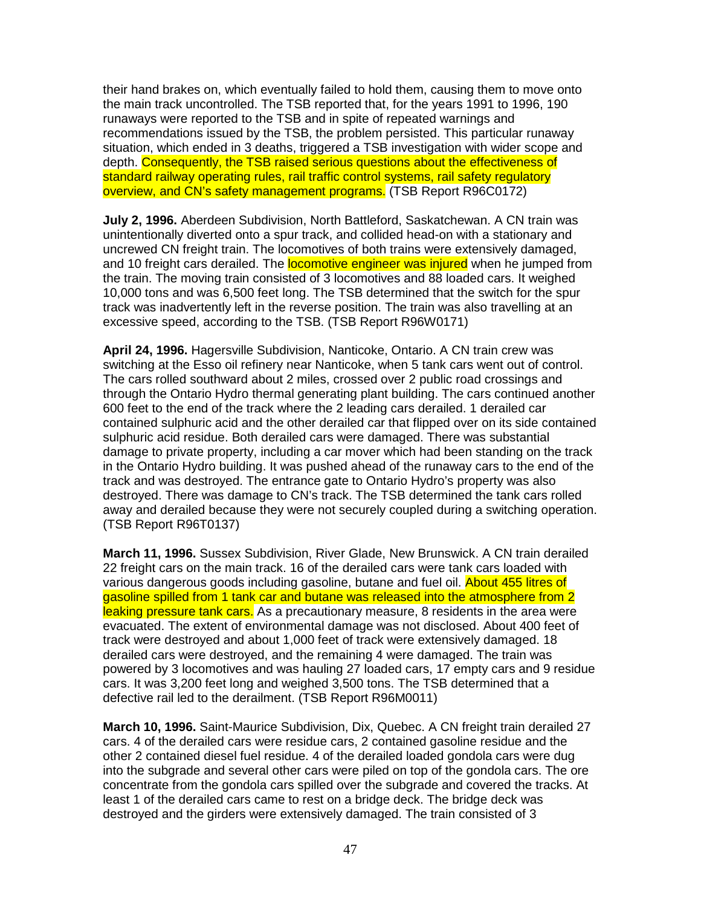their hand brakes on, which eventually failed to hold them, causing them to move onto the main track uncontrolled. The TSB reported that, for the years 1991 to 1996, 190 runaways were reported to the TSB and in spite of repeated warnings and recommendations issued by the TSB, the problem persisted. This particular runaway situation, which ended in 3 deaths, triggered a TSB investigation with wider scope and depth. Consequently, the TSB raised serious questions about the effectiveness of standard railway operating rules, rail traffic control systems, rail safety regulatory overview, and CN's safety management programs. (TSB Report R96C0172)

**July 2, 1996.** Aberdeen Subdivision, North Battleford, Saskatchewan. A CN train was unintentionally diverted onto a spur track, and collided head-on with a stationary and uncrewed CN freight train. The locomotives of both trains were extensively damaged, and 10 freight cars derailed. The locomotive engineer was injured when he jumped from the train. The moving train consisted of 3 locomotives and 88 loaded cars. It weighed 10,000 tons and was 6,500 feet long. The TSB determined that the switch for the spur track was inadvertently left in the reverse position. The train was also travelling at an excessive speed, according to the TSB. (TSB Report R96W0171)

**April 24, 1996.** Hagersville Subdivision, Nanticoke, Ontario. A CN train crew was switching at the Esso oil refinery near Nanticoke, when 5 tank cars went out of control. The cars rolled southward about 2 miles, crossed over 2 public road crossings and through the Ontario Hydro thermal generating plant building. The cars continued another 600 feet to the end of the track where the 2 leading cars derailed. 1 derailed car contained sulphuric acid and the other derailed car that flipped over on its side contained sulphuric acid residue. Both derailed cars were damaged. There was substantial damage to private property, including a car mover which had been standing on the track in the Ontario Hydro building. It was pushed ahead of the runaway cars to the end of the track and was destroyed. The entrance gate to Ontario Hydro's property was also destroyed. There was damage to CN's track. The TSB determined the tank cars rolled away and derailed because they were not securely coupled during a switching operation. (TSB Report R96T0137)

**March 11, 1996.** Sussex Subdivision, River Glade, New Brunswick. A CN train derailed 22 freight cars on the main track. 16 of the derailed cars were tank cars loaded with various dangerous goods including gasoline, butane and fuel oil. About 455 litres of gasoline spilled from 1 tank car and butane was released into the atmosphere from 2 leaking pressure tank cars. As a precautionary measure, 8 residents in the area were evacuated. The extent of environmental damage was not disclosed. About 400 feet of track were destroyed and about 1,000 feet of track were extensively damaged. 18 derailed cars were destroyed, and the remaining 4 were damaged. The train was powered by 3 locomotives and was hauling 27 loaded cars, 17 empty cars and 9 residue cars. It was 3,200 feet long and weighed 3,500 tons. The TSB determined that a defective rail led to the derailment. (TSB Report R96M0011)

**March 10, 1996.** Saint-Maurice Subdivision, Dix, Quebec. A CN freight train derailed 27 cars. 4 of the derailed cars were residue cars, 2 contained gasoline residue and the other 2 contained diesel fuel residue. 4 of the derailed loaded gondola cars were dug into the subgrade and several other cars were piled on top of the gondola cars. The ore concentrate from the gondola cars spilled over the subgrade and covered the tracks. At least 1 of the derailed cars came to rest on a bridge deck. The bridge deck was destroyed and the girders were extensively damaged. The train consisted of 3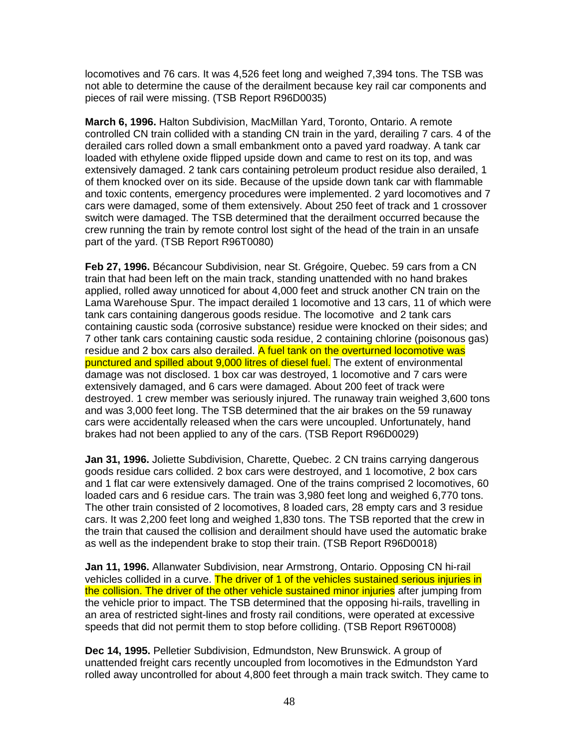locomotives and 76 cars. It was 4,526 feet long and weighed 7,394 tons. The TSB was not able to determine the cause of the derailment because key rail car components and pieces of rail were missing. (TSB Report R96D0035)

**March 6, 1996.** Halton Subdivision, MacMillan Yard, Toronto, Ontario. A remote controlled CN train collided with a standing CN train in the yard, derailing 7 cars. 4 of the derailed cars rolled down a small embankment onto a paved yard roadway. A tank car loaded with ethylene oxide flipped upside down and came to rest on its top, and was extensively damaged. 2 tank cars containing petroleum product residue also derailed, 1 of them knocked over on its side. Because of the upside down tank car with flammable and toxic contents, emergency procedures were implemented. 2 yard locomotives and 7 cars were damaged, some of them extensively. About 250 feet of track and 1 crossover switch were damaged. The TSB determined that the derailment occurred because the crew running the train by remote control lost sight of the head of the train in an unsafe part of the yard. (TSB Report R96T0080)

**Feb 27, 1996.** Bécancour Subdivision, near St. Grégoire, Quebec. 59 cars from a CN train that had been left on the main track, standing unattended with no hand brakes applied, rolled away unnoticed for about 4,000 feet and struck another CN train on the Lama Warehouse Spur. The impact derailed 1 locomotive and 13 cars, 11 of which were tank cars containing dangerous goods residue. The locomotive and 2 tank cars containing caustic soda (corrosive substance) residue were knocked on their sides; and 7 other tank cars containing caustic soda residue, 2 containing chlorine (poisonous gas) residue and 2 box cars also derailed. A fuel tank on the overturned locomotive was punctured and spilled about 9,000 litres of diesel fuel. The extent of environmental damage was not disclosed. 1 box car was destroyed, 1 locomotive and 7 cars were extensively damaged, and 6 cars were damaged. About 200 feet of track were destroyed. 1 crew member was seriously injured. The runaway train weighed 3,600 tons and was 3,000 feet long. The TSB determined that the air brakes on the 59 runaway cars were accidentally released when the cars were uncoupled. Unfortunately, hand brakes had not been applied to any of the cars. (TSB Report R96D0029)

**Jan 31, 1996.** Joliette Subdivision, Charette, Quebec. 2 CN trains carrying dangerous goods residue cars collided. 2 box cars were destroyed, and 1 locomotive, 2 box cars and 1 flat car were extensively damaged. One of the trains comprised 2 locomotives, 60 loaded cars and 6 residue cars. The train was 3,980 feet long and weighed 6,770 tons. The other train consisted of 2 locomotives, 8 loaded cars, 28 empty cars and 3 residue cars. It was 2,200 feet long and weighed 1,830 tons. The TSB reported that the crew in the train that caused the collision and derailment should have used the automatic brake as well as the independent brake to stop their train. (TSB Report R96D0018)

**Jan 11, 1996.** Allanwater Subdivision, near Armstrong, Ontario. Opposing CN hi-rail vehicles collided in a curve. The driver of 1 of the vehicles sustained serious injuries in the collision. The driver of the other vehicle sustained minor injuries after jumping from the vehicle prior to impact. The TSB determined that the opposing hi-rails, travelling in an area of restricted sight-lines and frosty rail conditions, were operated at excessive speeds that did not permit them to stop before colliding. (TSB Report R96T0008)

**Dec 14, 1995.** Pelletier Subdivision, Edmundston, New Brunswick. A group of unattended freight cars recently uncoupled from locomotives in the Edmundston Yard rolled away uncontrolled for about 4,800 feet through a main track switch. They came to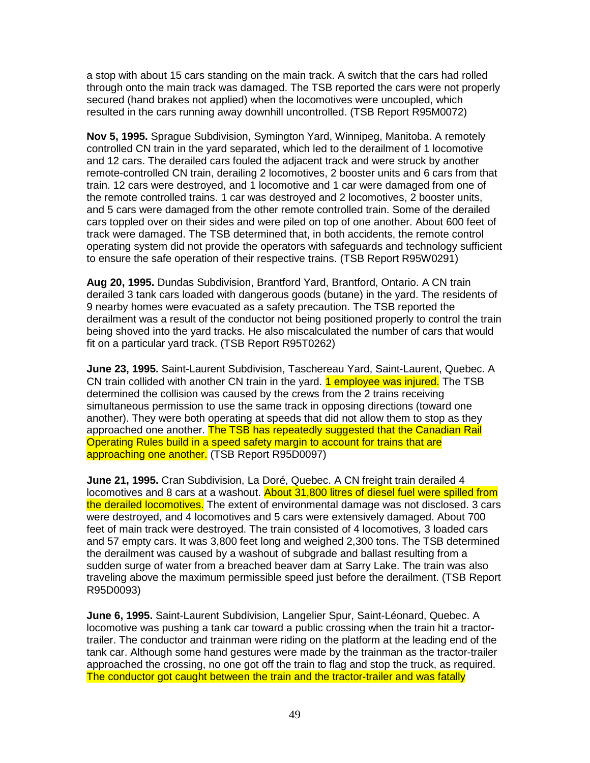a stop with about 15 cars standing on the main track. A switch that the cars had rolled through onto the main track was damaged. The TSB reported the cars were not properly secured (hand brakes not applied) when the locomotives were uncoupled, which resulted in the cars running away downhill uncontrolled. (TSB Report R95M0072)

**Nov 5, 1995.** Sprague Subdivision, Symington Yard, Winnipeg, Manitoba. A remotely controlled CN train in the yard separated, which led to the derailment of 1 locomotive and 12 cars. The derailed cars fouled the adjacent track and were struck by another remote-controlled CN train, derailing 2 locomotives, 2 booster units and 6 cars from that train. 12 cars were destroyed, and 1 locomotive and 1 car were damaged from one of the remote controlled trains. 1 car was destroyed and 2 locomotives, 2 booster units, and 5 cars were damaged from the other remote controlled train. Some of the derailed cars toppled over on their sides and were piled on top of one another. About 600 feet of track were damaged. The TSB determined that, in both accidents, the remote control operating system did not provide the operators with safeguards and technology sufficient to ensure the safe operation of their respective trains. (TSB Report R95W0291)

**Aug 20, 1995.** Dundas Subdivision, Brantford Yard, Brantford, Ontario. A CN train derailed 3 tank cars loaded with dangerous goods (butane) in the yard. The residents of 9 nearby homes were evacuated as a safety precaution. The TSB reported the derailment was a result of the conductor not being positioned properly to control the train being shoved into the yard tracks. He also miscalculated the number of cars that would fit on a particular yard track. (TSB Report R95T0262)

**June 23, 1995.** Saint-Laurent Subdivision, Taschereau Yard, Saint-Laurent, Quebec. A CN train collided with another CN train in the yard. 1 employee was injured. The TSB determined the collision was caused by the crews from the 2 trains receiving simultaneous permission to use the same track in opposing directions (toward one another). They were both operating at speeds that did not allow them to stop as they approached one another. The TSB has repeatedly suggested that the Canadian Rail Operating Rules build in a speed safety margin to account for trains that are approaching one another. (TSB Report R95D0097)

**June 21, 1995.** Cran Subdivision, La Doré, Quebec. A CN freight train derailed 4 locomotives and 8 cars at a washout. About 31,800 litres of diesel fuel were spilled from the derailed locomotives. The extent of environmental damage was not disclosed. 3 cars were destroyed, and 4 locomotives and 5 cars were extensively damaged. About 700 feet of main track were destroyed. The train consisted of 4 locomotives, 3 loaded cars and 57 empty cars. It was 3,800 feet long and weighed 2,300 tons. The TSB determined the derailment was caused by a washout of subgrade and ballast resulting from a sudden surge of water from a breached beaver dam at Sarry Lake. The train was also traveling above the maximum permissible speed just before the derailment. (TSB Report R95D0093)

**June 6, 1995.** Saint-Laurent Subdivision, Langelier Spur, Saint-Léonard, Quebec. A locomotive was pushing a tank car toward a public crossing when the train hit a tractor-trailer. The conductor and trainman were riding on the platform at the leading end of the tank car. Although some hand gestures were made by the trainman as the tractor-trailer approached the crossing, no one got off the train to flag and stop the truck, as required. The conductor got caught between the train and the tractor-trailer and was fatally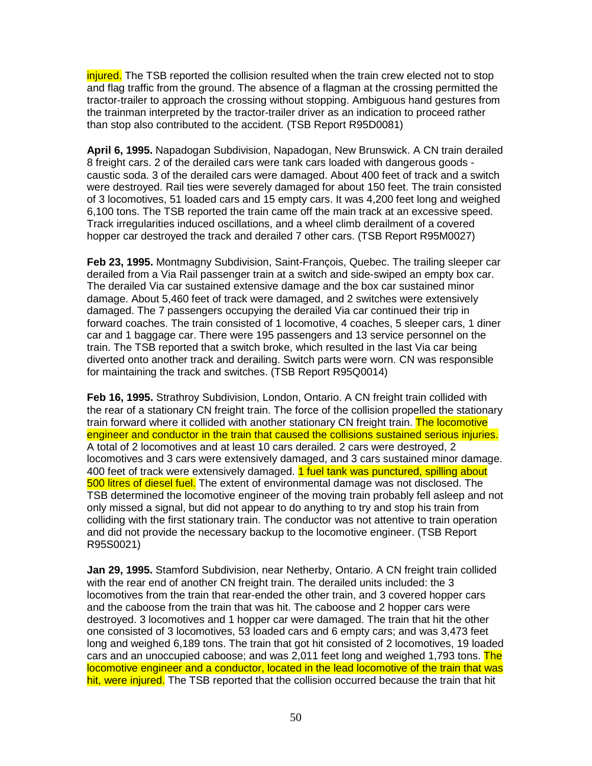injured. The TSB reported the collision resulted when the train crew elected not to stop and flag traffic from the ground. The absence of a flagman at the crossing permitted the tractor-trailer to approach the crossing without stopping. Ambiguous hand gestures from the trainman interpreted by the tractor-trailer driver as an indication to proceed rather than stop also contributed to the accident. (TSB Report R95D0081)

**April 6, 1995.** Napadogan Subdivision, Napadogan, New Brunswick. A CN train derailed 8 freight cars. 2 of the derailed cars were tank cars loaded with dangerous goods - caustic soda. 3 of the derailed cars were damaged. About 400 feet of track and a switch were destroyed. Rail ties were severely damaged for about 150 feet. The train consisted of 3 locomotives, 51 loaded cars and 15 empty cars. It was 4,200 feet long and weighed 6,100 tons. The TSB reported the train came off the main track at an excessive speed. Track irregularities induced oscillations, and a wheel climb derailment of a covered hopper car destroyed the track and derailed 7 other cars. (TSB Report R95M0027)

**Feb 23, 1995.** Montmagny Subdivision, Saint-François, Quebec. The trailing sleeper car derailed from a Via Rail passenger train at a switch and side-swiped an empty box car. The derailed Via car sustained extensive damage and the box car sustained minor damage. About 5,460 feet of track were damaged, and 2 switches were extensively damaged. The 7 passengers occupying the derailed Via car continued their trip in forward coaches. The train consisted of 1 locomotive, 4 coaches, 5 sleeper cars, 1 diner car and 1 baggage car. There were 195 passengers and 13 service personnel on the train. The TSB reported that a switch broke, which resulted in the last Via car being diverted onto another track and derailing. Switch parts were worn. CN was responsible for maintaining the track and switches. (TSB Report R95Q0014)

**Feb 16, 1995.** Strathroy Subdivision, London, Ontario. A CN freight train collided with the rear of a stationary CN freight train. The force of the collision propelled the stationary train forward where it collided with another stationary CN freight train. The locomotive engineer and conductor in the train that caused the collisions sustained serious injuries. A total of 2 locomotives and at least 10 cars derailed. 2 cars were destroyed, 2 locomotives and 3 cars were extensively damaged, and 3 cars sustained minor damage. 400 feet of track were extensively damaged. 1 fuel tank was punctured, spilling about 500 litres of diesel fuel. The extent of environmental damage was not disclosed. The TSB determined the locomotive engineer of the moving train probably fell asleep and not only missed a signal, but did not appear to do anything to try and stop his train from colliding with the first stationary train. The conductor was not attentive to train operation and did not provide the necessary backup to the locomotive engineer. (TSB Report R95S0021)

**Jan 29, 1995.** Stamford Subdivision, near Netherby, Ontario. A CN freight train collided with the rear end of another CN freight train. The derailed units included: the 3 locomotives from the train that rear-ended the other train, and 3 covered hopper cars and the caboose from the train that was hit. The caboose and 2 hopper cars were destroyed. 3 locomotives and 1 hopper car were damaged. The train that hit the other one consisted of 3 locomotives, 53 loaded cars and 6 empty cars; and was 3,473 feet long and weighed 6,189 tons. The train that got hit consisted of 2 locomotives, 19 loaded cars and an unoccupied caboose; and was 2,011 feet long and weighed 1,793 tons. The locomotive engineer and a conductor, located in the lead locomotive of the train that was hit, were injured. The TSB reported that the collision occurred because the train that hit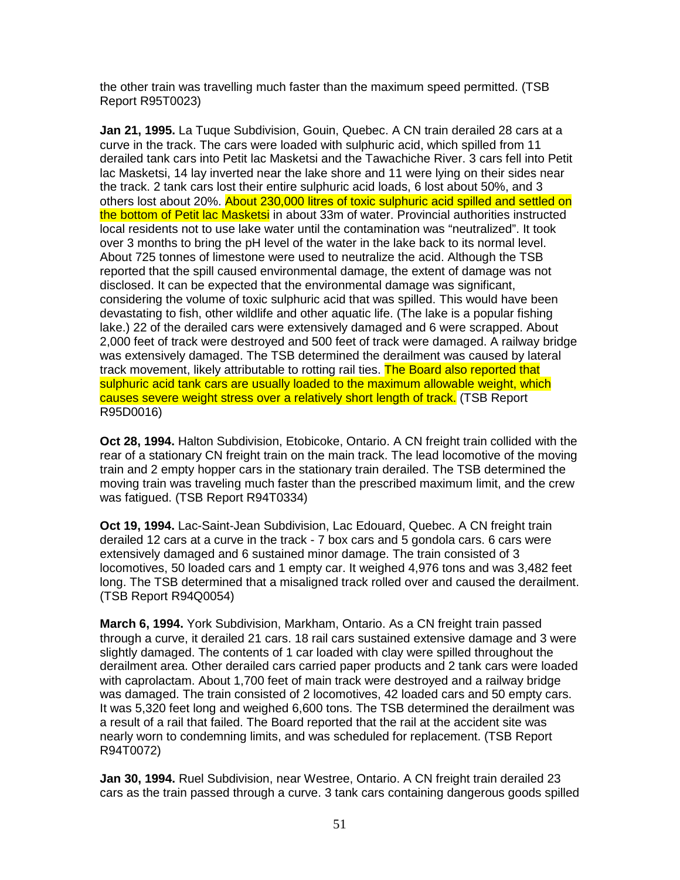the other train was travelling much faster than the maximum speed permitted. (TSB Report R95T0023)

**Jan 21, 1995.** La Tuque Subdivision, Gouin, Quebec. A CN train derailed 28 cars at a curve in the track. The cars were loaded with sulphuric acid, which spilled from 11 derailed tank cars into Petit lac Masketsi and the Tawachiche River. 3 cars fell into Petit lac Masketsi, 14 lay inverted near the lake shore and 11 were lying on their sides near the track. 2 tank cars lost their entire sulphuric acid loads, 6 lost about 50%, and 3 others lost about 20%. About 230,000 litres of toxic sulphuric acid spilled and settled on the bottom of Petit lac Masketsi in about 33m of water. Provincial authorities instructed local residents not to use lake water until the contamination was "neutralized". It took over 3 months to bring the pH level of the water in the lake back to its normal level. About 725 tonnes of limestone were used to neutralize the acid. Although the TSB reported that the spill caused environmental damage, the extent of damage was not disclosed. It can be expected that the environmental damage was significant, considering the volume of toxic sulphuric acid that was spilled. This would have been devastating to fish, other wildlife and other aquatic life. (The lake is a popular fishing lake.) 22 of the derailed cars were extensively damaged and 6 were scrapped. About 2,000 feet of track were destroyed and 500 feet of track were damaged. A railway bridge was extensively damaged. The TSB determined the derailment was caused by lateral track movement, likely attributable to rotting rail ties. The Board also reported that sulphuric acid tank cars are usually loaded to the maximum allowable weight, which causes severe weight stress over a relatively short length of track. (TSB Report R95D0016)

**Oct 28, 1994.** Halton Subdivision, Etobicoke, Ontario. A CN freight train collided with the rear of a stationary CN freight train on the main track. The lead locomotive of the moving train and 2 empty hopper cars in the stationary train derailed. The TSB determined the moving train was traveling much faster than the prescribed maximum limit, and the crew was fatigued. (TSB Report R94T0334)

**Oct 19, 1994.** Lac-Saint-Jean Subdivision, Lac Edouard, Quebec. A CN freight train derailed 12 cars at a curve in the track - 7 box cars and 5 gondola cars. 6 cars were extensively damaged and 6 sustained minor damage. The train consisted of 3 locomotives, 50 loaded cars and 1 empty car. It weighed 4,976 tons and was 3,482 feet long. The TSB determined that a misaligned track rolled over and caused the derailment. (TSB Report R94Q0054)

**March 6, 1994.** York Subdivision, Markham, Ontario. As a CN freight train passed through a curve, it derailed 21 cars. 18 rail cars sustained extensive damage and 3 were slightly damaged. The contents of 1 car loaded with clay were spilled throughout the derailment area. Other derailed cars carried paper products and 2 tank cars were loaded with caprolactam. About 1,700 feet of main track were destroyed and a railway bridge was damaged. The train consisted of 2 locomotives, 42 loaded cars and 50 empty cars. It was 5,320 feet long and weighed 6,600 tons. The TSB determined the derailment was a result of a rail that failed. The Board reported that the rail at the accident site was nearly worn to condemning limits, and was scheduled for replacement. (TSB Report R94T0072)

**Jan 30, 1994.** Ruel Subdivision, near Westree, Ontario. A CN freight train derailed 23 cars as the train passed through a curve. 3 tank cars containing dangerous goods spilled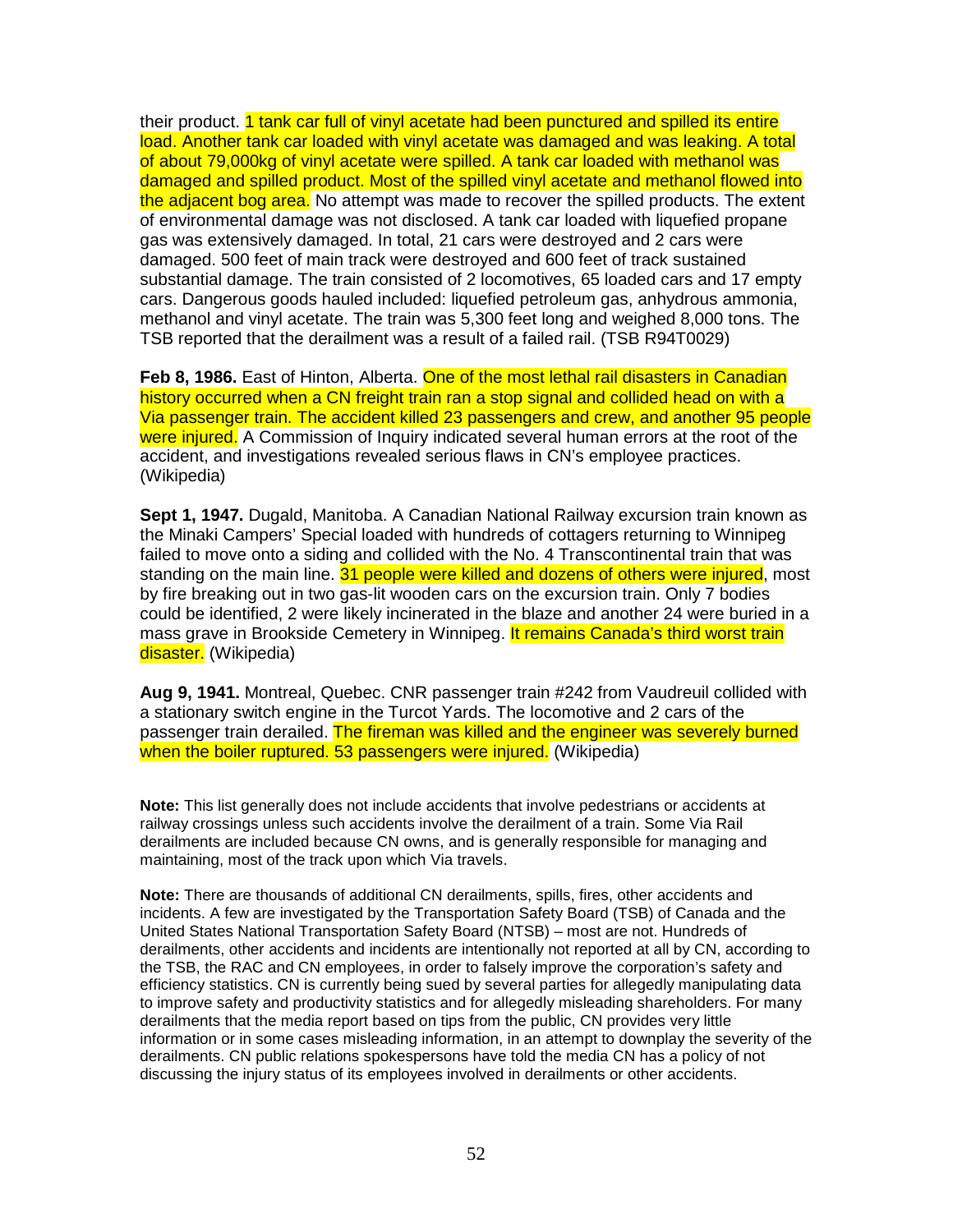their product. 1 tank car full of vinyl acetate had been punctured and spilled its entire load. Another tank car loaded with vinyl acetate was damaged and was leaking. A total of about 79,000kg of vinyl acetate were spilled. A tank car loaded with methanol was damaged and spilled product. Most of the spilled vinyl acetate and methanol flowed into the adjacent bog area. No attempt was made to recover the spilled products. The extent of environmental damage was not disclosed. A tank car loaded with liquefied propane gas was extensively damaged. In total, 21 cars were destroyed and 2 cars were damaged. 500 feet of main track were destroyed and 600 feet of track sustained substantial damage. The train consisted of 2 locomotives, 65 loaded cars and 17 empty cars. Dangerous goods hauled included: liquefied petroleum gas, anhydrous ammonia, methanol and vinyl acetate. The train was 5,300 feet long and weighed 8,000 tons. The TSB reported that the derailment was a result of a failed rail. (TSB R94T0029)

**Feb 8, 1986.** East of Hinton, Alberta. One of the most lethal rail disasters in Canadian history occurred when a CN freight train ran a stop signal and collided head on with a Via passenger train. The accident killed 23 passengers and crew, and another 95 people were injured. A Commission of Inquiry indicated several human errors at the root of the accident, and investigations revealed serious flaws in CN's employee practices. (Wikipedia)

**Sept 1, 1947.** Dugald, Manitoba. A Canadian National Railway excursion train known as the Minaki Campers' Special loaded with hundreds of cottagers returning to Winnipeg failed to move onto a siding and collided with the No. 4 Transcontinental train that was standing on the main line. 31 people were killed and dozens of others were injured, most by fire breaking out in two gas-lit wooden cars on the excursion train. Only 7 bodies could be identified, 2 were likely incinerated in the blaze and another 24 were buried in a mass grave in Brookside Cemetery in Winnipeg. It remains Canada's third worst train disaster. (Wikipedia)

**Aug 9, 1941.** Montreal, Quebec. CNR passenger train #242 from Vaudreuil collided with a stationary switch engine in the Turcot Yards. The locomotive and 2 cars of the passenger train derailed. The fireman was killed and the engineer was severely burned when the boiler ruptured. 53 passengers were injured. (Wikipedia)

**Note:** This list generally does not include accidents that involve pedestrians or accidents at railway crossings unless such accidents involve the derailment of a train. Some Via Rail derailments are included because CN owns, and is generally responsible for managing and maintaining, most of the track upon which Via travels.

**Note:** There are thousands of additional CN derailments, spills, fires, other accidents and incidents. A few are investigated by the Transportation Safety Board (TSB) of Canada and the United States National Transportation Safety Board (NTSB) – most are not. Hundreds of derailments, other accidents and incidents are intentionally not reported at all by CN, according to the TSB, the RAC and CN employees, in order to falsely improve the corporation's safety and efficiency statistics. CN is currently being sued by several parties for allegedly manipulating data to improve safety and productivity statistics and for allegedly misleading shareholders. For many derailments that the media report based on tips from the public, CN provides very little information or in some cases misleading information, in an attempt to downplay the severity of the derailments. CN public relations spokespersons have told the media CN has a policy of not discussing the injury status of its employees involved in derailments or other accidents.